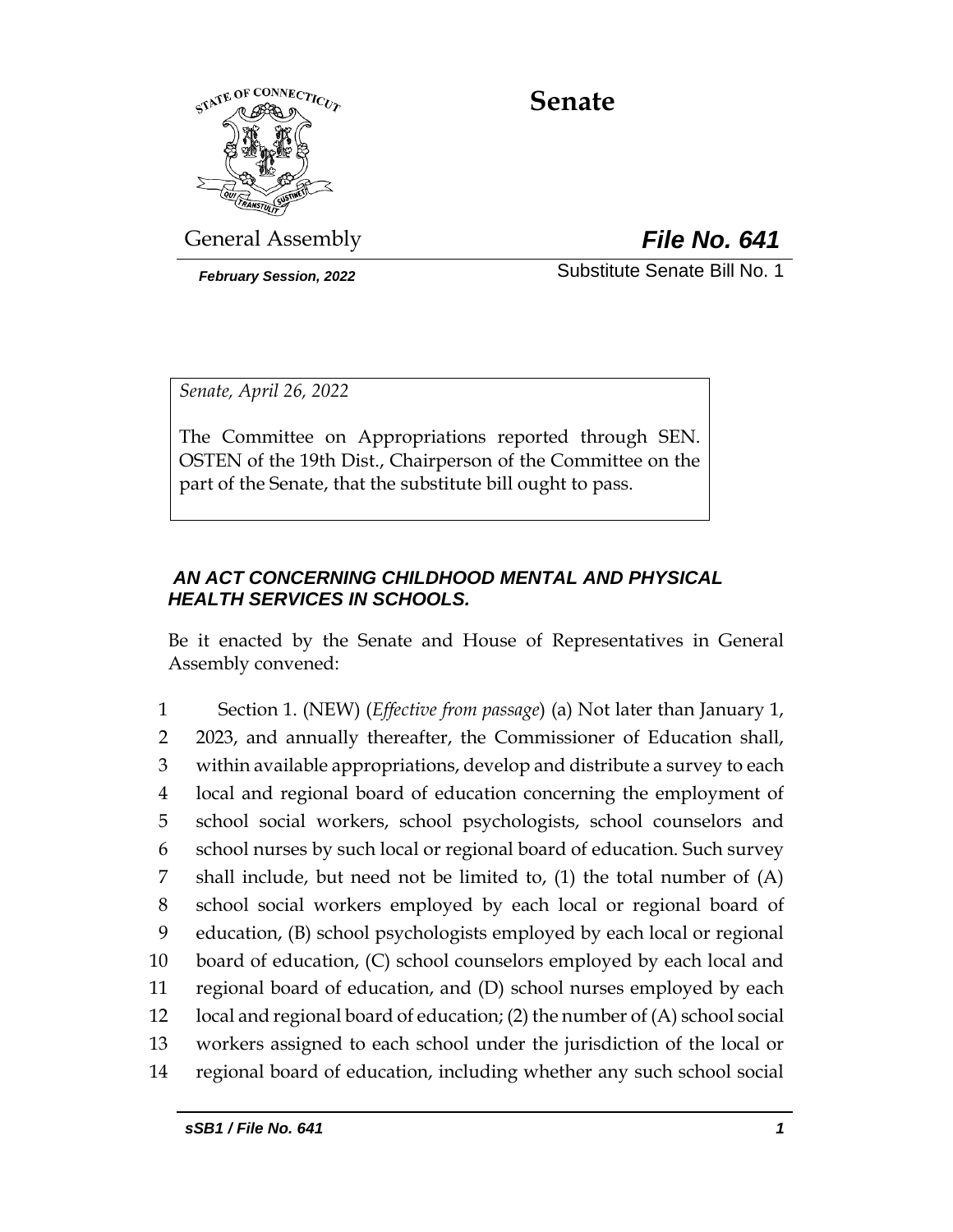# Senate

General Assembly

***File No. 641***

***February Session, 2022***

Substitute Senate Bill No. 1

*Senate, April 26, 2022*

The Committee on Appropriations reported through SEN. OSTEN of the 19th Dist., Chairperson of the Committee on the part of the Senate, that the substitute bill ought to pass.

***AN ACT CONCERNING CHILDHOOD MENTAL AND PHYSICAL HEALTH SERVICES IN SCHOOLS.***

Be it enacted by the Senate and House of Representatives in General Assembly convened:

1 Section 1. (NEW) (*Effective from passage*) (a) Not later than January 1,
2 2023, and annually thereafter, the Commissioner of Education shall,
3 within available appropriations, develop and distribute a survey to each
4 local and regional board of education concerning the employment of
5 school social workers, school psychologists, school counselors and
6 school nurses by such local or regional board of education. Such survey
7 shall include, but need not be limited to, (1) the total number of (A)
8 school social workers employed by each local or regional board of
9 education, (B) school psychologists employed by each local or regional
10 board of education, (C) school counselors employed by each local and
11 regional board of education, and (D) school nurses employed by each
12 local and regional board of education; (2) the number of (A) school social
13 workers assigned to each school under the jurisdiction of the local or
14 regional board of education, including whether any such school social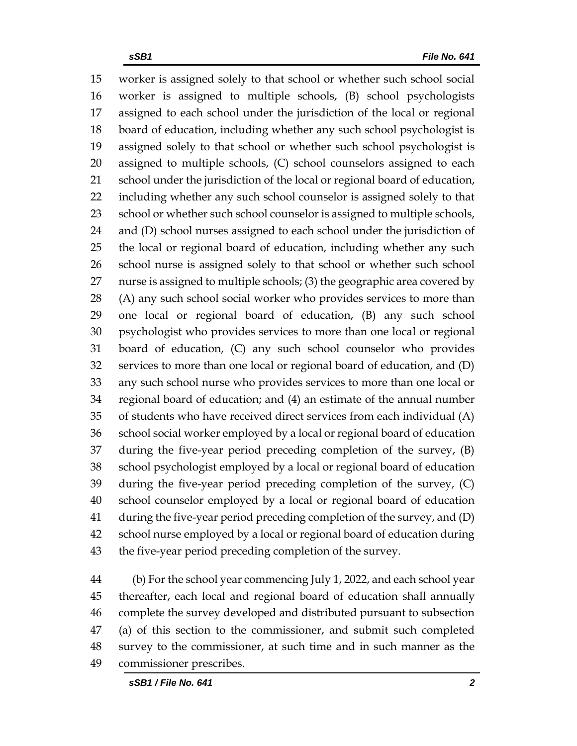worker is assigned solely to that school or whether such school social worker is assigned to multiple schools, (B) school psychologists assigned to each school under the jurisdiction of the local or regional board of education, including whether any such school psychologist is assigned solely to that school or whether such school psychologist is assigned to multiple schools, (C) school counselors assigned to each school under the jurisdiction of the local or regional board of education, including whether any such school counselor is assigned solely to that school or whether such school counselor is assigned to multiple schools, and (D) school nurses assigned to each school under the jurisdiction of the local or regional board of education, including whether any such school nurse is assigned solely to that school or whether such school nurse is assigned to multiple schools; (3) the geographic area covered by (A) any such school social worker who provides services to more than one local or regional board of education, (B) any such school psychologist who provides services to more than one local or regional board of education, (C) any such school counselor who provides services to more than one local or regional board of education, and (D) any such school nurse who provides services to more than one local or regional board of education; and (4) an estimate of the annual number of students who have received direct services from each individual (A) school social worker employed by a local or regional board of education during the five-year period preceding completion of the survey, (B) school psychologist employed by a local or regional board of education during the five-year period preceding completion of the survey, (C) school counselor employed by a local or regional board of education during the five-year period preceding completion of the survey, and (D) school nurse employed by a local or regional board of education during the five-year period preceding completion of the survey.

(b) For the school year commencing July 1, 2022, and each school year thereafter, each local and regional board of education shall annually complete the survey developed and distributed pursuant to subsection (a) of this section to the commissioner, and submit such completed survey to the commissioner, at such time and in such manner as the commissioner prescribes.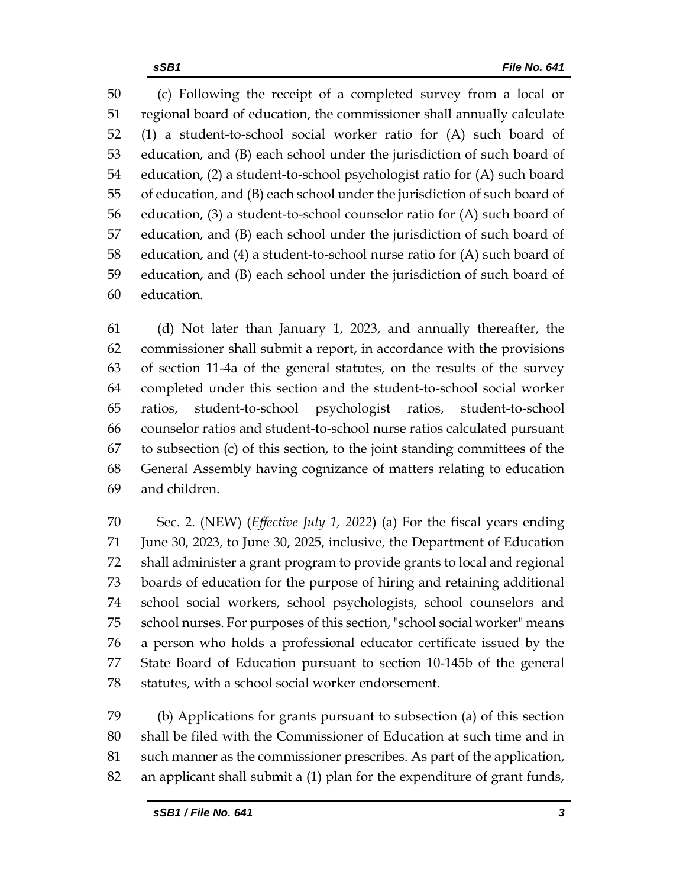(c) Following the receipt of a completed survey from a local or regional board of education, the commissioner shall annually calculate (1) a student-to-school social worker ratio for (A) such board of education, and (B) each school under the jurisdiction of such board of education, (2) a student-to-school psychologist ratio for (A) such board of education, and (B) each school under the jurisdiction of such board of education, (3) a student-to-school counselor ratio for (A) such board of education, and (B) each school under the jurisdiction of such board of education, and (4) a student-to-school nurse ratio for (A) such board of education, and (B) each school under the jurisdiction of such board of education.

(d) Not later than January 1, 2023, and annually thereafter, the commissioner shall submit a report, in accordance with the provisions of section 11-4a of the general statutes, on the results of the survey completed under this section and the student-to-school social worker ratios, student-to-school psychologist ratios, student-to-school counselor ratios and student-to-school nurse ratios calculated pursuant to subsection (c) of this section, to the joint standing committees of the General Assembly having cognizance of matters relating to education and children.

Sec. 2. (NEW) (*Effective July 1, 2022*) (a) For the fiscal years ending June 30, 2023, to June 30, 2025, inclusive, the Department of Education shall administer a grant program to provide grants to local and regional boards of education for the purpose of hiring and retaining additional school social workers, school psychologists, school counselors and school nurses. For purposes of this section, "school social worker" means a person who holds a professional educator certificate issued by the State Board of Education pursuant to section 10-145b of the general statutes, with a school social worker endorsement.

(b) Applications for grants pursuant to subsection (a) of this section shall be filed with the Commissioner of Education at such time and in such manner as the commissioner prescribes. As part of the application, an applicant shall submit a (1) plan for the expenditure of grant funds,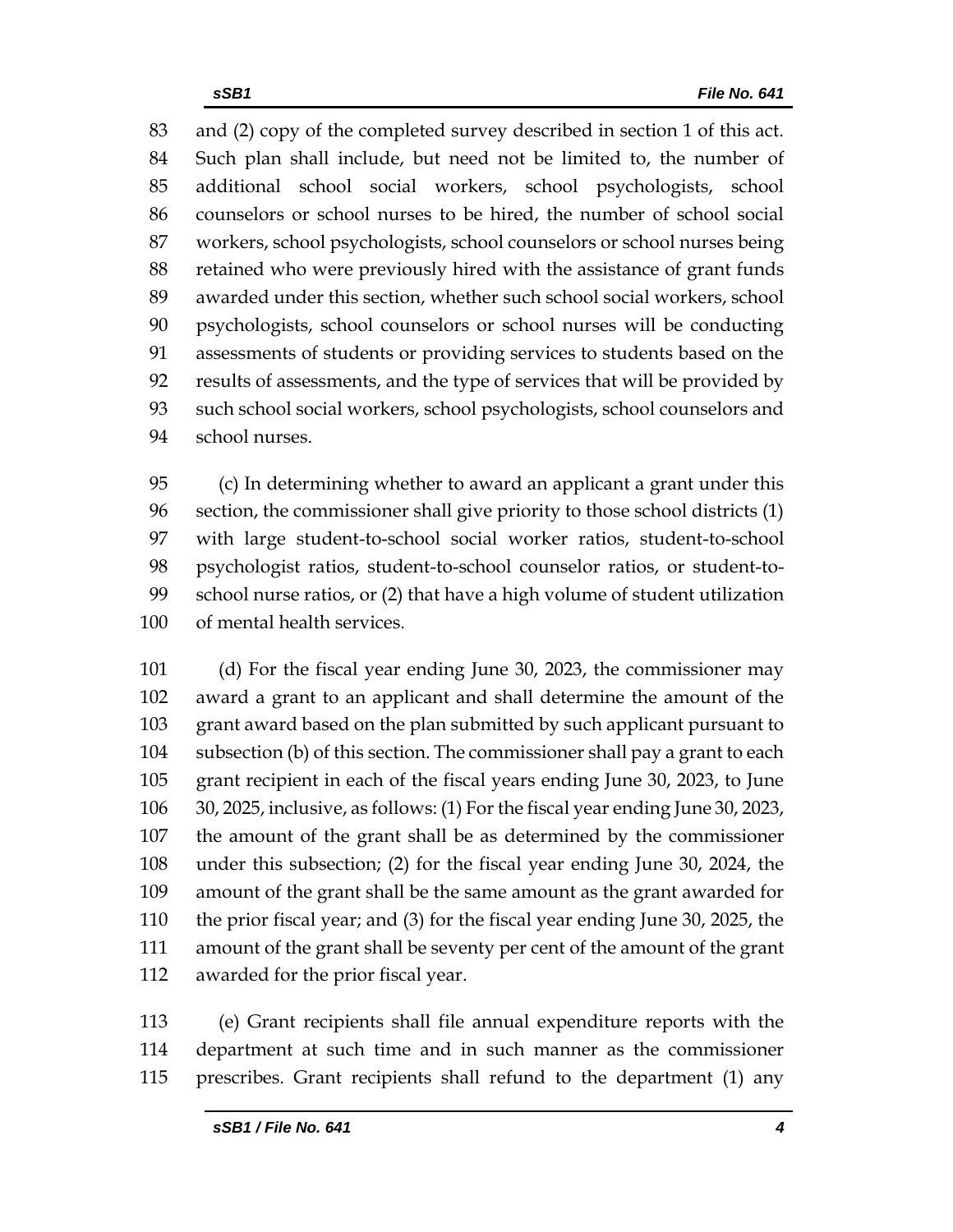and (2) copy of the completed survey described in section 1 of this act. Such plan shall include, but need not be limited to, the number of additional school social workers, school psychologists, school counselors or school nurses to be hired, the number of school social workers, school psychologists, school counselors or school nurses being retained who were previously hired with the assistance of grant funds awarded under this section, whether such school social workers, school psychologists, school counselors or school nurses will be conducting assessments of students or providing services to students based on the results of assessments, and the type of services that will be provided by such school social workers, school psychologists, school counselors and school nurses.

(c) In determining whether to award an applicant a grant under this section, the commissioner shall give priority to those school districts (1) with large student-to-school social worker ratios, student-to-school psychologist ratios, student-to-school counselor ratios, or student-to-school nurse ratios, or (2) that have a high volume of student utilization of mental health services.

(d) For the fiscal year ending June 30, 2023, the commissioner may award a grant to an applicant and shall determine the amount of the grant award based on the plan submitted by such applicant pursuant to subsection (b) of this section. The commissioner shall pay a grant to each grant recipient in each of the fiscal years ending June 30, 2023, to June 30, 2025, inclusive, as follows: (1) For the fiscal year ending June 30, 2023, the amount of the grant shall be as determined by the commissioner under this subsection; (2) for the fiscal year ending June 30, 2024, the amount of the grant shall be the same amount as the grant awarded for the prior fiscal year; and (3) for the fiscal year ending June 30, 2025, the amount of the grant shall be seventy per cent of the amount of the grant awarded for the prior fiscal year.

(e) Grant recipients shall file annual expenditure reports with the department at such time and in such manner as the commissioner prescribes. Grant recipients shall refund to the department (1) any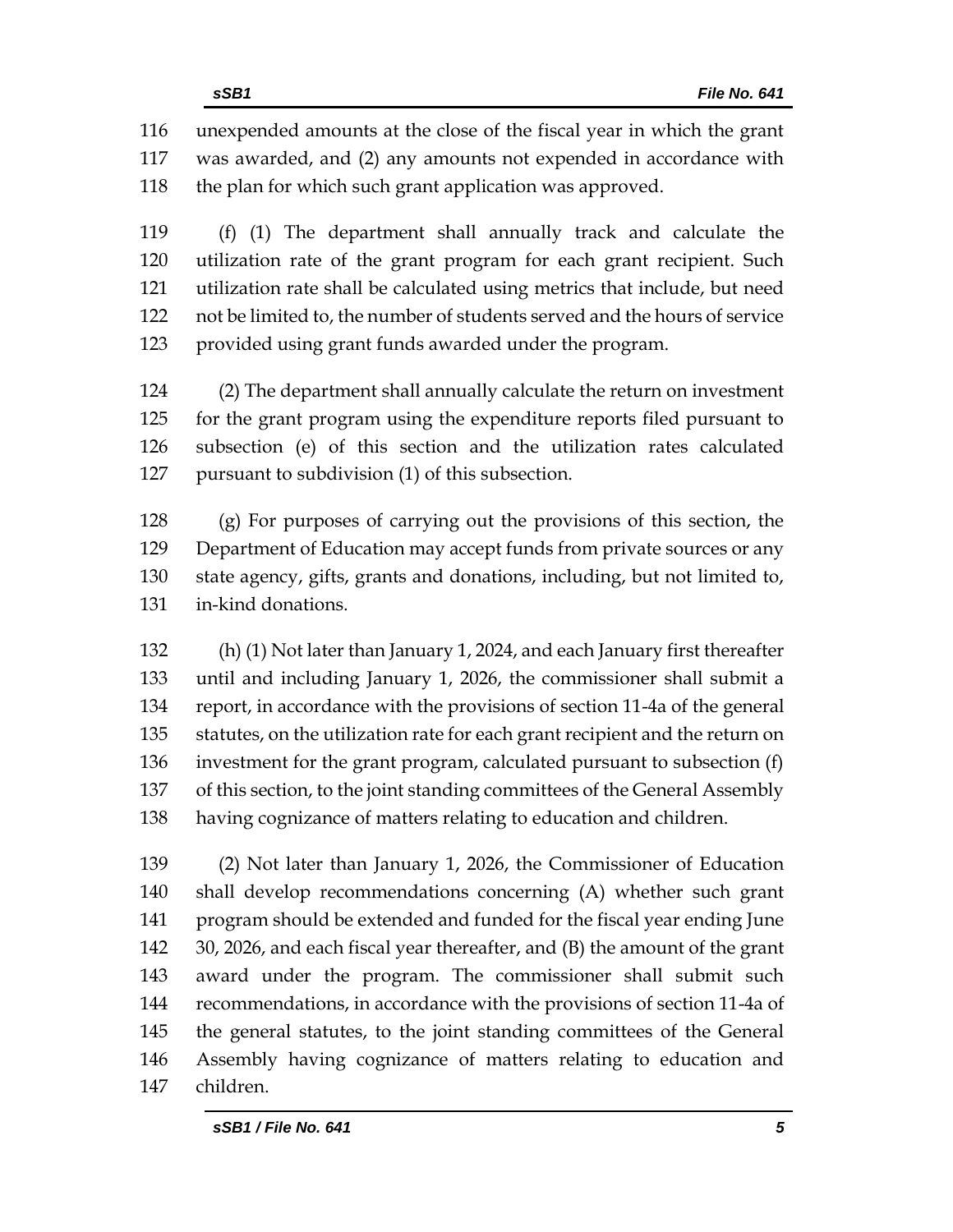unexpended amounts at the close of the fiscal year in which the grant was awarded, and (2) any amounts not expended in accordance with the plan for which such grant application was approved.

(f) (1) The department shall annually track and calculate the utilization rate of the grant program for each grant recipient. Such utilization rate shall be calculated using metrics that include, but need not be limited to, the number of students served and the hours of service provided using grant funds awarded under the program.

(2) The department shall annually calculate the return on investment for the grant program using the expenditure reports filed pursuant to subsection (e) of this section and the utilization rates calculated pursuant to subdivision (1) of this subsection.

(g) For purposes of carrying out the provisions of this section, the Department of Education may accept funds from private sources or any state agency, gifts, grants and donations, including, but not limited to, in-kind donations.

(h) (1) Not later than January 1, 2024, and each January first thereafter until and including January 1, 2026, the commissioner shall submit a report, in accordance with the provisions of section 11-4a of the general statutes, on the utilization rate for each grant recipient and the return on investment for the grant program, calculated pursuant to subsection (f) of this section, to the joint standing committees of the General Assembly having cognizance of matters relating to education and children.

(2) Not later than January 1, 2026, the Commissioner of Education shall develop recommendations concerning (A) whether such grant program should be extended and funded for the fiscal year ending June 30, 2026, and each fiscal year thereafter, and (B) the amount of the grant award under the program. The commissioner shall submit such recommendations, in accordance with the provisions of section 11-4a of the general statutes, to the joint standing committees of the General Assembly having cognizance of matters relating to education and children.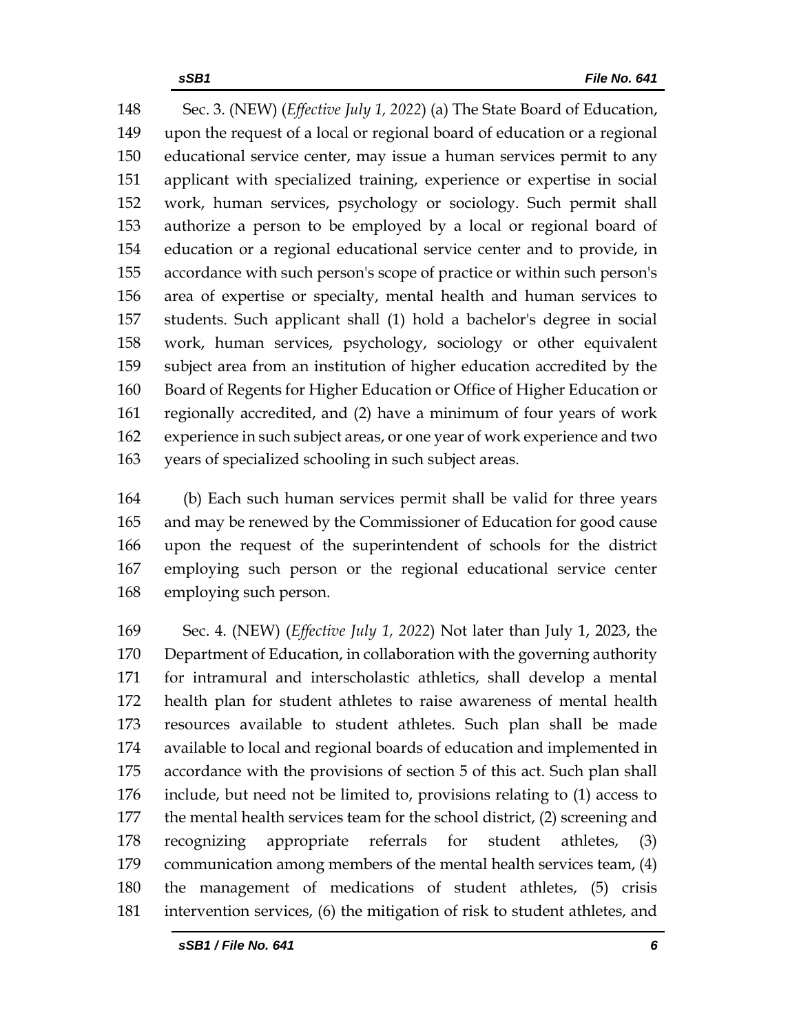Sec. 3. (NEW) (*Effective July 1, 2022*) (a) The State Board of Education, upon the request of a local or regional board of education or a regional educational service center, may issue a human services permit to any applicant with specialized training, experience or expertise in social work, human services, psychology or sociology. Such permit shall authorize a person to be employed by a local or regional board of education or a regional educational service center and to provide, in accordance with such person's scope of practice or within such person's area of expertise or specialty, mental health and human services to students. Such applicant shall (1) hold a bachelor's degree in social work, human services, psychology, sociology or other equivalent subject area from an institution of higher education accredited by the Board of Regents for Higher Education or Office of Higher Education or regionally accredited, and (2) have a minimum of four years of work experience in such subject areas, or one year of work experience and two years of specialized schooling in such subject areas.

(b) Each such human services permit shall be valid for three years and may be renewed by the Commissioner of Education for good cause upon the request of the superintendent of schools for the district employing such person or the regional educational service center employing such person.

Sec. 4. (NEW) (*Effective July 1, 2022*) Not later than July 1, 2023, the Department of Education, in collaboration with the governing authority for intramural and interscholastic athletics, shall develop a mental health plan for student athletes to raise awareness of mental health resources available to student athletes. Such plan shall be made available to local and regional boards of education and implemented in accordance with the provisions of section 5 of this act. Such plan shall include, but need not be limited to, provisions relating to (1) access to the mental health services team for the school district, (2) screening and recognizing appropriate referrals for student athletes, (3) communication among members of the mental health services team, (4) the management of medications of student athletes, (5) crisis intervention services, (6) the mitigation of risk to student athletes, and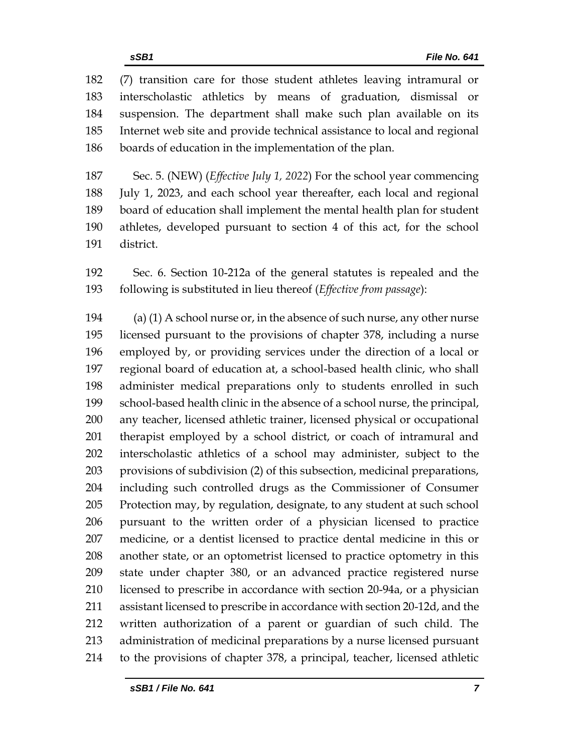(7) transition care for those student athletes leaving intramural or interscholastic athletics by means of graduation, dismissal or suspension. The department shall make such plan available on its Internet web site and provide technical assistance to local and regional boards of education in the implementation of the plan.

Sec. 5. (NEW) (*Effective July 1, 2022*) For the school year commencing July 1, 2023, and each school year thereafter, each local and regional board of education shall implement the mental health plan for student athletes, developed pursuant to section 4 of this act, for the school district.

Sec. 6. Section 10-212a of the general statutes is repealed and the following is substituted in lieu thereof (*Effective from passage*):

(a) (1) A school nurse or, in the absence of such nurse, any other nurse licensed pursuant to the provisions of chapter 378, including a nurse employed by, or providing services under the direction of a local or regional board of education at, a school-based health clinic, who shall administer medical preparations only to students enrolled in such school-based health clinic in the absence of a school nurse, the principal, any teacher, licensed athletic trainer, licensed physical or occupational therapist employed by a school district, or coach of intramural and interscholastic athletics of a school may administer, subject to the provisions of subdivision (2) of this subsection, medicinal preparations, including such controlled drugs as the Commissioner of Consumer Protection may, by regulation, designate, to any student at such school pursuant to the written order of a physician licensed to practice medicine, or a dentist licensed to practice dental medicine in this or another state, or an optometrist licensed to practice optometry in this state under chapter 380, or an advanced practice registered nurse licensed to prescribe in accordance with section 20-94a, or a physician assistant licensed to prescribe in accordance with section 20-12d, and the written authorization of a parent or guardian of such child. The administration of medicinal preparations by a nurse licensed pursuant to the provisions of chapter 378, a principal, teacher, licensed athletic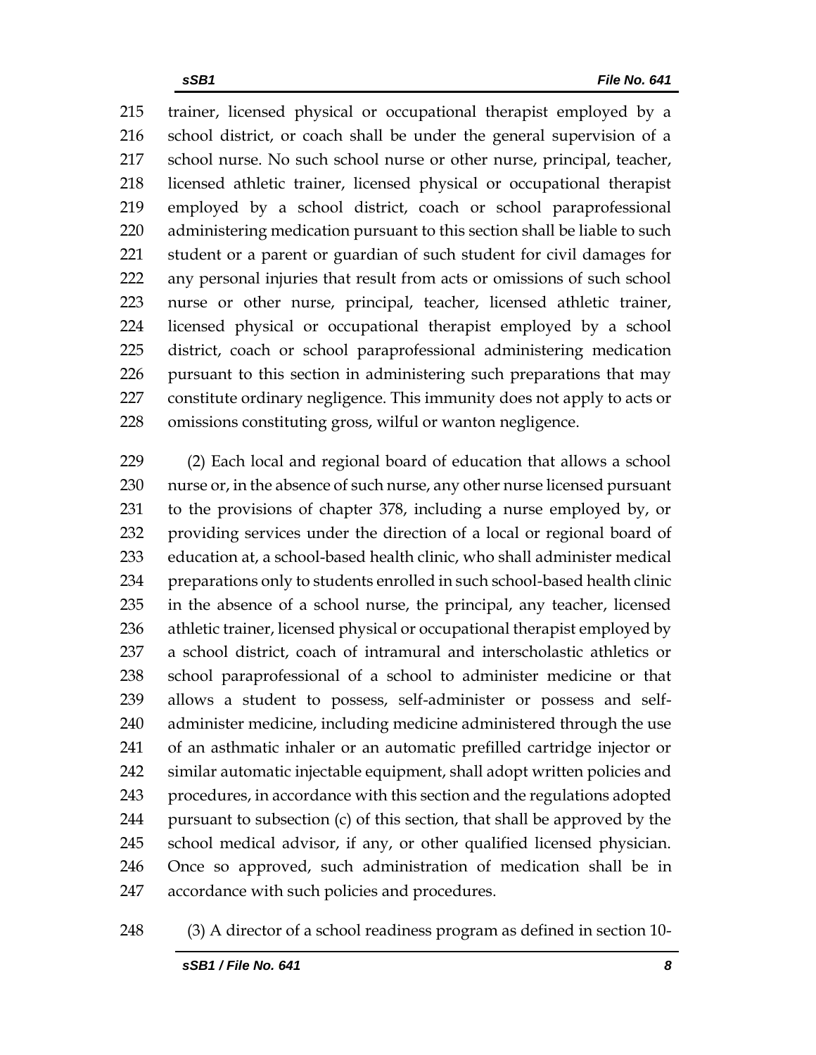215 trainer, licensed physical or occupational therapist employed by a
216 school district, or coach shall be under the general supervision of a
217 school nurse. No such school nurse or other nurse, principal, teacher,
218 licensed athletic trainer, licensed physical or occupational therapist
219 employed by a school district, coach or school paraprofessional
220 administering medication pursuant to this section shall be liable to such
221 student or a parent or guardian of such student for civil damages for
222 any personal injuries that result from acts or omissions of such school
223 nurse or other nurse, principal, teacher, licensed athletic trainer,
224 licensed physical or occupational therapist employed by a school
225 district, coach or school paraprofessional administering medication
226 pursuant to this section in administering such preparations that may
227 constitute ordinary negligence. This immunity does not apply to acts or
228 omissions constituting gross, wilful or wanton negligence.

229 (2) Each local and regional board of education that allows a school
230 nurse or, in the absence of such nurse, any other nurse licensed pursuant
231 to the provisions of chapter 378, including a nurse employed by, or
232 providing services under the direction of a local or regional board of
233 education at, a school-based health clinic, who shall administer medical
234 preparations only to students enrolled in such school-based health clinic
235 in the absence of a school nurse, the principal, any teacher, licensed
236 athletic trainer, licensed physical or occupational therapist employed by
237 a school district, coach of intramural and interscholastic athletics or
238 school paraprofessional of a school to administer medicine or that
239 allows a student to possess, self-administer or possess and self-
240 administer medicine, including medicine administered through the use
241 of an asthmatic inhaler or an automatic prefilled cartridge injector or
242 similar automatic injectable equipment, shall adopt written policies and
243 procedures, in accordance with this section and the regulations adopted
244 pursuant to subsection (c) of this section, that shall be approved by the
245 school medical advisor, if any, or other qualified licensed physician.
246 Once so approved, such administration of medication shall be in
247 accordance with such policies and procedures.

248 (3) A director of a school readiness program as defined in section 10-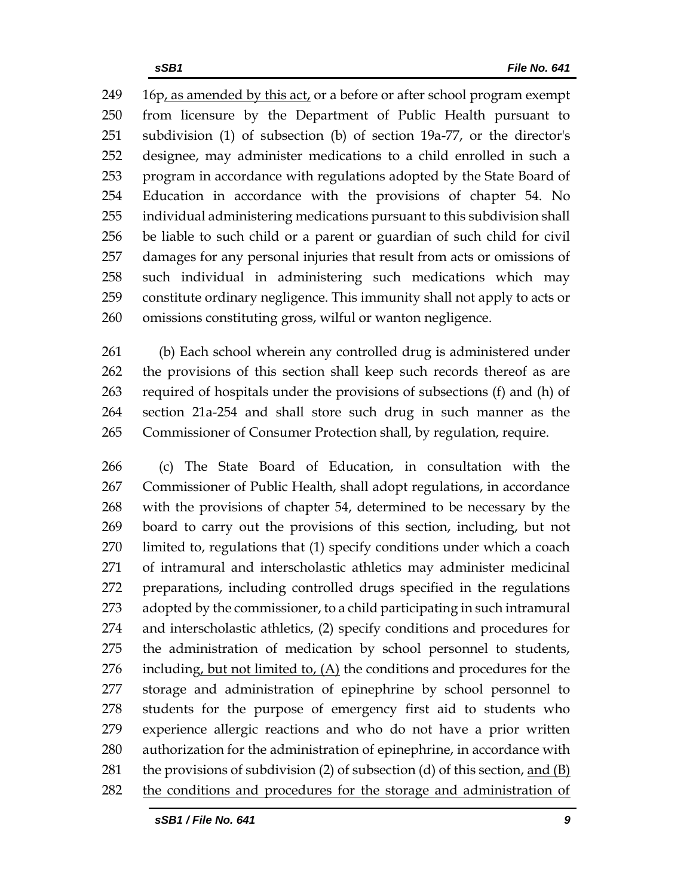16p, as amended by this act, or a before or after school program exempt from licensure by the Department of Public Health pursuant to subdivision (1) of subsection (b) of section 19a-77, or the director's designee, may administer medications to a child enrolled in such a program in accordance with regulations adopted by the State Board of Education in accordance with the provisions of chapter 54. No individual administering medications pursuant to this subdivision shall be liable to such child or a parent or guardian of such child for civil damages for any personal injuries that result from acts or omissions of such individual in administering such medications which may constitute ordinary negligence. This immunity shall not apply to acts or omissions constituting gross, wilful or wanton negligence.

(b) Each school wherein any controlled drug is administered under the provisions of this section shall keep such records thereof as are required of hospitals under the provisions of subsections (f) and (h) of section 21a-254 and shall store such drug in such manner as the Commissioner of Consumer Protection shall, by regulation, require.

(c) The State Board of Education, in consultation with the Commissioner of Public Health, shall adopt regulations, in accordance with the provisions of chapter 54, determined to be necessary by the board to carry out the provisions of this section, including, but not limited to, regulations that (1) specify conditions under which a coach of intramural and interscholastic athletics may administer medicinal preparations, including controlled drugs specified in the regulations adopted by the commissioner, to a child participating in such intramural and interscholastic athletics, (2) specify conditions and procedures for the administration of medication by school personnel to students, including, but not limited to, (A) the conditions and procedures for the storage and administration of epinephrine by school personnel to students for the purpose of emergency first aid to students who experience allergic reactions and who do not have a prior written authorization for the administration of epinephrine, in accordance with the provisions of subdivision (2) of subsection (d) of this section, and (B) the conditions and procedures for the storage and administration of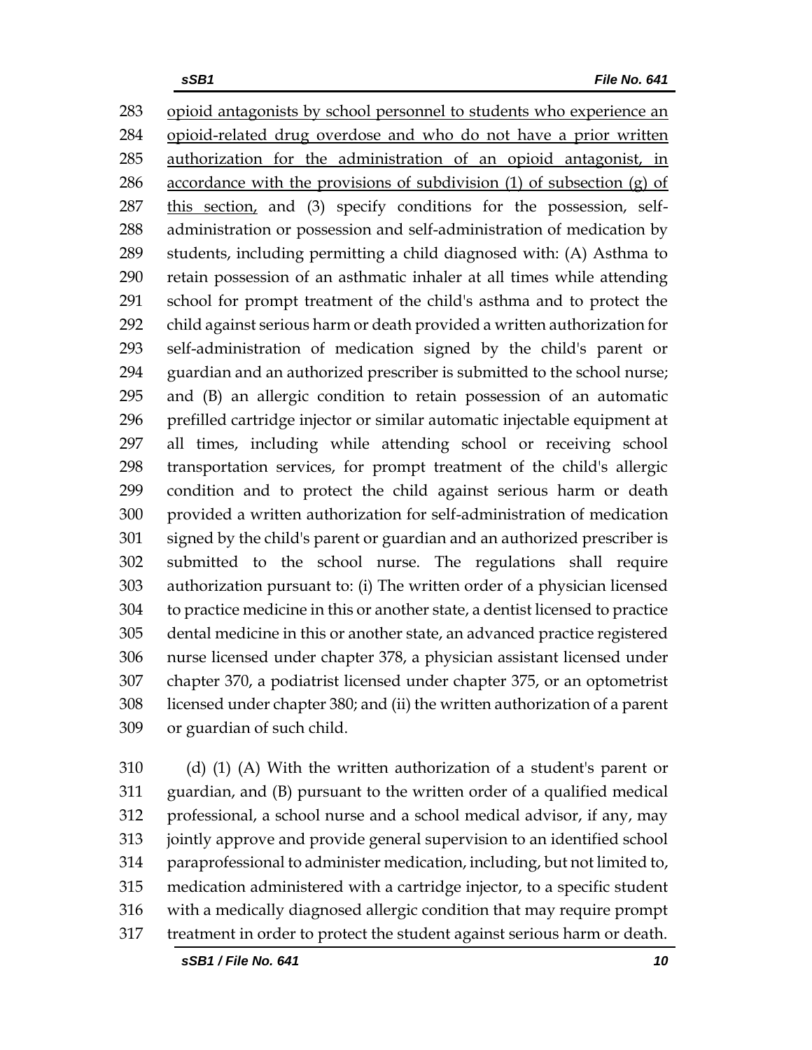283 opioid antagonists by school personnel to students who experience an
284 opioid-related drug overdose and who do not have a prior written
285 authorization for the administration of an opioid antagonist, in
286 accordance with the provisions of subdivision (1) of subsection (g) of
287 this section, and (3) specify conditions for the possession, self-
288 administration or possession and self-administration of medication by
289 students, including permitting a child diagnosed with: (A) Asthma to
290 retain possession of an asthmatic inhaler at all times while attending
291 school for prompt treatment of the child's asthma and to protect the
292 child against serious harm or death provided a written authorization for
293 self-administration of medication signed by the child's parent or
294 guardian and an authorized prescriber is submitted to the school nurse;
295 and (B) an allergic condition to retain possession of an automatic
296 prefilled cartridge injector or similar automatic injectable equipment at
297 all times, including while attending school or receiving school
298 transportation services, for prompt treatment of the child's allergic
299 condition and to protect the child against serious harm or death
300 provided a written authorization for self-administration of medication
301 signed by the child's parent or guardian and an authorized prescriber is
302 submitted to the school nurse. The regulations shall require
303 authorization pursuant to: (i) The written order of a physician licensed
304 to practice medicine in this or another state, a dentist licensed to practice
305 dental medicine in this or another state, an advanced practice registered
306 nurse licensed under chapter 378, a physician assistant licensed under
307 chapter 370, a podiatrist licensed under chapter 375, or an optometrist
308 licensed under chapter 380; and (ii) the written authorization of a parent
309 or guardian of such child.

310 (d) (1) (A) With the written authorization of a student's parent or
311 guardian, and (B) pursuant to the written order of a qualified medical
312 professional, a school nurse and a school medical advisor, if any, may
313 jointly approve and provide general supervision to an identified school
314 paraprofessional to administer medication, including, but not limited to,
315 medication administered with a cartridge injector, to a specific student
316 with a medically diagnosed allergic condition that may require prompt
317 treatment in order to protect the student against serious harm or death.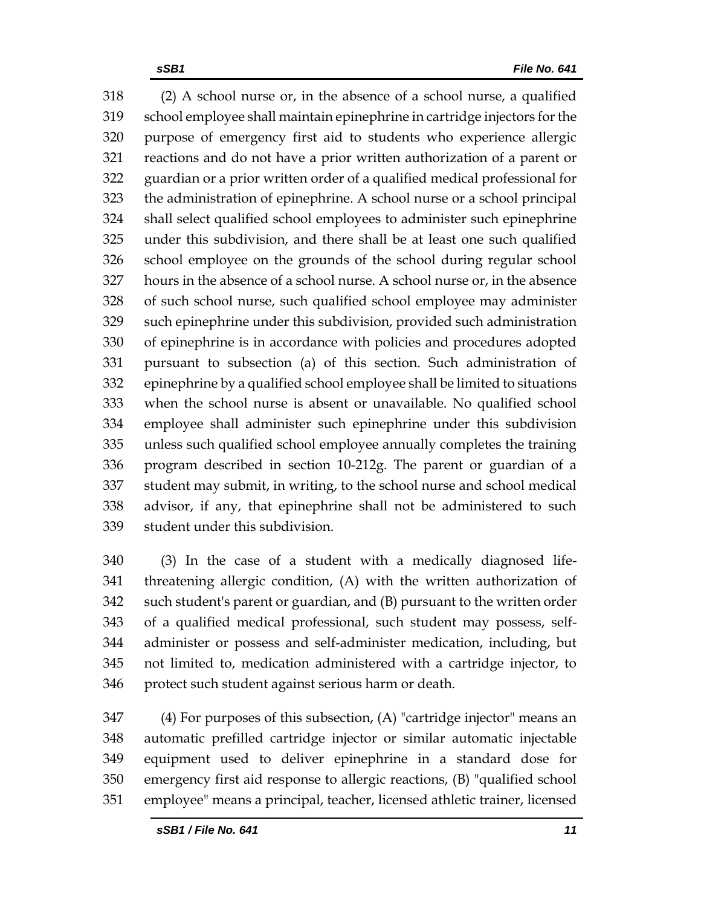(2) A school nurse or, in the absence of a school nurse, a qualified school employee shall maintain epinephrine in cartridge injectors for the purpose of emergency first aid to students who experience allergic reactions and do not have a prior written authorization of a parent or guardian or a prior written order of a qualified medical professional for the administration of epinephrine. A school nurse or a school principal shall select qualified school employees to administer such epinephrine under this subdivision, and there shall be at least one such qualified school employee on the grounds of the school during regular school hours in the absence of a school nurse. A school nurse or, in the absence of such school nurse, such qualified school employee may administer such epinephrine under this subdivision, provided such administration of epinephrine is in accordance with policies and procedures adopted pursuant to subsection (a) of this section. Such administration of epinephrine by a qualified school employee shall be limited to situations when the school nurse is absent or unavailable. No qualified school employee shall administer such epinephrine under this subdivision unless such qualified school employee annually completes the training program described in section 10-212g. The parent or guardian of a student may submit, in writing, to the school nurse and school medical advisor, if any, that epinephrine shall not be administered to such student under this subdivision.

(3) In the case of a student with a medically diagnosed life-threatening allergic condition, (A) with the written authorization of such student's parent or guardian, and (B) pursuant to the written order of a qualified medical professional, such student may possess, self-administer or possess and self-administer medication, including, but not limited to, medication administered with a cartridge injector, to protect such student against serious harm or death.

(4) For purposes of this subsection, (A) "cartridge injector" means an automatic prefilled cartridge injector or similar automatic injectable equipment used to deliver epinephrine in a standard dose for emergency first aid response to allergic reactions, (B) "qualified school employee" means a principal, teacher, licensed athletic trainer, licensed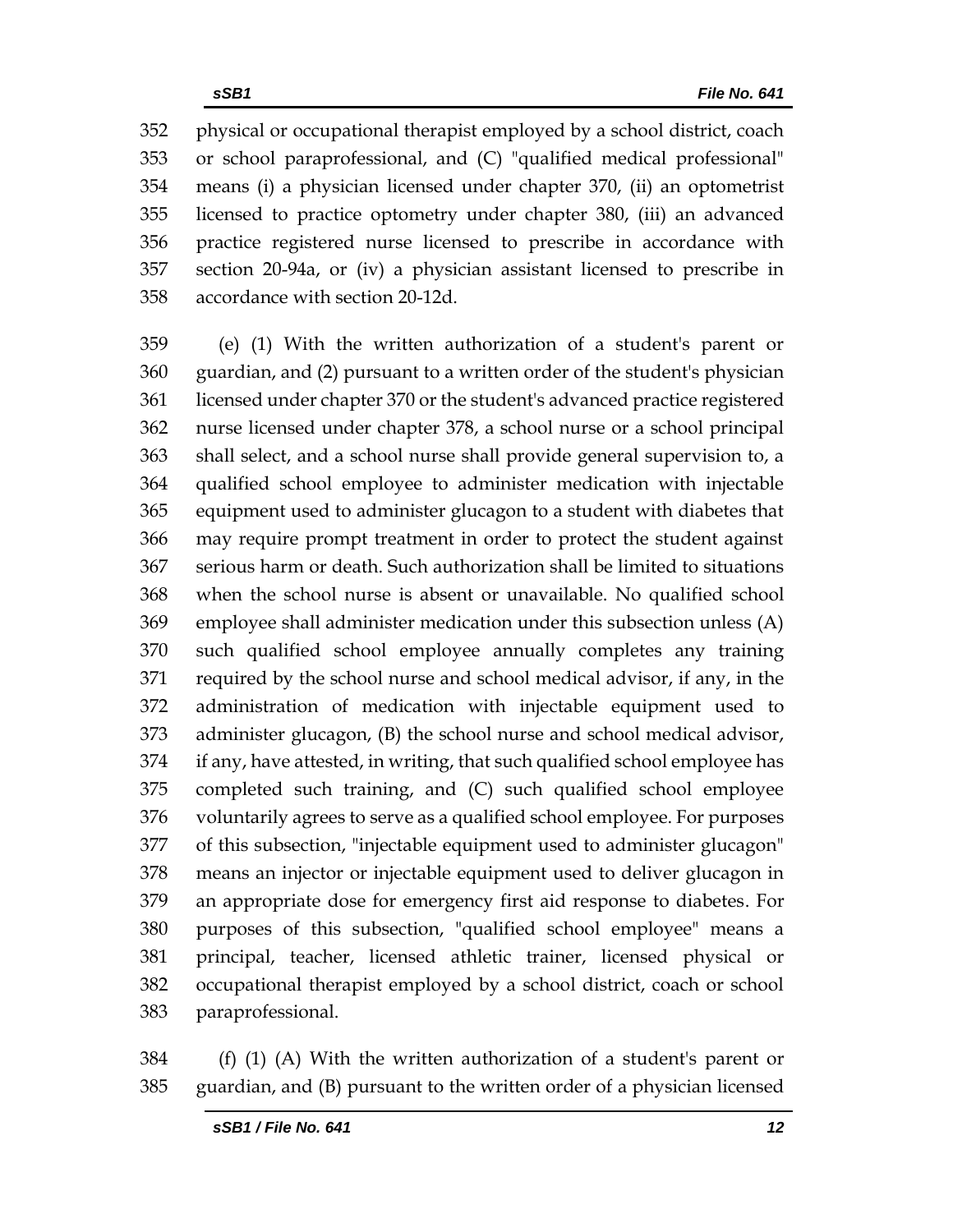physical or occupational therapist employed by a school district, coach or school paraprofessional, and (C) "qualified medical professional" means (i) a physician licensed under chapter 370, (ii) an optometrist licensed to practice optometry under chapter 380, (iii) an advanced practice registered nurse licensed to prescribe in accordance with section 20-94a, or (iv) a physician assistant licensed to prescribe in accordance with section 20-12d.

(e) (1) With the written authorization of a student's parent or guardian, and (2) pursuant to a written order of the student's physician licensed under chapter 370 or the student's advanced practice registered nurse licensed under chapter 378, a school nurse or a school principal shall select, and a school nurse shall provide general supervision to, a qualified school employee to administer medication with injectable equipment used to administer glucagon to a student with diabetes that may require prompt treatment in order to protect the student against serious harm or death. Such authorization shall be limited to situations when the school nurse is absent or unavailable. No qualified school employee shall administer medication under this subsection unless (A) such qualified school employee annually completes any training required by the school nurse and school medical advisor, if any, in the administration of medication with injectable equipment used to administer glucagon, (B) the school nurse and school medical advisor, if any, have attested, in writing, that such qualified school employee has completed such training, and (C) such qualified school employee voluntarily agrees to serve as a qualified school employee. For purposes of this subsection, "injectable equipment used to administer glucagon" means an injector or injectable equipment used to deliver glucagon in an appropriate dose for emergency first aid response to diabetes. For purposes of this subsection, "qualified school employee" means a principal, teacher, licensed athletic trainer, licensed physical or occupational therapist employed by a school district, coach or school paraprofessional.

(f) (1) (A) With the written authorization of a student's parent or guardian, and (B) pursuant to the written order of a physician licensed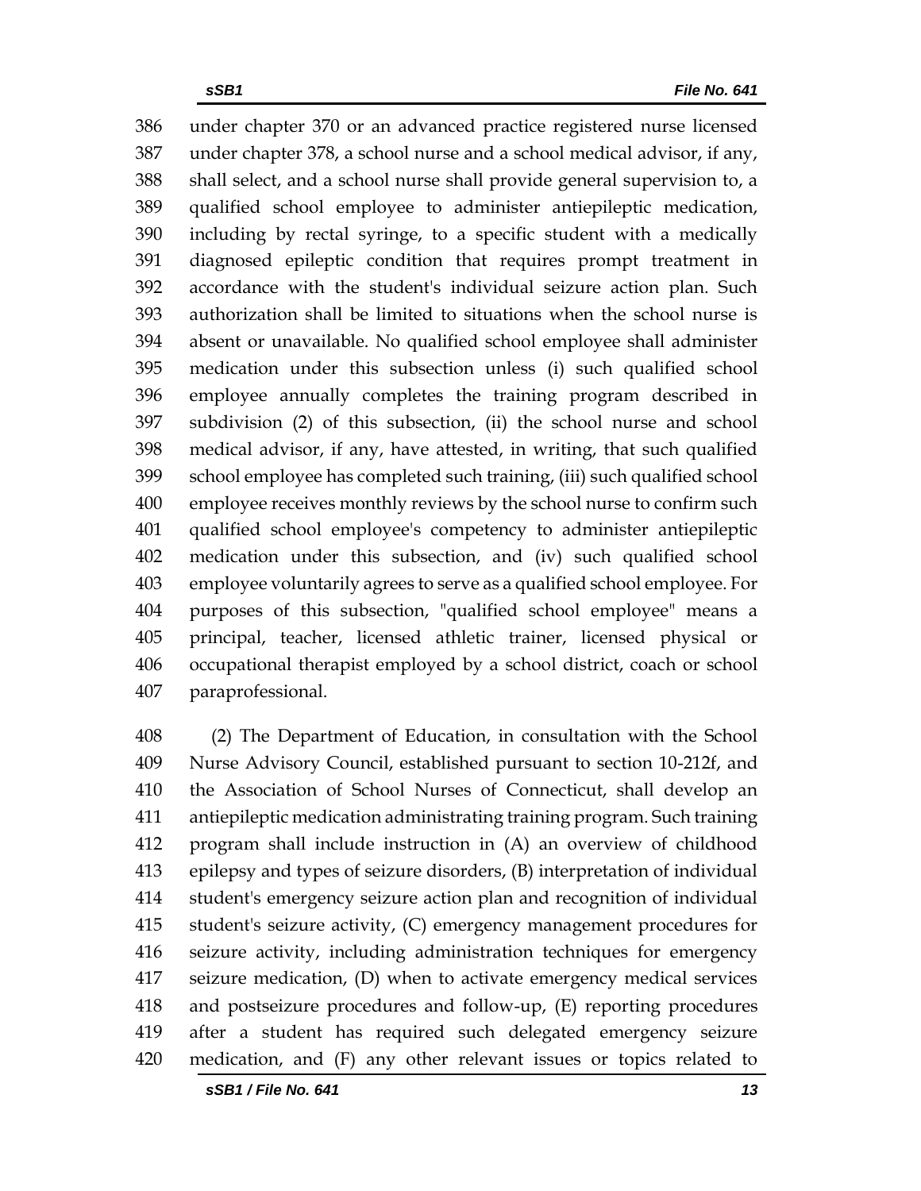under chapter 370 or an advanced practice registered nurse licensed under chapter 378, a school nurse and a school medical advisor, if any, shall select, and a school nurse shall provide general supervision to, a qualified school employee to administer antiepileptic medication, including by rectal syringe, to a specific student with a medically diagnosed epileptic condition that requires prompt treatment in accordance with the student's individual seizure action plan. Such authorization shall be limited to situations when the school nurse is absent or unavailable. No qualified school employee shall administer medication under this subsection unless (i) such qualified school employee annually completes the training program described in subdivision (2) of this subsection, (ii) the school nurse and school medical advisor, if any, have attested, in writing, that such qualified school employee has completed such training, (iii) such qualified school employee receives monthly reviews by the school nurse to confirm such qualified school employee's competency to administer antiepileptic medication under this subsection, and (iv) such qualified school employee voluntarily agrees to serve as a qualified school employee. For purposes of this subsection, "qualified school employee" means a principal, teacher, licensed athletic trainer, licensed physical or occupational therapist employed by a school district, coach or school paraprofessional.

(2) The Department of Education, in consultation with the School Nurse Advisory Council, established pursuant to section 10-212f, and the Association of School Nurses of Connecticut, shall develop an antiepileptic medication administrating training program. Such training program shall include instruction in (A) an overview of childhood epilepsy and types of seizure disorders, (B) interpretation of individual student's emergency seizure action plan and recognition of individual student's seizure activity, (C) emergency management procedures for seizure activity, including administration techniques for emergency seizure medication, (D) when to activate emergency medical services and postseizure procedures and follow-up, (E) reporting procedures after a student has required such delegated emergency seizure medication, and (F) any other relevant issues or topics related to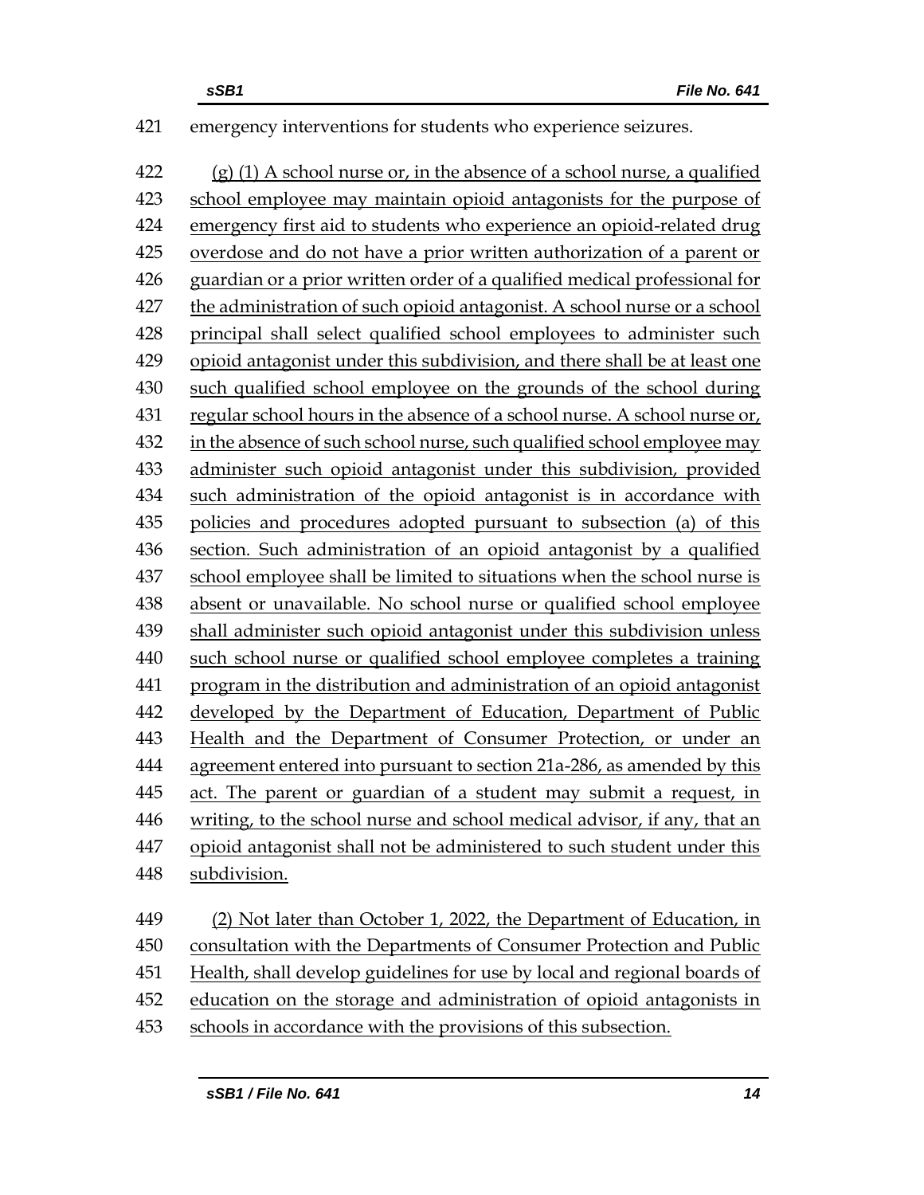emergency interventions for students who experience seizures.

(g) (1) A school nurse or, in the absence of a school nurse, a qualified school employee may maintain opioid antagonists for the purpose of emergency first aid to students who experience an opioid-related drug overdose and do not have a prior written authorization of a parent or guardian or a prior written order of a qualified medical professional for the administration of such opioid antagonist. A school nurse or a school principal shall select qualified school employees to administer such opioid antagonist under this subdivision, and there shall be at least one such qualified school employee on the grounds of the school during regular school hours in the absence of a school nurse. A school nurse or, in the absence of such school nurse, such qualified school employee may administer such opioid antagonist under this subdivision, provided such administration of the opioid antagonist is in accordance with policies and procedures adopted pursuant to subsection (a) of this section. Such administration of an opioid antagonist by a qualified school employee shall be limited to situations when the school nurse is absent or unavailable. No school nurse or qualified school employee shall administer such opioid antagonist under this subdivision unless such school nurse or qualified school employee completes a training program in the distribution and administration of an opioid antagonist developed by the Department of Education, Department of Public Health and the Department of Consumer Protection, or under an agreement entered into pursuant to section 21a-286, as amended by this act. The parent or guardian of a student may submit a request, in writing, to the school nurse and school medical advisor, if any, that an opioid antagonist shall not be administered to such student under this subdivision.

(2) Not later than October 1, 2022, the Department of Education, in consultation with the Departments of Consumer Protection and Public Health, shall develop guidelines for use by local and regional boards of education on the storage and administration of opioid antagonists in schools in accordance with the provisions of this subsection.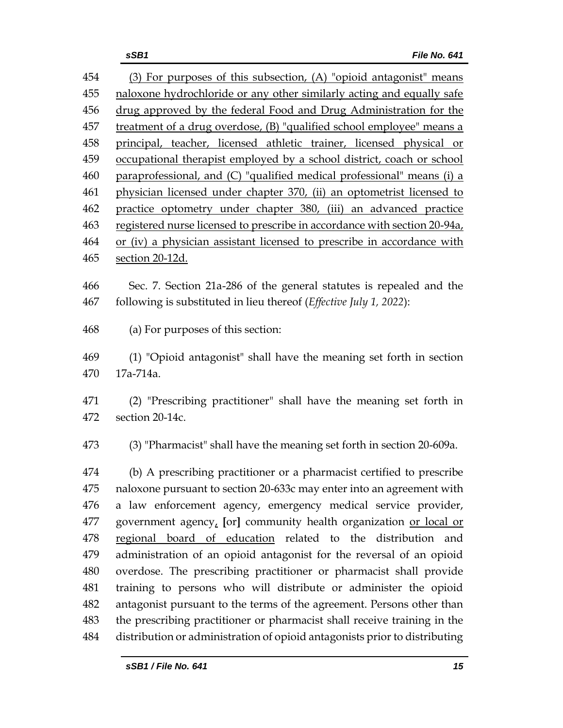454 (3) For purposes of this subsection, (A) "opioid antagonist" means
455 naloxone hydrochloride or any other similarly acting and equally safe
456 drug approved by the federal Food and Drug Administration for the
457 treatment of a drug overdose, (B) "qualified school employee" means a
458 principal, teacher, licensed athletic trainer, licensed physical or
459 occupational therapist employed by a school district, coach or school
460 paraprofessional, and (C) "qualified medical professional" means (i) a
461 physician licensed under chapter 370, (ii) an optometrist licensed to
462 practice optometry under chapter 380, (iii) an advanced practice
463 registered nurse licensed to prescribe in accordance with section 20-94a,
464 or (iv) a physician assistant licensed to prescribe in accordance with
465 section 20-12d.

466 Sec. 7. Section 21a-286 of the general statutes is repealed and the
467 following is substituted in lieu thereof (*Effective July 1, 2022*):

468 (a) For purposes of this section:

469 (1) "Opioid antagonist" shall have the meaning set forth in section
470 17a-714a.

471 (2) "Prescribing practitioner" shall have the meaning set forth in
472 section 20-14c.

473 (3) "Pharmacist" shall have the meaning set forth in section 20-609a.

474 (b) A prescribing practitioner or a pharmacist certified to prescribe
475 naloxone pursuant to section 20-633c may enter into an agreement with
476 a law enforcement agency, emergency medical service provider,
477 government agency, [or] community health organization or local or
478 regional board of education related to the distribution and
479 administration of an opioid antagonist for the reversal of an opioid
480 overdose. The prescribing practitioner or pharmacist shall provide
481 training to persons who will distribute or administer the opioid
482 antagonist pursuant to the terms of the agreement. Persons other than
483 the prescribing practitioner or pharmacist shall receive training in the
484 distribution or administration of opioid antagonists prior to distributing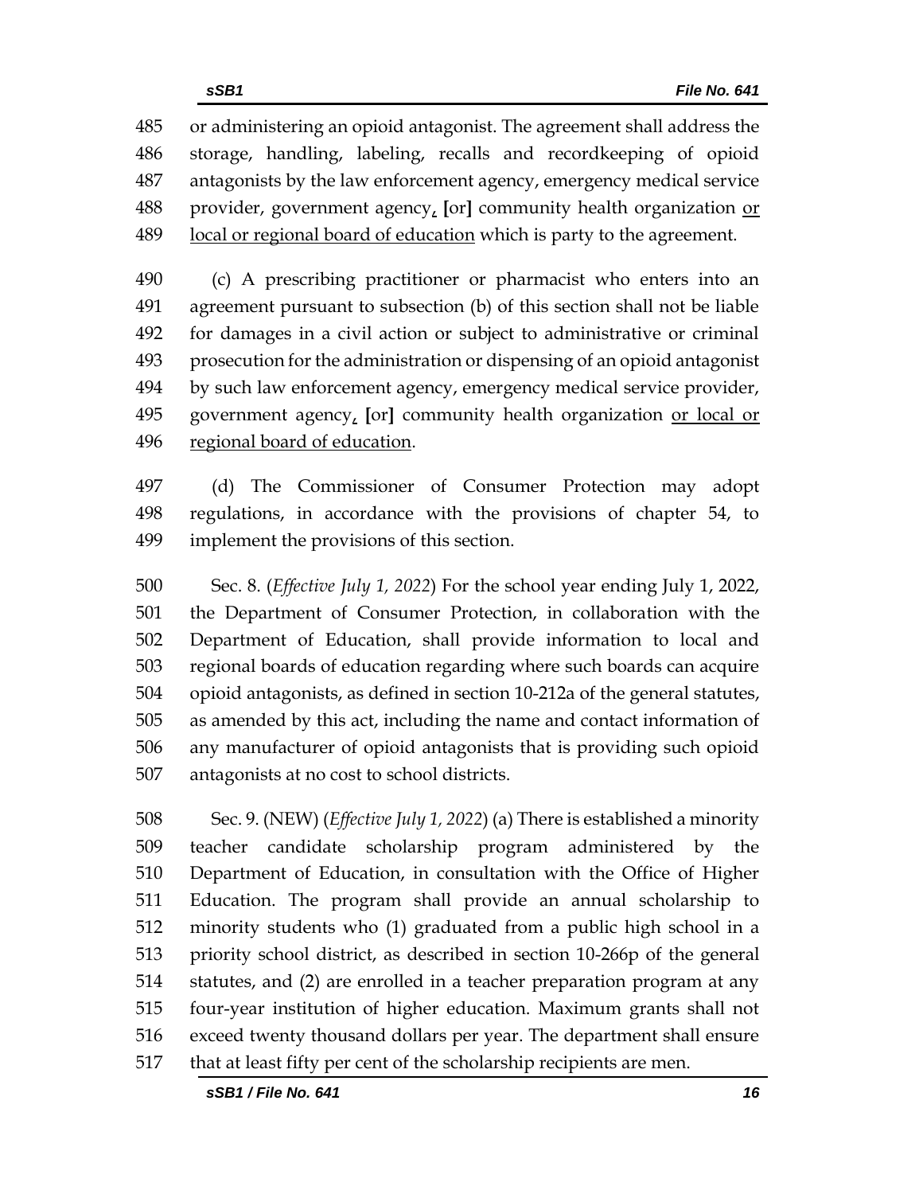485 or administering an opioid antagonist. The agreement shall address the
486 storage, handling, labeling, recalls and recordkeeping of opioid
487 antagonists by the law enforcement agency, emergency medical service
488 provider, government agency, [or] community health organization or
489 local or regional board of education which is party to the agreement.

490 (c) A prescribing practitioner or pharmacist who enters into an
491 agreement pursuant to subsection (b) of this section shall not be liable
492 for damages in a civil action or subject to administrative or criminal
493 prosecution for the administration or dispensing of an opioid antagonist
494 by such law enforcement agency, emergency medical service provider,
495 government agency, [or] community health organization or local or
496 regional board of education.

497 (d) The Commissioner of Consumer Protection may adopt
498 regulations, in accordance with the provisions of chapter 54, to
499 implement the provisions of this section.

500 Sec. 8. (*Effective July 1, 2022*) For the school year ending July 1, 2022,
501 the Department of Consumer Protection, in collaboration with the
502 Department of Education, shall provide information to local and
503 regional boards of education regarding where such boards can acquire
504 opioid antagonists, as defined in section 10-212a of the general statutes,
505 as amended by this act, including the name and contact information of
506 any manufacturer of opioid antagonists that is providing such opioid
507 antagonists at no cost to school districts.

508 Sec. 9. (NEW) (*Effective July 1, 2022*) (a) There is established a minority
509 teacher candidate scholarship program administered by the
510 Department of Education, in consultation with the Office of Higher
511 Education. The program shall provide an annual scholarship to
512 minority students who (1) graduated from a public high school in a
513 priority school district, as described in section 10-266p of the general
514 statutes, and (2) are enrolled in a teacher preparation program at any
515 four-year institution of higher education. Maximum grants shall not
516 exceed twenty thousand dollars per year. The department shall ensure
517 that at least fifty per cent of the scholarship recipients are men.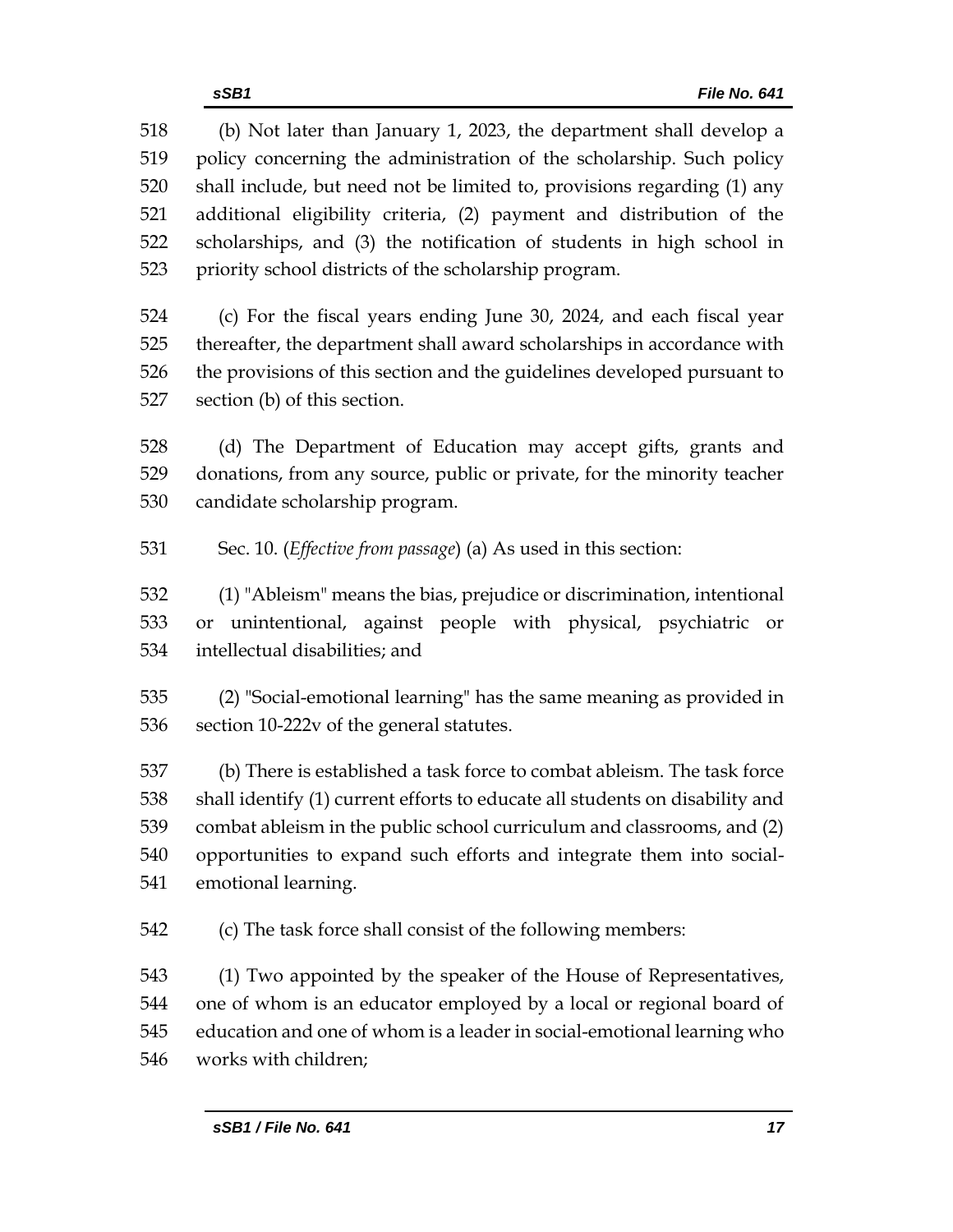(b) Not later than January 1, 2023, the department shall develop a policy concerning the administration of the scholarship. Such policy shall include, but need not be limited to, provisions regarding (1) any additional eligibility criteria, (2) payment and distribution of the scholarships, and (3) the notification of students in high school in priority school districts of the scholarship program.

(c) For the fiscal years ending June 30, 2024, and each fiscal year thereafter, the department shall award scholarships in accordance with the provisions of this section and the guidelines developed pursuant to section (b) of this section.

(d) The Department of Education may accept gifts, grants and donations, from any source, public or private, for the minority teacher candidate scholarship program.

Sec. 10. (*Effective from passage*) (a) As used in this section:

(1) "Ableism" means the bias, prejudice or discrimination, intentional or unintentional, against people with physical, psychiatric or intellectual disabilities; and

(2) "Social-emotional learning" has the same meaning as provided in section 10-222v of the general statutes.

(b) There is established a task force to combat ableism. The task force shall identify (1) current efforts to educate all students on disability and combat ableism in the public school curriculum and classrooms, and (2) opportunities to expand such efforts and integrate them into social-emotional learning.

(c) The task force shall consist of the following members:

(1) Two appointed by the speaker of the House of Representatives, one of whom is an educator employed by a local or regional board of education and one of whom is a leader in social-emotional learning who works with children;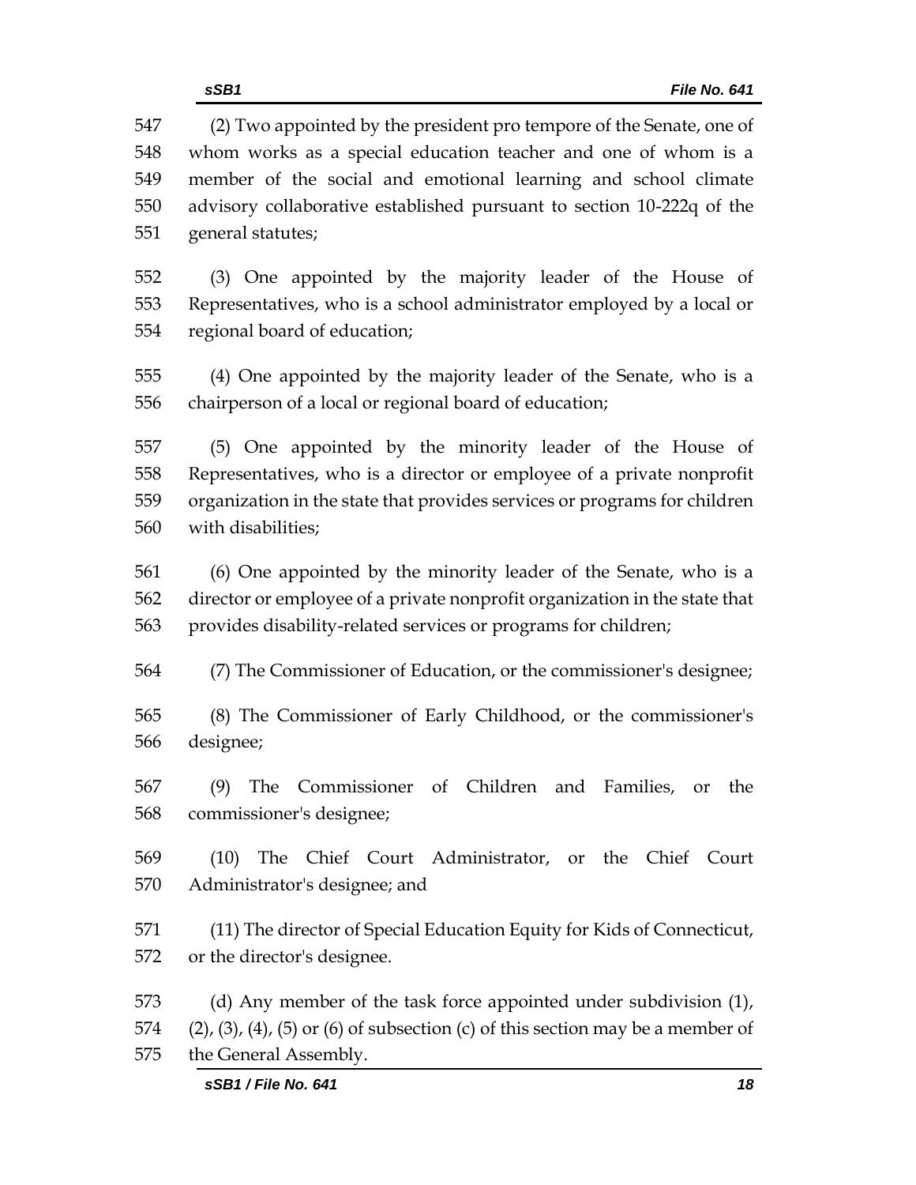(2) Two appointed by the president pro tempore of the Senate, one of whom works as a special education teacher and one of whom is a member of the social and emotional learning and school climate advisory collaborative established pursuant to section 10-222q of the general statutes;

(3) One appointed by the majority leader of the House of Representatives, who is a school administrator employed by a local or regional board of education;

(4) One appointed by the majority leader of the Senate, who is a chairperson of a local or regional board of education;

(5) One appointed by the minority leader of the House of Representatives, who is a director or employee of a private nonprofit organization in the state that provides services or programs for children with disabilities;

(6) One appointed by the minority leader of the Senate, who is a director or employee of a private nonprofit organization in the state that provides disability-related services or programs for children;

(7) The Commissioner of Education, or the commissioner's designee;

(8) The Commissioner of Early Childhood, or the commissioner's designee;

(9) The Commissioner of Children and Families, or the commissioner's designee;

(10) The Chief Court Administrator, or the Chief Court Administrator's designee; and

(11) The director of Special Education Equity for Kids of Connecticut, or the director's designee.

(d) Any member of the task force appointed under subdivision (1), (2), (3), (4), (5) or (6) of subsection (c) of this section may be a member of the General Assembly.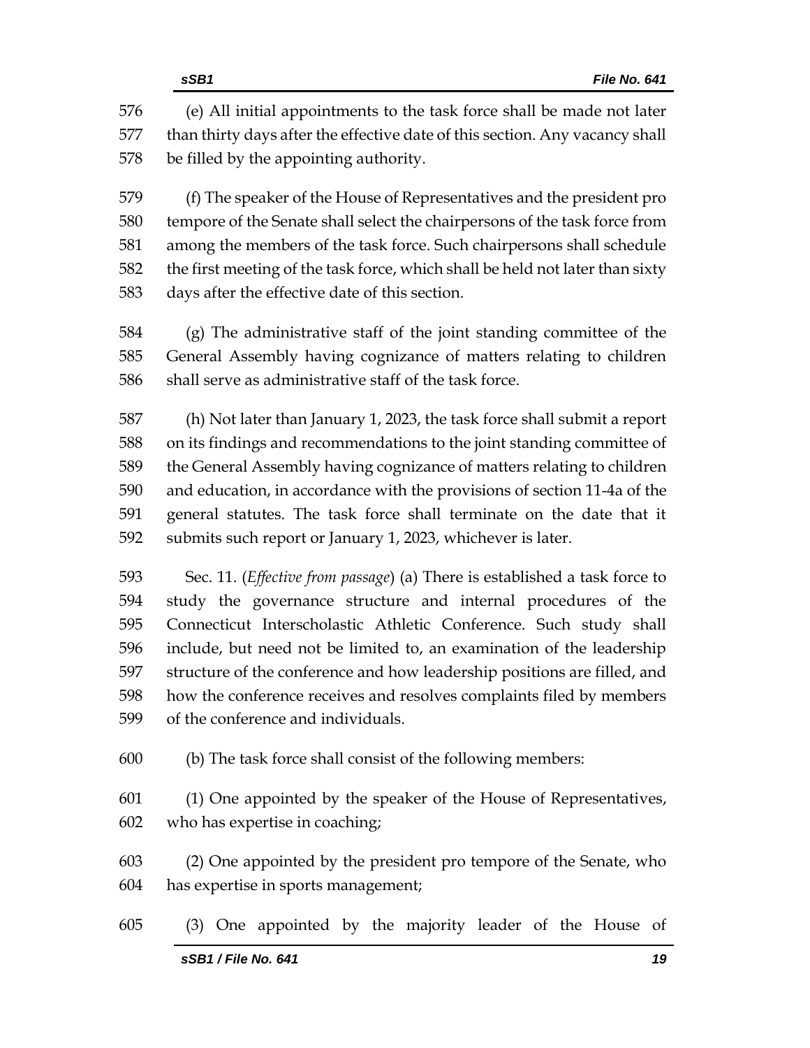(e) All initial appointments to the task force shall be made not later than thirty days after the effective date of this section. Any vacancy shall be filled by the appointing authority.

(f) The speaker of the House of Representatives and the president pro tempore of the Senate shall select the chairpersons of the task force from among the members of the task force. Such chairpersons shall schedule the first meeting of the task force, which shall be held not later than sixty days after the effective date of this section.

(g) The administrative staff of the joint standing committee of the General Assembly having cognizance of matters relating to children shall serve as administrative staff of the task force.

(h) Not later than January 1, 2023, the task force shall submit a report on its findings and recommendations to the joint standing committee of the General Assembly having cognizance of matters relating to children and education, in accordance with the provisions of section 11-4a of the general statutes. The task force shall terminate on the date that it submits such report or January 1, 2023, whichever is later.

Sec. 11. (*Effective from passage*) (a) There is established a task force to study the governance structure and internal procedures of the Connecticut Interscholastic Athletic Conference. Such study shall include, but need not be limited to, an examination of the leadership structure of the conference and how leadership positions are filled, and how the conference receives and resolves complaints filed by members of the conference and individuals.

(b) The task force shall consist of the following members:

(1) One appointed by the speaker of the House of Representatives, who has expertise in coaching;

(2) One appointed by the president pro tempore of the Senate, who has expertise in sports management;

(3) One appointed by the majority leader of the House of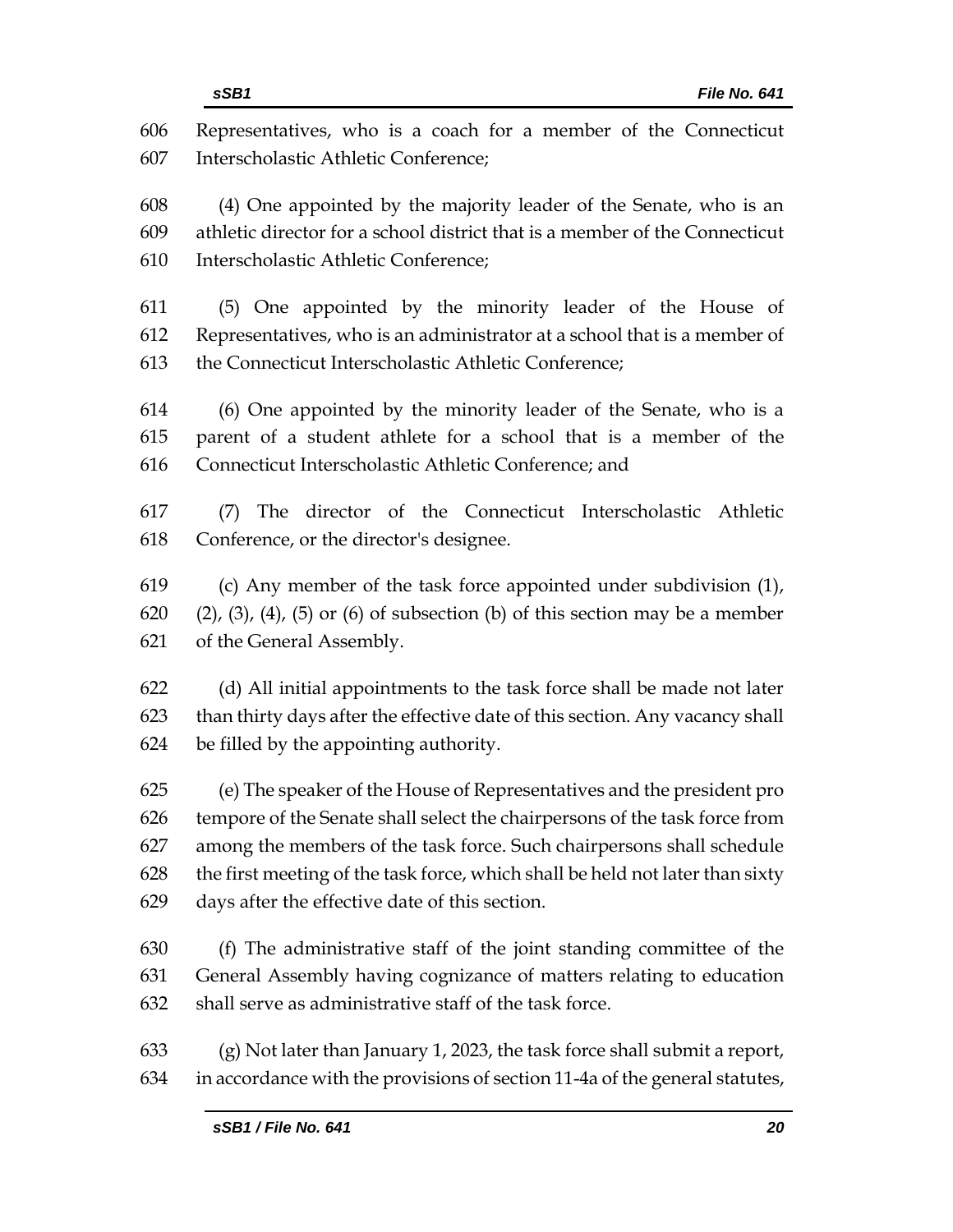Representatives, who is a coach for a member of the Connecticut Interscholastic Athletic Conference;

(4) One appointed by the majority leader of the Senate, who is an athletic director for a school district that is a member of the Connecticut Interscholastic Athletic Conference;

(5) One appointed by the minority leader of the House of Representatives, who is an administrator at a school that is a member of the Connecticut Interscholastic Athletic Conference;

(6) One appointed by the minority leader of the Senate, who is a parent of a student athlete for a school that is a member of the Connecticut Interscholastic Athletic Conference; and

(7) The director of the Connecticut Interscholastic Athletic Conference, or the director's designee.

(c) Any member of the task force appointed under subdivision (1), (2), (3), (4), (5) or (6) of subsection (b) of this section may be a member of the General Assembly.

(d) All initial appointments to the task force shall be made not later than thirty days after the effective date of this section. Any vacancy shall be filled by the appointing authority.

(e) The speaker of the House of Representatives and the president pro tempore of the Senate shall select the chairpersons of the task force from among the members of the task force. Such chairpersons shall schedule the first meeting of the task force, which shall be held not later than sixty days after the effective date of this section.

(f) The administrative staff of the joint standing committee of the General Assembly having cognizance of matters relating to education shall serve as administrative staff of the task force.

(g) Not later than January 1, 2023, the task force shall submit a report, in accordance with the provisions of section 11-4a of the general statutes,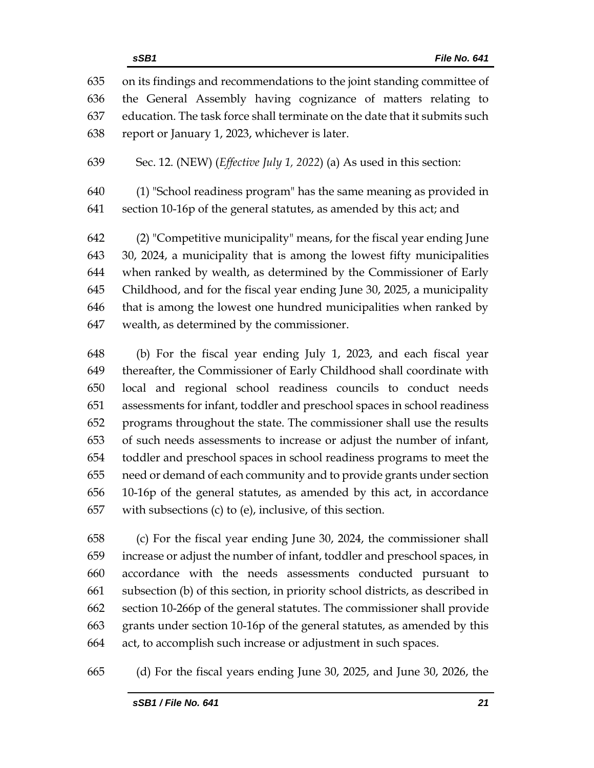on its findings and recommendations to the joint standing committee of the General Assembly having cognizance of matters relating to education. The task force shall terminate on the date that it submits such report or January 1, 2023, whichever is later.

Sec. 12. (NEW) (*Effective July 1, 2022*) (a) As used in this section:

(1) "School readiness program" has the same meaning as provided in section 10-16p of the general statutes, as amended by this act; and

(2) "Competitive municipality" means, for the fiscal year ending June 30, 2024, a municipality that is among the lowest fifty municipalities when ranked by wealth, as determined by the Commissioner of Early Childhood, and for the fiscal year ending June 30, 2025, a municipality that is among the lowest one hundred municipalities when ranked by wealth, as determined by the commissioner.

(b) For the fiscal year ending July 1, 2023, and each fiscal year thereafter, the Commissioner of Early Childhood shall coordinate with local and regional school readiness councils to conduct needs assessments for infant, toddler and preschool spaces in school readiness programs throughout the state. The commissioner shall use the results of such needs assessments to increase or adjust the number of infant, toddler and preschool spaces in school readiness programs to meet the need or demand of each community and to provide grants under section 10-16p of the general statutes, as amended by this act, in accordance with subsections (c) to (e), inclusive, of this section.

(c) For the fiscal year ending June 30, 2024, the commissioner shall increase or adjust the number of infant, toddler and preschool spaces, in accordance with the needs assessments conducted pursuant to subsection (b) of this section, in priority school districts, as described in section 10-266p of the general statutes. The commissioner shall provide grants under section 10-16p of the general statutes, as amended by this act, to accomplish such increase or adjustment in such spaces.

(d) For the fiscal years ending June 30, 2025, and June 30, 2026, the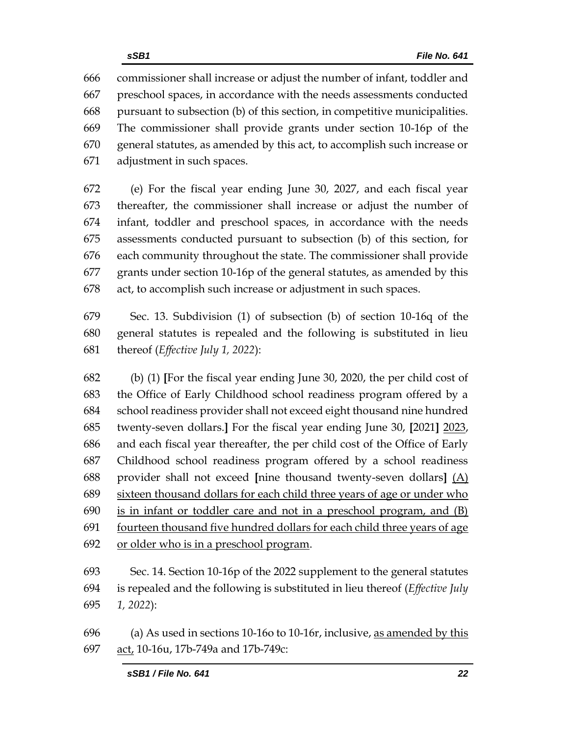666 commissioner shall increase or adjust the number of infant, toddler and
667 preschool spaces, in accordance with the needs assessments conducted
668 pursuant to subsection (b) of this section, in competitive municipalities.
669 The commissioner shall provide grants under section 10-16p of the
670 general statutes, as amended by this act, to accomplish such increase or
671 adjustment in such spaces.

672 (e) For the fiscal year ending June 30, 2027, and each fiscal year
673 thereafter, the commissioner shall increase or adjust the number of
674 infant, toddler and preschool spaces, in accordance with the needs
675 assessments conducted pursuant to subsection (b) of this section, for
676 each community throughout the state. The commissioner shall provide
677 grants under section 10-16p of the general statutes, as amended by this
678 act, to accomplish such increase or adjustment in such spaces.

679 Sec. 13. Subdivision (1) of subsection (b) of section 10-16q of the
680 general statutes is repealed and the following is substituted in lieu
681 thereof (*Effective July 1, 2022*):

682 (b) (1) **[**For the fiscal year ending June 30, 2020, the per child cost of
683 the Office of Early Childhood school readiness program offered by a
684 school readiness provider shall not exceed eight thousand nine hundred
685 twenty-seven dollars.**]** For the fiscal year ending June 30, **[**2021**]** <u>2023</u>,
686 and each fiscal year thereafter, the per child cost of the Office of Early
687 Childhood school readiness program offered by a school readiness
688 provider shall not exceed **[**nine thousand twenty-seven dollars**]** <u>(A)</u>
689 <u>sixteen thousand dollars for each child three years of age or under who</u>
690 <u>is in infant or toddler care and not in a preschool program, and (B)</u>
691 <u>fourteen thousand five hundred dollars for each child three years of age</u>
692 <u>or older who is in a preschool program</u>.

693 Sec. 14. Section 10-16p of the 2022 supplement to the general statutes
694 is repealed and the following is substituted in lieu thereof (*Effective July*
695 *1, 2022*):

696 (a) As used in sections 10-16o to 10-16r, inclusive, <u>as amended by this</u>
697 <u>act,</u> 10-16u, 17b-749a and 17b-749c: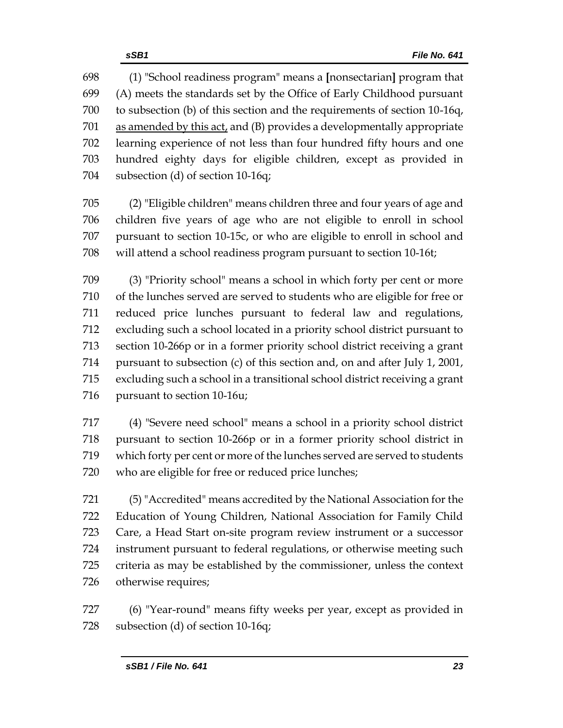698 (1) "School readiness program" means a **[**nonsectarian**]** program that
699 (A) meets the standards set by the Office of Early Childhood pursuant
700 to subsection (b) of this section and the requirements of section 10-16q,
701 <u>as amended by this act,</u> and (B) provides a developmentally appropriate
702 learning experience of not less than four hundred fifty hours and one
703 hundred eighty days for eligible children, except as provided in
704 subsection (d) of section 10-16q;

705 (2) "Eligible children" means children three and four years of age and
706 children five years of age who are not eligible to enroll in school
707 pursuant to section 10-15c, or who are eligible to enroll in school and
708 will attend a school readiness program pursuant to section 10-16t;

709 (3) "Priority school" means a school in which forty per cent or more
710 of the lunches served are served to students who are eligible for free or
711 reduced price lunches pursuant to federal law and regulations,
712 excluding such a school located in a priority school district pursuant to
713 section 10-266p or in a former priority school district receiving a grant
714 pursuant to subsection (c) of this section and, on and after July 1, 2001,
715 excluding such a school in a transitional school district receiving a grant
716 pursuant to section 10-16u;

717 (4) "Severe need school" means a school in a priority school district
718 pursuant to section 10-266p or in a former priority school district in
719 which forty per cent or more of the lunches served are served to students
720 who are eligible for free or reduced price lunches;

721 (5) "Accredited" means accredited by the National Association for the
722 Education of Young Children, National Association for Family Child
723 Care, a Head Start on-site program review instrument or a successor
724 instrument pursuant to federal regulations, or otherwise meeting such
725 criteria as may be established by the commissioner, unless the context
726 otherwise requires;

727 (6) "Year-round" means fifty weeks per year, except as provided in
728 subsection (d) of section 10-16q;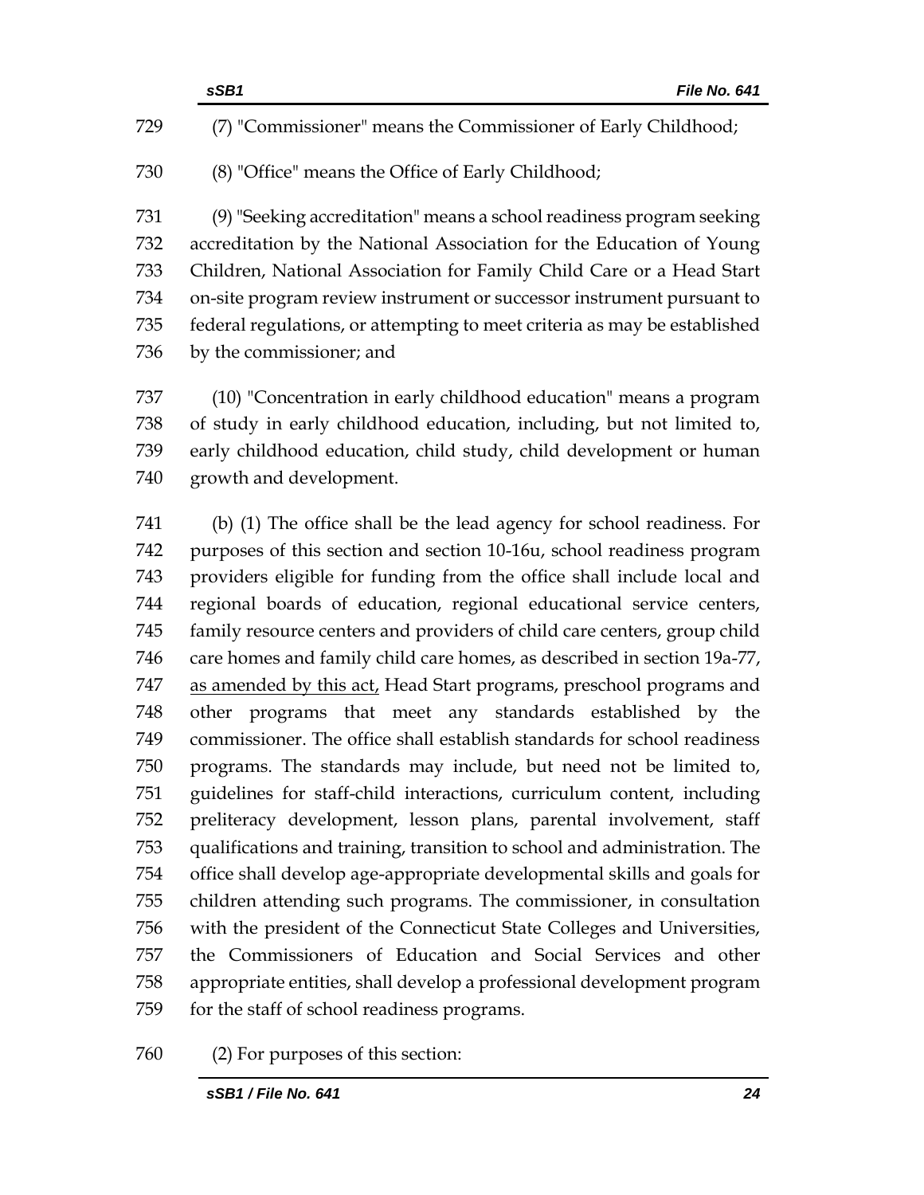(7) "Commissioner" means the Commissioner of Early Childhood;

(8) "Office" means the Office of Early Childhood;

(9) "Seeking accreditation" means a school readiness program seeking accreditation by the National Association for the Education of Young Children, National Association for Family Child Care or a Head Start on-site program review instrument or successor instrument pursuant to federal regulations, or attempting to meet criteria as may be established by the commissioner; and

(10) "Concentration in early childhood education" means a program of study in early childhood education, including, but not limited to, early childhood education, child study, child development or human growth and development.

(b) (1) The office shall be the lead agency for school readiness. For purposes of this section and section 10-16u, school readiness program providers eligible for funding from the office shall include local and regional boards of education, regional educational service centers, family resource centers and providers of child care centers, group child care homes and family child care homes, as described in section 19a-77, <u>as amended by this act,</u> Head Start programs, preschool programs and other programs that meet any standards established by the commissioner. The office shall establish standards for school readiness programs. The standards may include, but need not be limited to, guidelines for staff-child interactions, curriculum content, including preliteracy development, lesson plans, parental involvement, staff qualifications and training, transition to school and administration. The office shall develop age-appropriate developmental skills and goals for children attending such programs. The commissioner, in consultation with the president of the Connecticut State Colleges and Universities, the Commissioners of Education and Social Services and other appropriate entities, shall develop a professional development program for the staff of school readiness programs.

(2) For purposes of this section: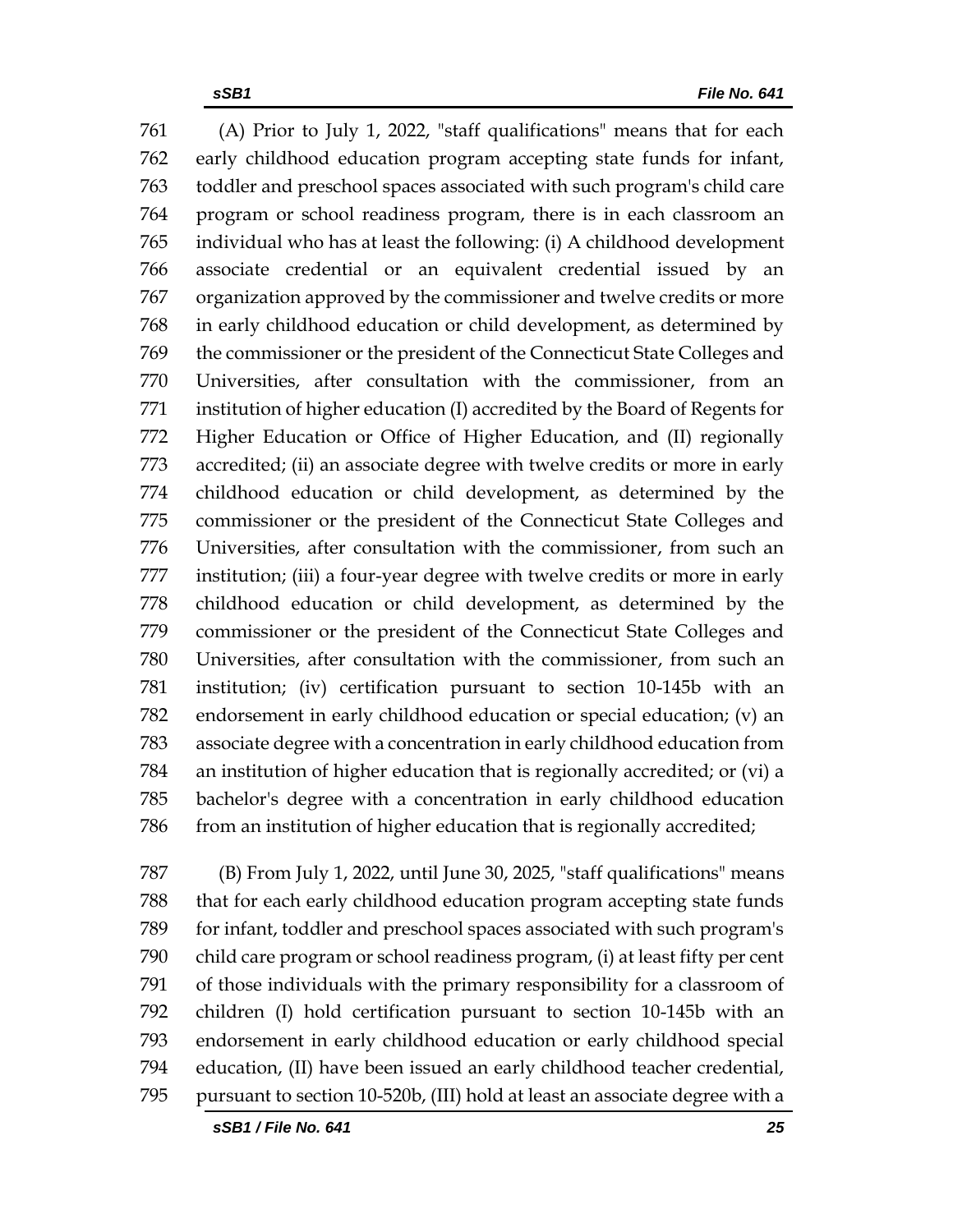(A) Prior to July 1, 2022, "staff qualifications" means that for each early childhood education program accepting state funds for infant, toddler and preschool spaces associated with such program's child care program or school readiness program, there is in each classroom an individual who has at least the following: (i) A childhood development associate credential or an equivalent credential issued by an organization approved by the commissioner and twelve credits or more in early childhood education or child development, as determined by the commissioner or the president of the Connecticut State Colleges and Universities, after consultation with the commissioner, from an institution of higher education (I) accredited by the Board of Regents for Higher Education or Office of Higher Education, and (II) regionally accredited; (ii) an associate degree with twelve credits or more in early childhood education or child development, as determined by the commissioner or the president of the Connecticut State Colleges and Universities, after consultation with the commissioner, from such an institution; (iii) a four-year degree with twelve credits or more in early childhood education or child development, as determined by the commissioner or the president of the Connecticut State Colleges and Universities, after consultation with the commissioner, from such an institution; (iv) certification pursuant to section 10-145b with an endorsement in early childhood education or special education; (v) an associate degree with a concentration in early childhood education from an institution of higher education that is regionally accredited; or (vi) a bachelor's degree with a concentration in early childhood education from an institution of higher education that is regionally accredited;

(B) From July 1, 2022, until June 30, 2025, "staff qualifications" means that for each early childhood education program accepting state funds for infant, toddler and preschool spaces associated with such program's child care program or school readiness program, (i) at least fifty per cent of those individuals with the primary responsibility for a classroom of children (I) hold certification pursuant to section 10-145b with an endorsement in early childhood education or early childhood special education, (II) have been issued an early childhood teacher credential, pursuant to section 10-520b, (III) hold at least an associate degree with a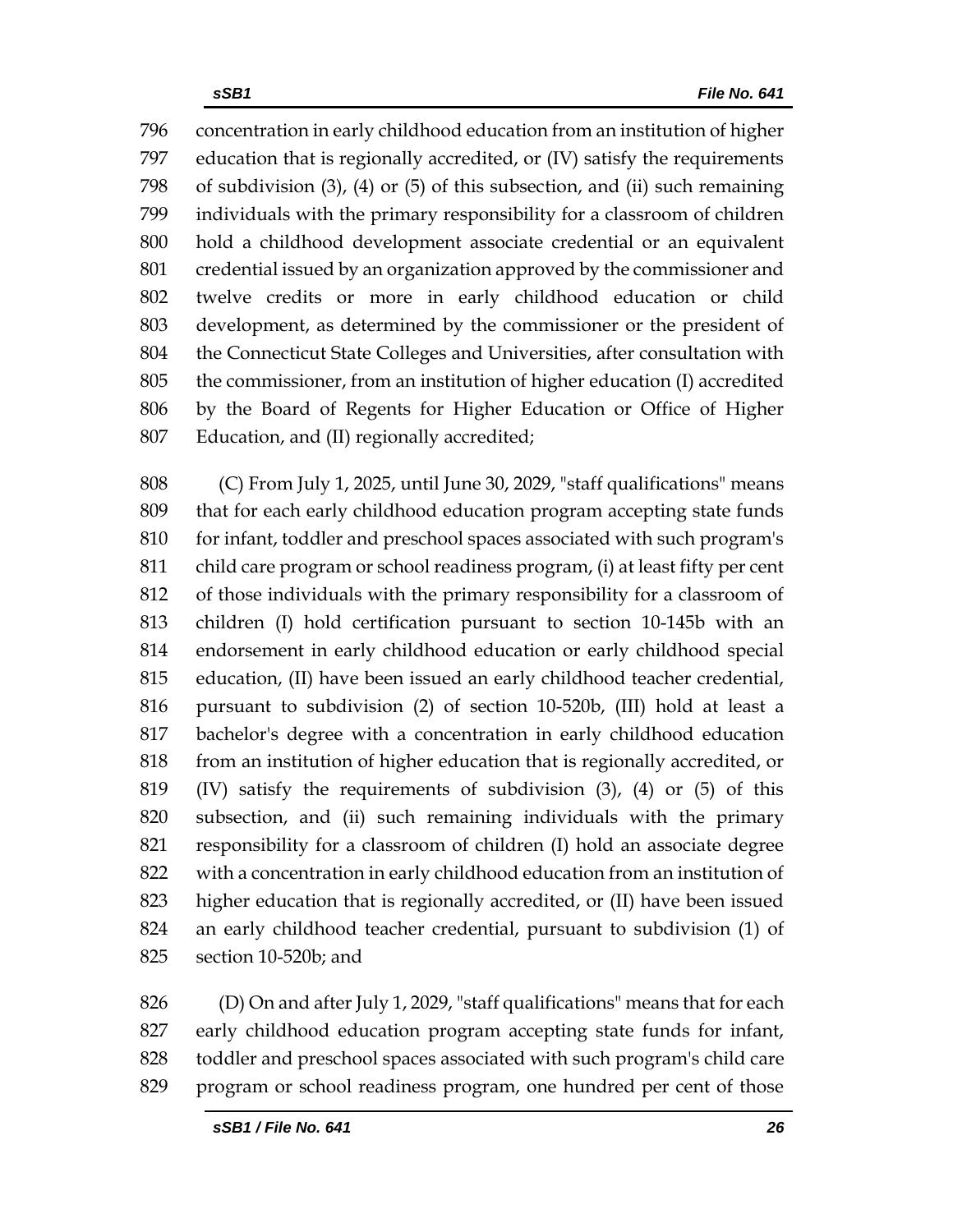concentration in early childhood education from an institution of higher education that is regionally accredited, or (IV) satisfy the requirements of subdivision (3), (4) or (5) of this subsection, and (ii) such remaining individuals with the primary responsibility for a classroom of children hold a childhood development associate credential or an equivalent credential issued by an organization approved by the commissioner and twelve credits or more in early childhood education or child development, as determined by the commissioner or the president of the Connecticut State Colleges and Universities, after consultation with the commissioner, from an institution of higher education (I) accredited by the Board of Regents for Higher Education or Office of Higher Education, and (II) regionally accredited;

(C) From July 1, 2025, until June 30, 2029, "staff qualifications" means that for each early childhood education program accepting state funds for infant, toddler and preschool spaces associated with such program's child care program or school readiness program, (i) at least fifty per cent of those individuals with the primary responsibility for a classroom of children (I) hold certification pursuant to section 10-145b with an endorsement in early childhood education or early childhood special education, (II) have been issued an early childhood teacher credential, pursuant to subdivision (2) of section 10-520b, (III) hold at least a bachelor's degree with a concentration in early childhood education from an institution of higher education that is regionally accredited, or (IV) satisfy the requirements of subdivision (3), (4) or (5) of this subsection, and (ii) such remaining individuals with the primary responsibility for a classroom of children (I) hold an associate degree with a concentration in early childhood education from an institution of higher education that is regionally accredited, or (II) have been issued an early childhood teacher credential, pursuant to subdivision (1) of section 10-520b; and

(D) On and after July 1, 2029, "staff qualifications" means that for each early childhood education program accepting state funds for infant, toddler and preschool spaces associated with such program's child care program or school readiness program, one hundred per cent of those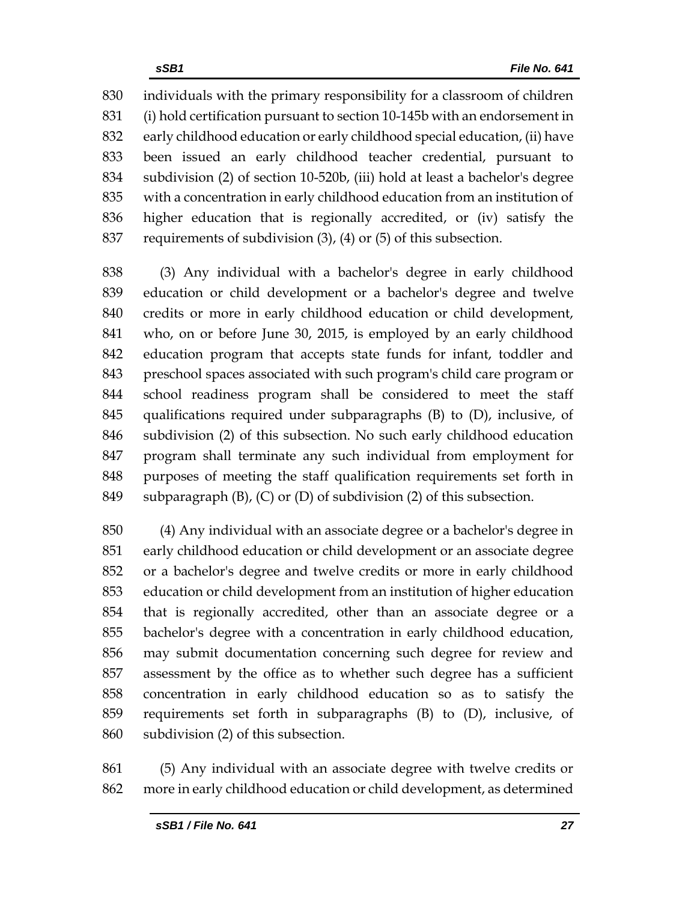individuals with the primary responsibility for a classroom of children (i) hold certification pursuant to section 10-145b with an endorsement in early childhood education or early childhood special education, (ii) have been issued an early childhood teacher credential, pursuant to subdivision (2) of section 10-520b, (iii) hold at least a bachelor's degree with a concentration in early childhood education from an institution of higher education that is regionally accredited, or (iv) satisfy the requirements of subdivision (3), (4) or (5) of this subsection.

(3) Any individual with a bachelor's degree in early childhood education or child development or a bachelor's degree and twelve credits or more in early childhood education or child development, who, on or before June 30, 2015, is employed by an early childhood education program that accepts state funds for infant, toddler and preschool spaces associated with such program's child care program or school readiness program shall be considered to meet the staff qualifications required under subparagraphs (B) to (D), inclusive, of subdivision (2) of this subsection. No such early childhood education program shall terminate any such individual from employment for purposes of meeting the staff qualification requirements set forth in subparagraph (B), (C) or (D) of subdivision (2) of this subsection.

(4) Any individual with an associate degree or a bachelor's degree in early childhood education or child development or an associate degree or a bachelor's degree and twelve credits or more in early childhood education or child development from an institution of higher education that is regionally accredited, other than an associate degree or a bachelor's degree with a concentration in early childhood education, may submit documentation concerning such degree for review and assessment by the office as to whether such degree has a sufficient concentration in early childhood education so as to satisfy the requirements set forth in subparagraphs (B) to (D), inclusive, of subdivision (2) of this subsection.

(5) Any individual with an associate degree with twelve credits or more in early childhood education or child development, as determined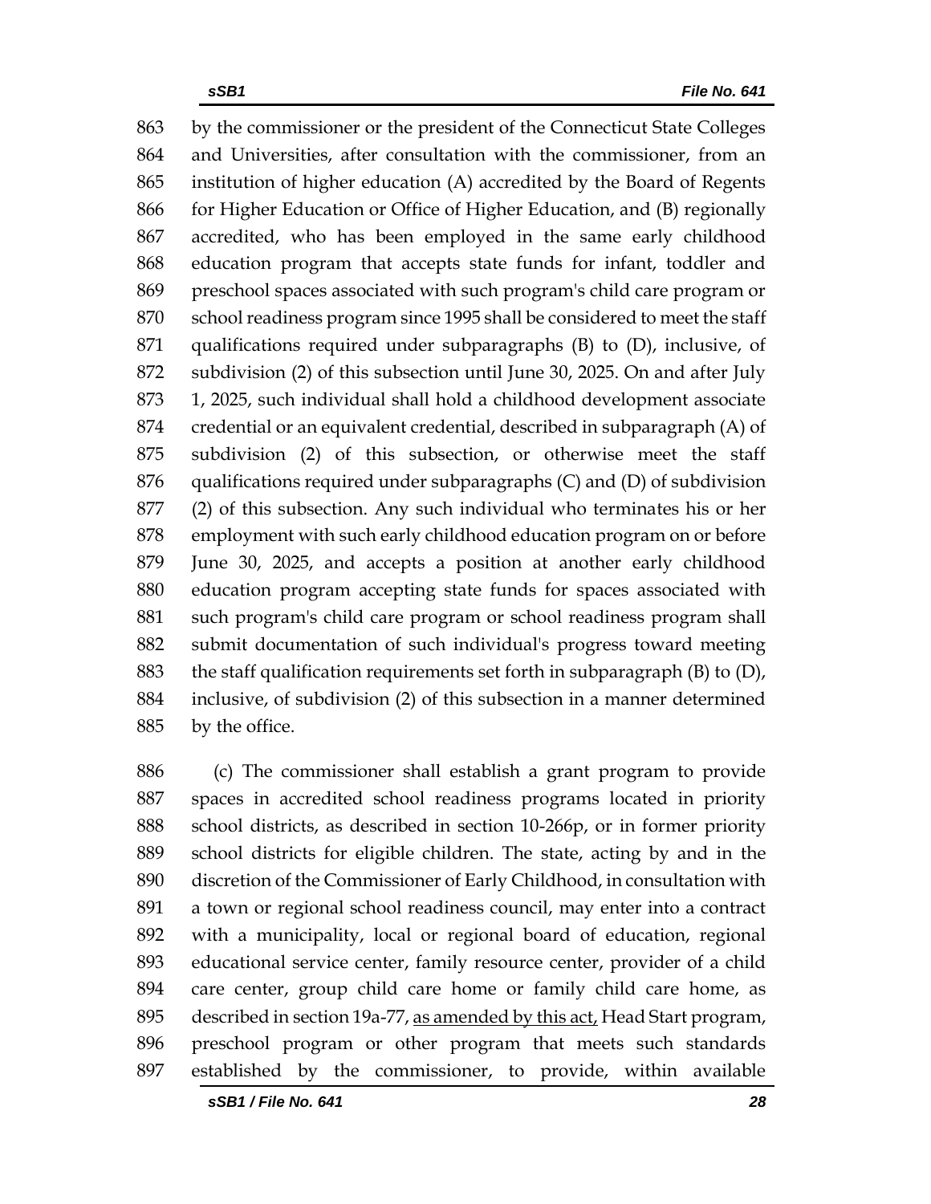by the commissioner or the president of the Connecticut State Colleges and Universities, after consultation with the commissioner, from an institution of higher education (A) accredited by the Board of Regents for Higher Education or Office of Higher Education, and (B) regionally accredited, who has been employed in the same early childhood education program that accepts state funds for infant, toddler and preschool spaces associated with such program's child care program or school readiness program since 1995 shall be considered to meet the staff qualifications required under subparagraphs (B) to (D), inclusive, of subdivision (2) of this subsection until June 30, 2025. On and after July 1, 2025, such individual shall hold a childhood development associate credential or an equivalent credential, described in subparagraph (A) of subdivision (2) of this subsection, or otherwise meet the staff qualifications required under subparagraphs (C) and (D) of subdivision (2) of this subsection. Any such individual who terminates his or her employment with such early childhood education program on or before June 30, 2025, and accepts a position at another early childhood education program accepting state funds for spaces associated with such program's child care program or school readiness program shall submit documentation of such individual's progress toward meeting the staff qualification requirements set forth in subparagraph (B) to (D), inclusive, of subdivision (2) of this subsection in a manner determined by the office.

(c) The commissioner shall establish a grant program to provide spaces in accredited school readiness programs located in priority school districts, as described in section 10-266p, or in former priority school districts for eligible children. The state, acting by and in the discretion of the Commissioner of Early Childhood, in consultation with a town or regional school readiness council, may enter into a contract with a municipality, local or regional board of education, regional educational service center, family resource center, provider of a child care center, group child care home or family child care home, as described in section 19a-77, <u>as amended by this act,</u> Head Start program, preschool program or other program that meets such standards established by the commissioner, to provide, within available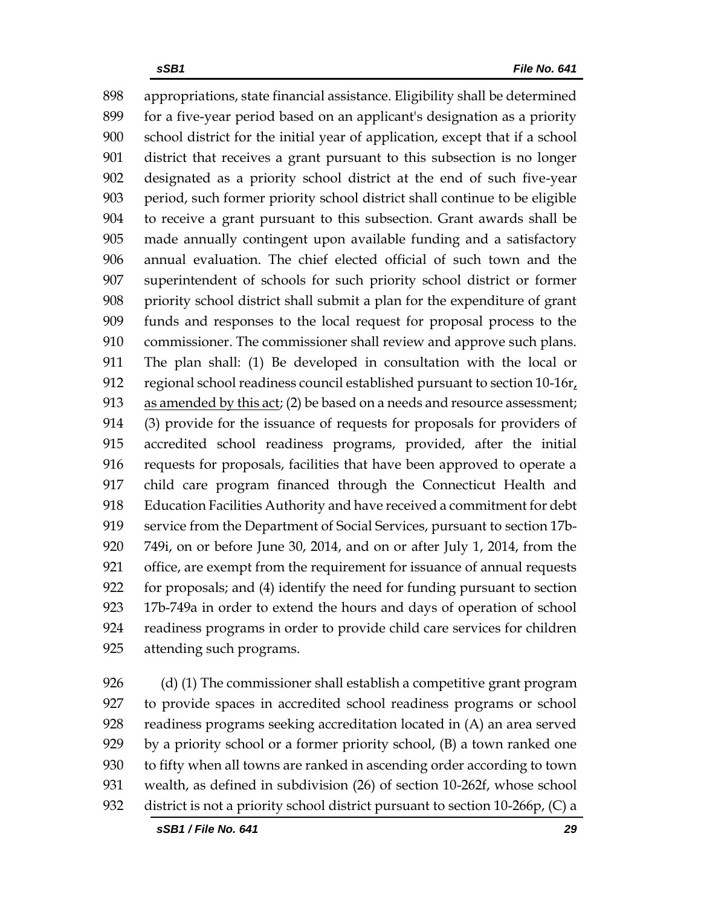898 appropriations, state financial assistance. Eligibility shall be determined
899 for a five-year period based on an applicant's designation as a priority
900 school district for the initial year of application, except that if a school
901 district that receives a grant pursuant to this subsection is no longer
902 designated as a priority school district at the end of such five-year
903 period, such former priority school district shall continue to be eligible
904 to receive a grant pursuant to this subsection. Grant awards shall be
905 made annually contingent upon available funding and a satisfactory
906 annual evaluation. The chief elected official of such town and the
907 superintendent of schools for such priority school district or former
908 priority school district shall submit a plan for the expenditure of grant
909 funds and responses to the local request for proposal process to the
910 commissioner. The commissioner shall review and approve such plans.
911 The plan shall: (1) Be developed in consultation with the local or
912 regional school readiness council established pursuant to section 10-16r<u>,</u>
913 <u>as amended by this act</u>; (2) be based on a needs and resource assessment;
914 (3) provide for the issuance of requests for proposals for providers of
915 accredited school readiness programs, provided, after the initial
916 requests for proposals, facilities that have been approved to operate a
917 child care program financed through the Connecticut Health and
918 Education Facilities Authority and have received a commitment for debt
919 service from the Department of Social Services, pursuant to section 17b-
920 749i, on or before June 30, 2014, and on or after July 1, 2014, from the
921 office, are exempt from the requirement for issuance of annual requests
922 for proposals; and (4) identify the need for funding pursuant to section
923 17b-749a in order to extend the hours and days of operation of school
924 readiness programs in order to provide child care services for children
925 attending such programs.

926 (d) (1) The commissioner shall establish a competitive grant program
927 to provide spaces in accredited school readiness programs or school
928 readiness programs seeking accreditation located in (A) an area served
929 by a priority school or a former priority school, (B) a town ranked one
930 to fifty when all towns are ranked in ascending order according to town
931 wealth, as defined in subdivision (26) of section 10-262f, whose school
932 district is not a priority school district pursuant to section 10-266p, (C) a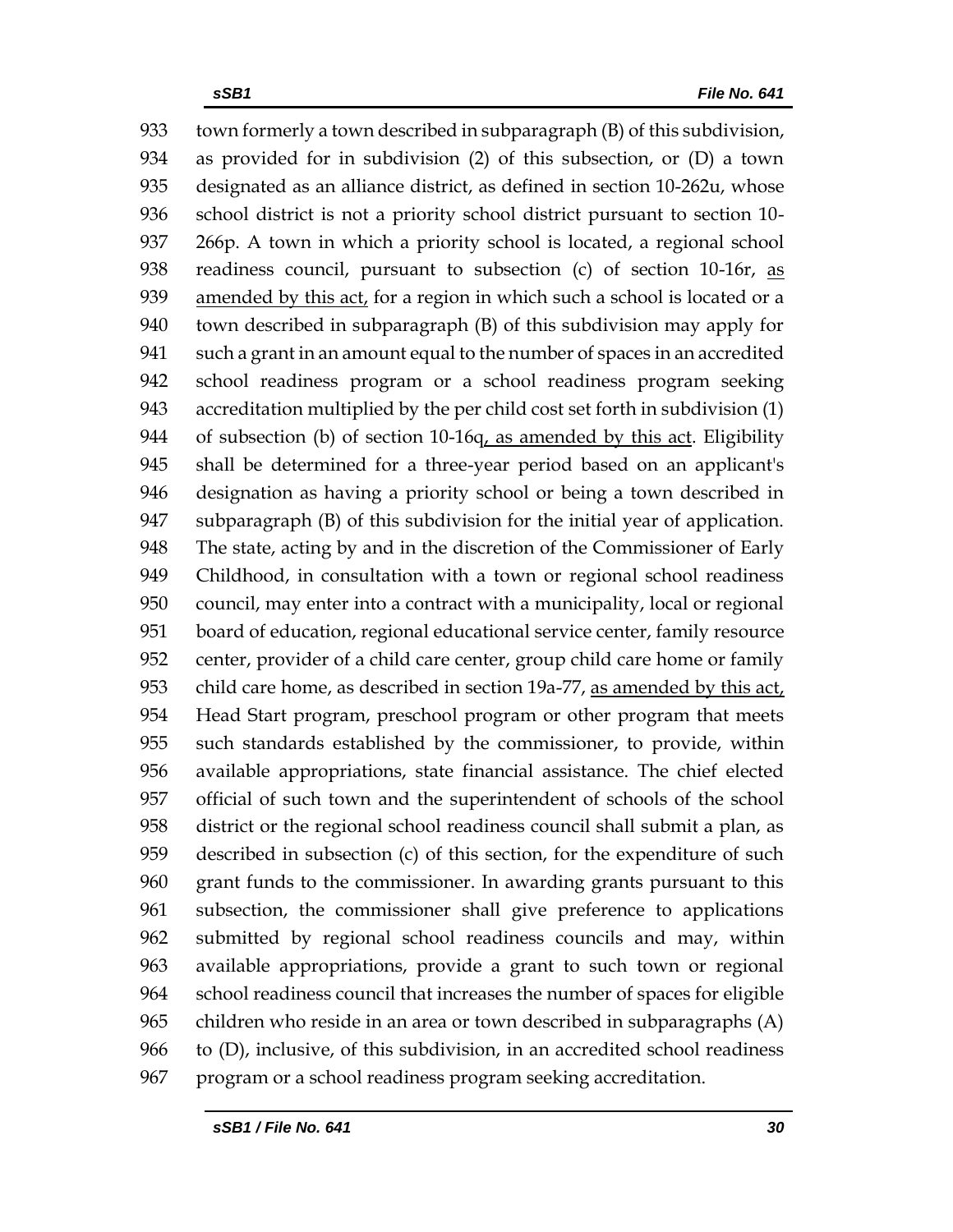933 town formerly a town described in subparagraph (B) of this subdivision, 934 as provided for in subdivision (2) of this subsection, or (D) a town 935 designated as an alliance district, as defined in section 10-262u, whose 936 school district is not a priority school district pursuant to section 10-937 266p. A town in which a priority school is located, a regional school 938 readiness council, pursuant to subsection (c) of section 10-16r, <u>as</u> 939 <u>amended by this act,</u> for a region in which such a school is located or a 940 town described in subparagraph (B) of this subdivision may apply for 941 such a grant in an amount equal to the number of spaces in an accredited 942 school readiness program or a school readiness program seeking 943 accreditation multiplied by the per child cost set forth in subdivision (1) 944 of subsection (b) of section 10-16q<u>, as amended by this act</u>. Eligibility 945 shall be determined for a three-year period based on an applicant's 946 designation as having a priority school or being a town described in 947 subparagraph (B) of this subdivision for the initial year of application. 948 The state, acting by and in the discretion of the Commissioner of Early 949 Childhood, in consultation with a town or regional school readiness 950 council, may enter into a contract with a municipality, local or regional 951 board of education, regional educational service center, family resource 952 center, provider of a child care center, group child care home or family 953 child care home, as described in section 19a-77, <u>as amended by this act,</u> 954 Head Start program, preschool program or other program that meets 955 such standards established by the commissioner, to provide, within 956 available appropriations, state financial assistance. The chief elected 957 official of such town and the superintendent of schools of the school 958 district or the regional school readiness council shall submit a plan, as 959 described in subsection (c) of this section, for the expenditure of such 960 grant funds to the commissioner. In awarding grants pursuant to this 961 subsection, the commissioner shall give preference to applications 962 submitted by regional school readiness councils and may, within 963 available appropriations, provide a grant to such town or regional 964 school readiness council that increases the number of spaces for eligible 965 children who reside in an area or town described in subparagraphs (A) 966 to (D), inclusive, of this subdivision, in an accredited school readiness 967 program or a school readiness program seeking accreditation.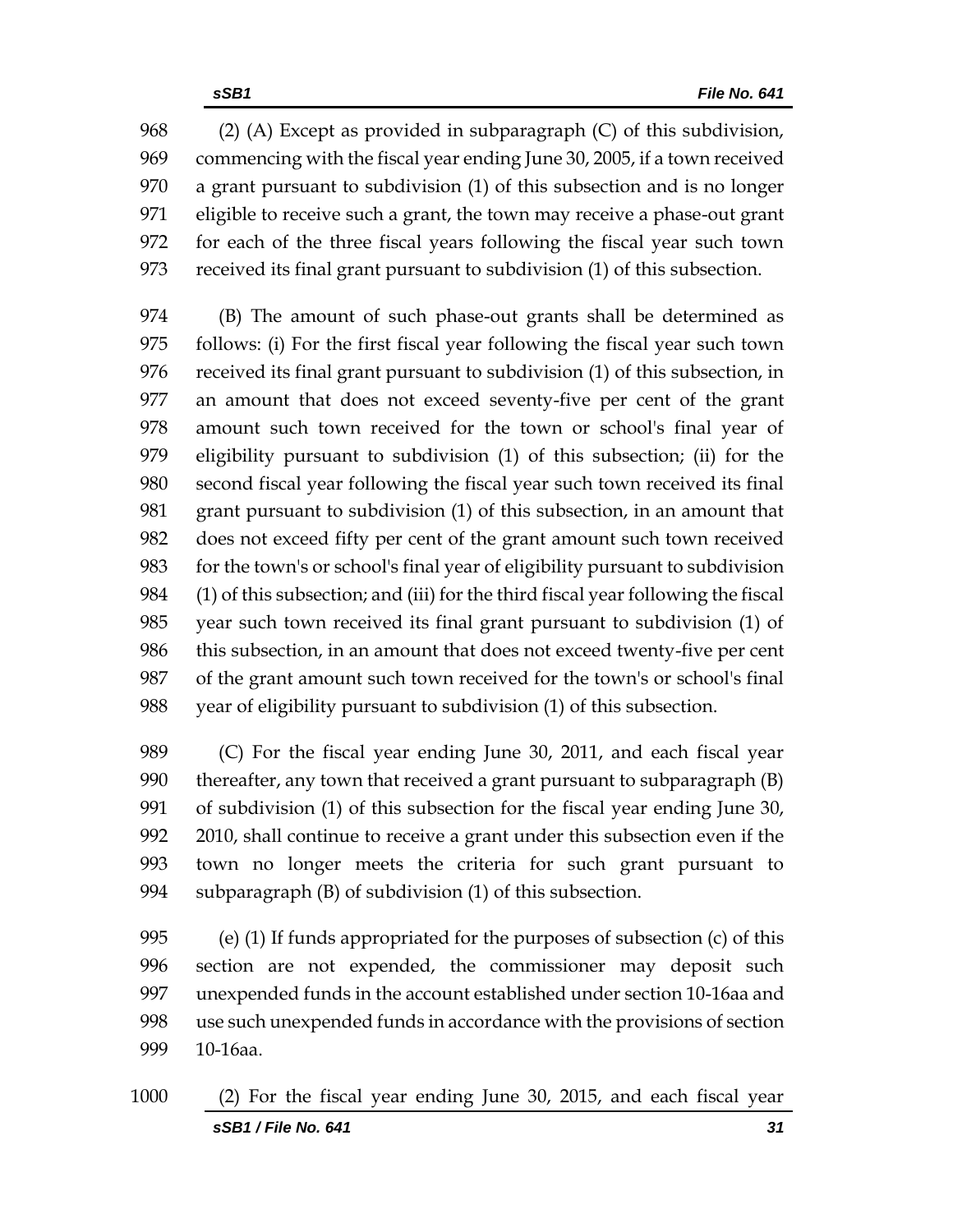(2) (A) Except as provided in subparagraph (C) of this subdivision, commencing with the fiscal year ending June 30, 2005, if a town received a grant pursuant to subdivision (1) of this subsection and is no longer eligible to receive such a grant, the town may receive a phase-out grant for each of the three fiscal years following the fiscal year such town received its final grant pursuant to subdivision (1) of this subsection.

(B) The amount of such phase-out grants shall be determined as follows: (i) For the first fiscal year following the fiscal year such town received its final grant pursuant to subdivision (1) of this subsection, in an amount that does not exceed seventy-five per cent of the grant amount such town received for the town or school's final year of eligibility pursuant to subdivision (1) of this subsection; (ii) for the second fiscal year following the fiscal year such town received its final grant pursuant to subdivision (1) of this subsection, in an amount that does not exceed fifty per cent of the grant amount such town received for the town's or school's final year of eligibility pursuant to subdivision (1) of this subsection; and (iii) for the third fiscal year following the fiscal year such town received its final grant pursuant to subdivision (1) of this subsection, in an amount that does not exceed twenty-five per cent of the grant amount such town received for the town's or school's final year of eligibility pursuant to subdivision (1) of this subsection.

(C) For the fiscal year ending June 30, 2011, and each fiscal year thereafter, any town that received a grant pursuant to subparagraph (B) of subdivision (1) of this subsection for the fiscal year ending June 30, 2010, shall continue to receive a grant under this subsection even if the town no longer meets the criteria for such grant pursuant to subparagraph (B) of subdivision (1) of this subsection.

(e) (1) If funds appropriated for the purposes of subsection (c) of this section are not expended, the commissioner may deposit such unexpended funds in the account established under section 10-16aa and use such unexpended funds in accordance with the provisions of section 10-16aa.

(2) For the fiscal year ending June 30, 2015, and each fiscal year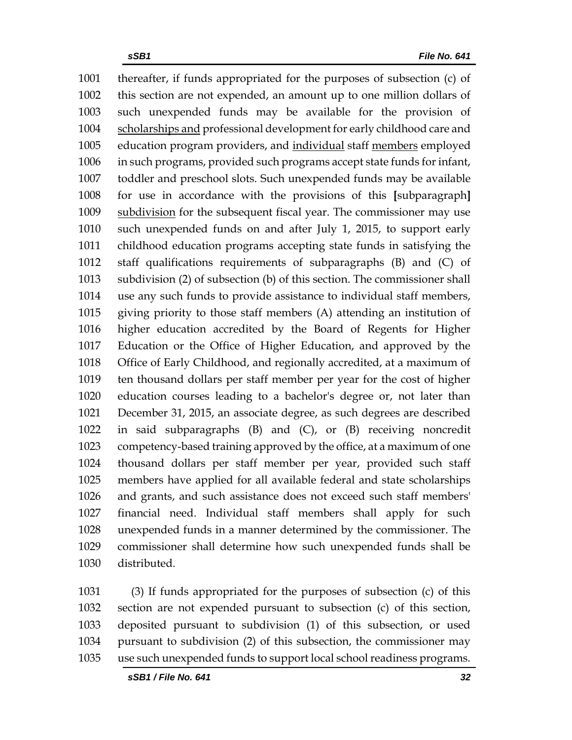thereafter, if funds appropriated for the purposes of subsection (c) of this section are not expended, an amount up to one million dollars of such unexpended funds may be available for the provision of scholarships and professional development for early childhood care and education program providers, and individual staff members employed in such programs, provided such programs accept state funds for infant, toddler and preschool slots. Such unexpended funds may be available for use in accordance with the provisions of this [subparagraph] subdivision for the subsequent fiscal year. The commissioner may use such unexpended funds on and after July 1, 2015, to support early childhood education programs accepting state funds in satisfying the staff qualifications requirements of subparagraphs (B) and (C) of subdivision (2) of subsection (b) of this section. The commissioner shall use any such funds to provide assistance to individual staff members, giving priority to those staff members (A) attending an institution of higher education accredited by the Board of Regents for Higher Education or the Office of Higher Education, and approved by the Office of Early Childhood, and regionally accredited, at a maximum of ten thousand dollars per staff member per year for the cost of higher education courses leading to a bachelor's degree or, not later than December 31, 2015, an associate degree, as such degrees are described in said subparagraphs (B) and (C), or (B) receiving noncredit competency-based training approved by the office, at a maximum of one thousand dollars per staff member per year, provided such staff members have applied for all available federal and state scholarships and grants, and such assistance does not exceed such staff members' financial need. Individual staff members shall apply for such unexpended funds in a manner determined by the commissioner. The commissioner shall determine how such unexpended funds shall be distributed.

(3) If funds appropriated for the purposes of subsection (c) of this section are not expended pursuant to subsection (c) of this section, deposited pursuant to subdivision (1) of this subsection, or used pursuant to subdivision (2) of this subsection, the commissioner may use such unexpended funds to support local school readiness programs.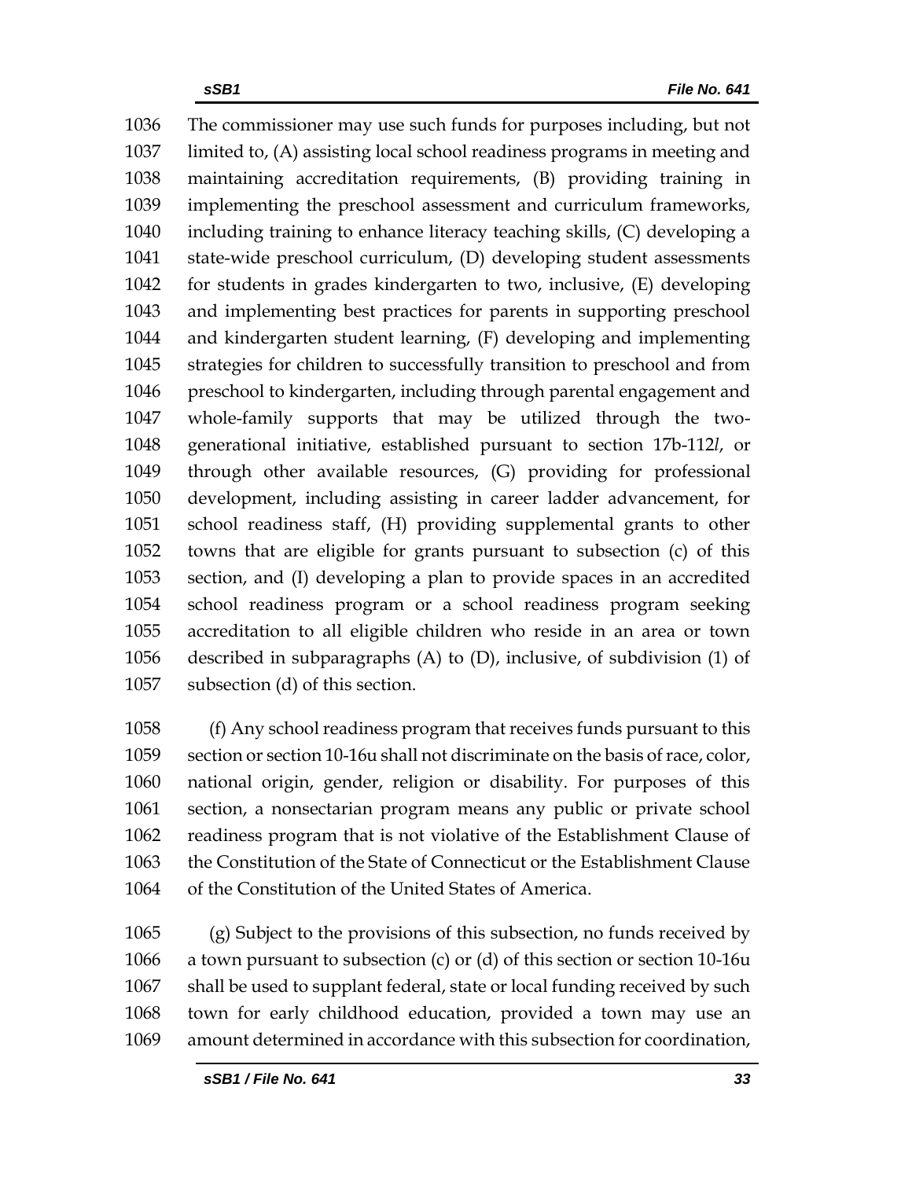1036 The commissioner may use such funds for purposes including, but not
1037 limited to, (A) assisting local school readiness programs in meeting and
1038 maintaining accreditation requirements, (B) providing training in
1039 implementing the preschool assessment and curriculum frameworks,
1040 including training to enhance literacy teaching skills, (C) developing a
1041 state-wide preschool curriculum, (D) developing student assessments
1042 for students in grades kindergarten to two, inclusive, (E) developing
1043 and implementing best practices for parents in supporting preschool
1044 and kindergarten student learning, (F) developing and implementing
1045 strategies for children to successfully transition to preschool and from
1046 preschool to kindergarten, including through parental engagement and
1047 whole-family supports that may be utilized through the two-
1048 generational initiative, established pursuant to section 17b-112*l*, or
1049 through other available resources, (G) providing for professional
1050 development, including assisting in career ladder advancement, for
1051 school readiness staff, (H) providing supplemental grants to other
1052 towns that are eligible for grants pursuant to subsection (c) of this
1053 section, and (I) developing a plan to provide spaces in an accredited
1054 school readiness program or a school readiness program seeking
1055 accreditation to all eligible children who reside in an area or town
1056 described in subparagraphs (A) to (D), inclusive, of subdivision (1) of
1057 subsection (d) of this section.

1058 (f) Any school readiness program that receives funds pursuant to this
1059 section or section 10-16u shall not discriminate on the basis of race, color,
1060 national origin, gender, religion or disability. For purposes of this
1061 section, a nonsectarian program means any public or private school
1062 readiness program that is not violative of the Establishment Clause of
1063 the Constitution of the State of Connecticut or the Establishment Clause
1064 of the Constitution of the United States of America.

1065 (g) Subject to the provisions of this subsection, no funds received by
1066 a town pursuant to subsection (c) or (d) of this section or section 10-16u
1067 shall be used to supplant federal, state or local funding received by such
1068 town for early childhood education, provided a town may use an
1069 amount determined in accordance with this subsection for coordination,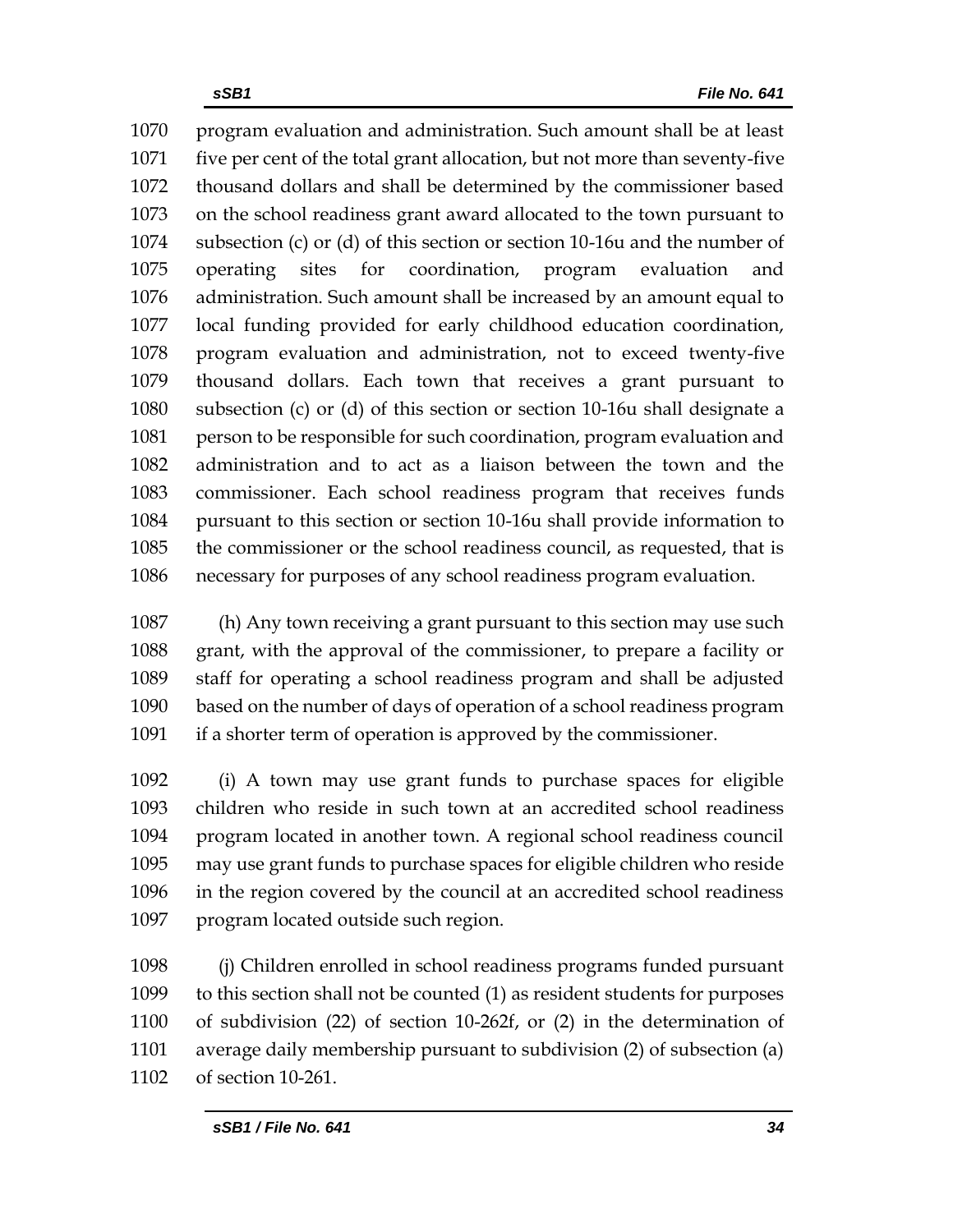program evaluation and administration. Such amount shall be at least five per cent of the total grant allocation, but not more than seventy-five thousand dollars and shall be determined by the commissioner based on the school readiness grant award allocated to the town pursuant to subsection (c) or (d) of this section or section 10-16u and the number of operating sites for coordination, program evaluation and administration. Such amount shall be increased by an amount equal to local funding provided for early childhood education coordination, program evaluation and administration, not to exceed twenty-five thousand dollars. Each town that receives a grant pursuant to subsection (c) or (d) of this section or section 10-16u shall designate a person to be responsible for such coordination, program evaluation and administration and to act as a liaison between the town and the commissioner. Each school readiness program that receives funds pursuant to this section or section 10-16u shall provide information to the commissioner or the school readiness council, as requested, that is necessary for purposes of any school readiness program evaluation.

(h) Any town receiving a grant pursuant to this section may use such grant, with the approval of the commissioner, to prepare a facility or staff for operating a school readiness program and shall be adjusted based on the number of days of operation of a school readiness program if a shorter term of operation is approved by the commissioner.

(i) A town may use grant funds to purchase spaces for eligible children who reside in such town at an accredited school readiness program located in another town. A regional school readiness council may use grant funds to purchase spaces for eligible children who reside in the region covered by the council at an accredited school readiness program located outside such region.

(j) Children enrolled in school readiness programs funded pursuant to this section shall not be counted (1) as resident students for purposes of subdivision (22) of section 10-262f, or (2) in the determination of average daily membership pursuant to subdivision (2) of subsection (a) of section 10-261.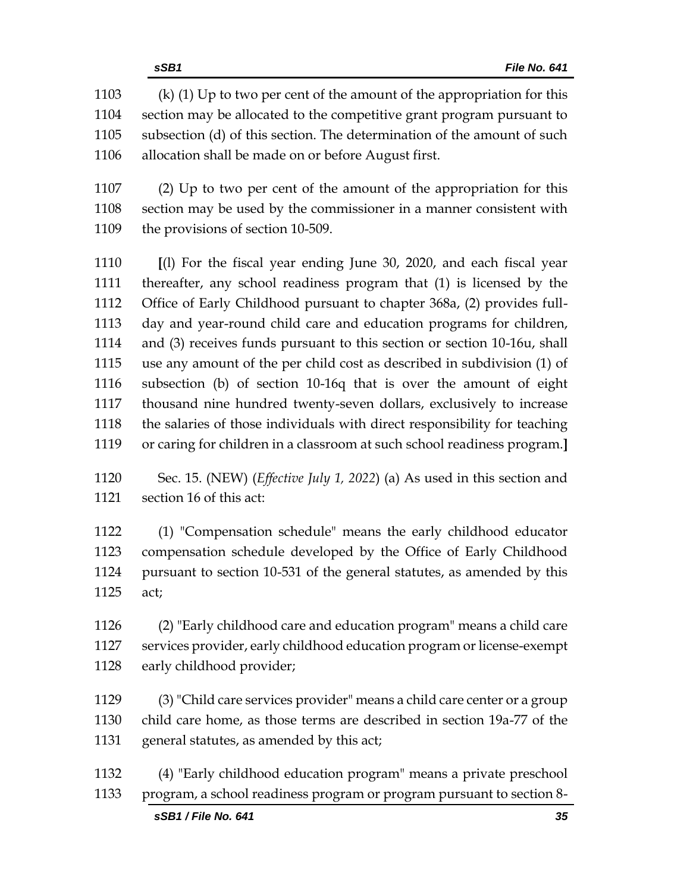(k) (1) Up to two per cent of the amount of the appropriation for this section may be allocated to the competitive grant program pursuant to subsection (d) of this section. The determination of the amount of such allocation shall be made on or before August first.

(2) Up to two per cent of the amount of the appropriation for this section may be used by the commissioner in a manner consistent with the provisions of section 10-509.

**[**(l) For the fiscal year ending June 30, 2020, and each fiscal year thereafter, any school readiness program that (1) is licensed by the Office of Early Childhood pursuant to chapter 368a, (2) provides full-day and year-round child care and education programs for children, and (3) receives funds pursuant to this section or section 10-16u, shall use any amount of the per child cost as described in subdivision (1) of subsection (b) of section 10-16q that is over the amount of eight thousand nine hundred twenty-seven dollars, exclusively to increase the salaries of those individuals with direct responsibility for teaching or caring for children in a classroom at such school readiness program.**]**

Sec. 15. (NEW) (*Effective July 1, 2022*) (a) As used in this section and section 16 of this act:

(1) "Compensation schedule" means the early childhood educator compensation schedule developed by the Office of Early Childhood pursuant to section 10-531 of the general statutes, as amended by this act;

(2) "Early childhood care and education program" means a child care services provider, early childhood education program or license-exempt early childhood provider;

(3) "Child care services provider" means a child care center or a group child care home, as those terms are described in section 19a-77 of the general statutes, as amended by this act;

(4) "Early childhood education program" means a private preschool program, a school readiness program or program pursuant to section 8-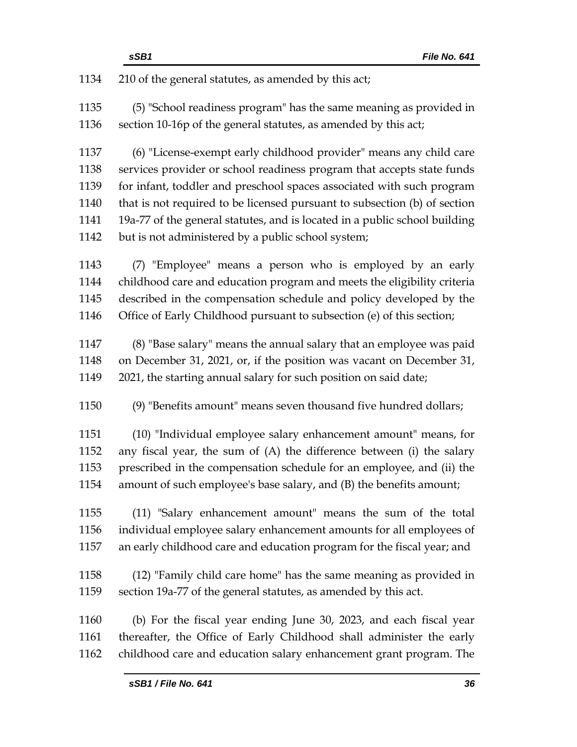210 of the general statutes, as amended by this act;

(5) "School readiness program" has the same meaning as provided in section 10-16p of the general statutes, as amended by this act;

(6) "License-exempt early childhood provider" means any child care services provider or school readiness program that accepts state funds for infant, toddler and preschool spaces associated with such program that is not required to be licensed pursuant to subsection (b) of section 19a-77 of the general statutes, and is located in a public school building but is not administered by a public school system;

(7) "Employee" means a person who is employed by an early childhood care and education program and meets the eligibility criteria described in the compensation schedule and policy developed by the Office of Early Childhood pursuant to subsection (e) of this section;

(8) "Base salary" means the annual salary that an employee was paid on December 31, 2021, or, if the position was vacant on December 31, 2021, the starting annual salary for such position on said date;

(9) "Benefits amount" means seven thousand five hundred dollars;

(10) "Individual employee salary enhancement amount" means, for any fiscal year, the sum of (A) the difference between (i) the salary prescribed in the compensation schedule for an employee, and (ii) the amount of such employee's base salary, and (B) the benefits amount;

(11) "Salary enhancement amount" means the sum of the total individual employee salary enhancement amounts for all employees of an early childhood care and education program for the fiscal year; and

(12) "Family child care home" has the same meaning as provided in section 19a-77 of the general statutes, as amended by this act.

(b) For the fiscal year ending June 30, 2023, and each fiscal year thereafter, the Office of Early Childhood shall administer the early childhood care and education salary enhancement grant program. The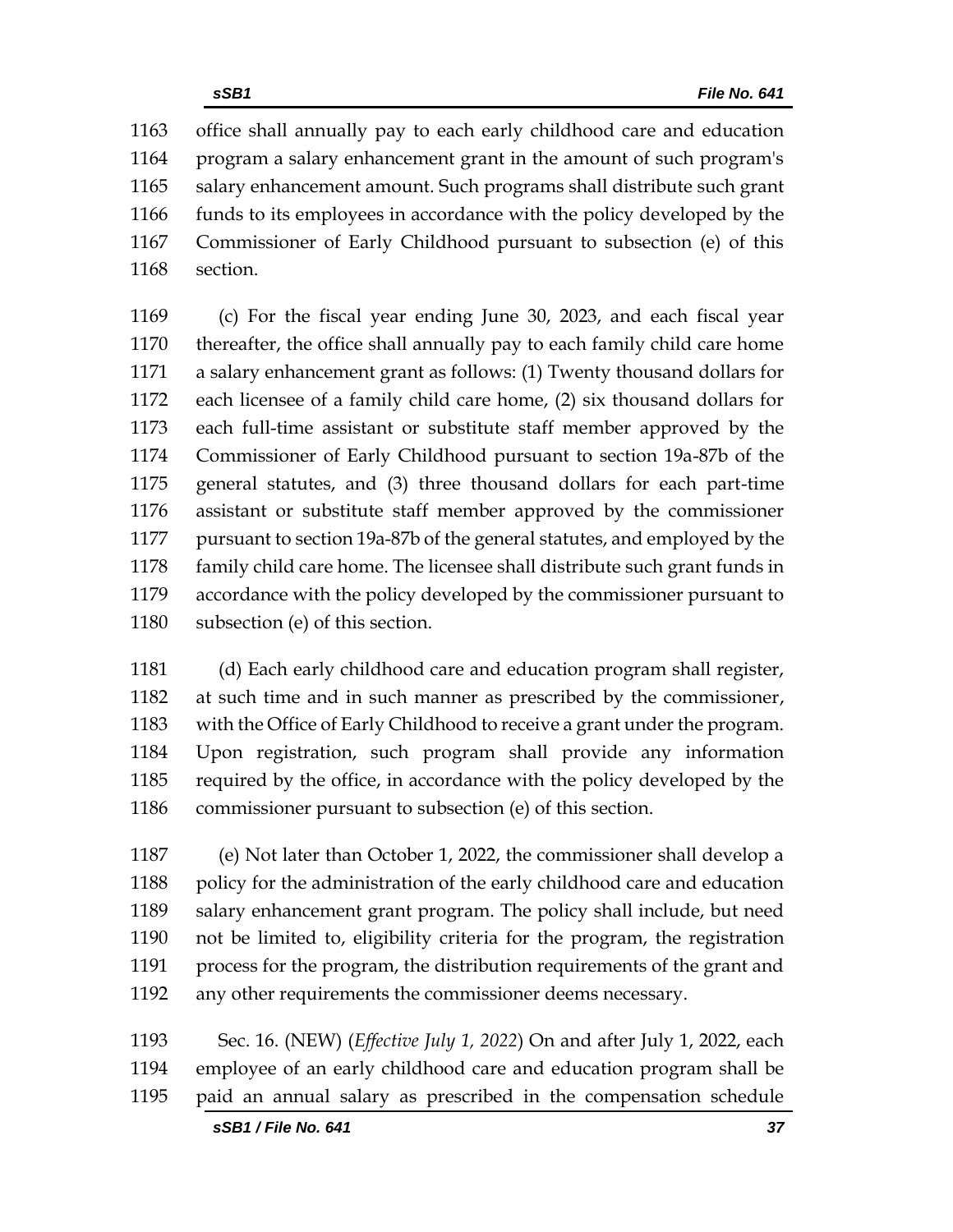office shall annually pay to each early childhood care and education program a salary enhancement grant in the amount of such program's salary enhancement amount. Such programs shall distribute such grant funds to its employees in accordance with the policy developed by the Commissioner of Early Childhood pursuant to subsection (e) of this section.

(c) For the fiscal year ending June 30, 2023, and each fiscal year thereafter, the office shall annually pay to each family child care home a salary enhancement grant as follows: (1) Twenty thousand dollars for each licensee of a family child care home, (2) six thousand dollars for each full-time assistant or substitute staff member approved by the Commissioner of Early Childhood pursuant to section 19a-87b of the general statutes, and (3) three thousand dollars for each part-time assistant or substitute staff member approved by the commissioner pursuant to section 19a-87b of the general statutes, and employed by the family child care home. The licensee shall distribute such grant funds in accordance with the policy developed by the commissioner pursuant to subsection (e) of this section.

(d) Each early childhood care and education program shall register, at such time and in such manner as prescribed by the commissioner, with the Office of Early Childhood to receive a grant under the program. Upon registration, such program shall provide any information required by the office, in accordance with the policy developed by the commissioner pursuant to subsection (e) of this section.

(e) Not later than October 1, 2022, the commissioner shall develop a policy for the administration of the early childhood care and education salary enhancement grant program. The policy shall include, but need not be limited to, eligibility criteria for the program, the registration process for the program, the distribution requirements of the grant and any other requirements the commissioner deems necessary.

Sec. 16. (NEW) (*Effective July 1, 2022*) On and after July 1, 2022, each employee of an early childhood care and education program shall be paid an annual salary as prescribed in the compensation schedule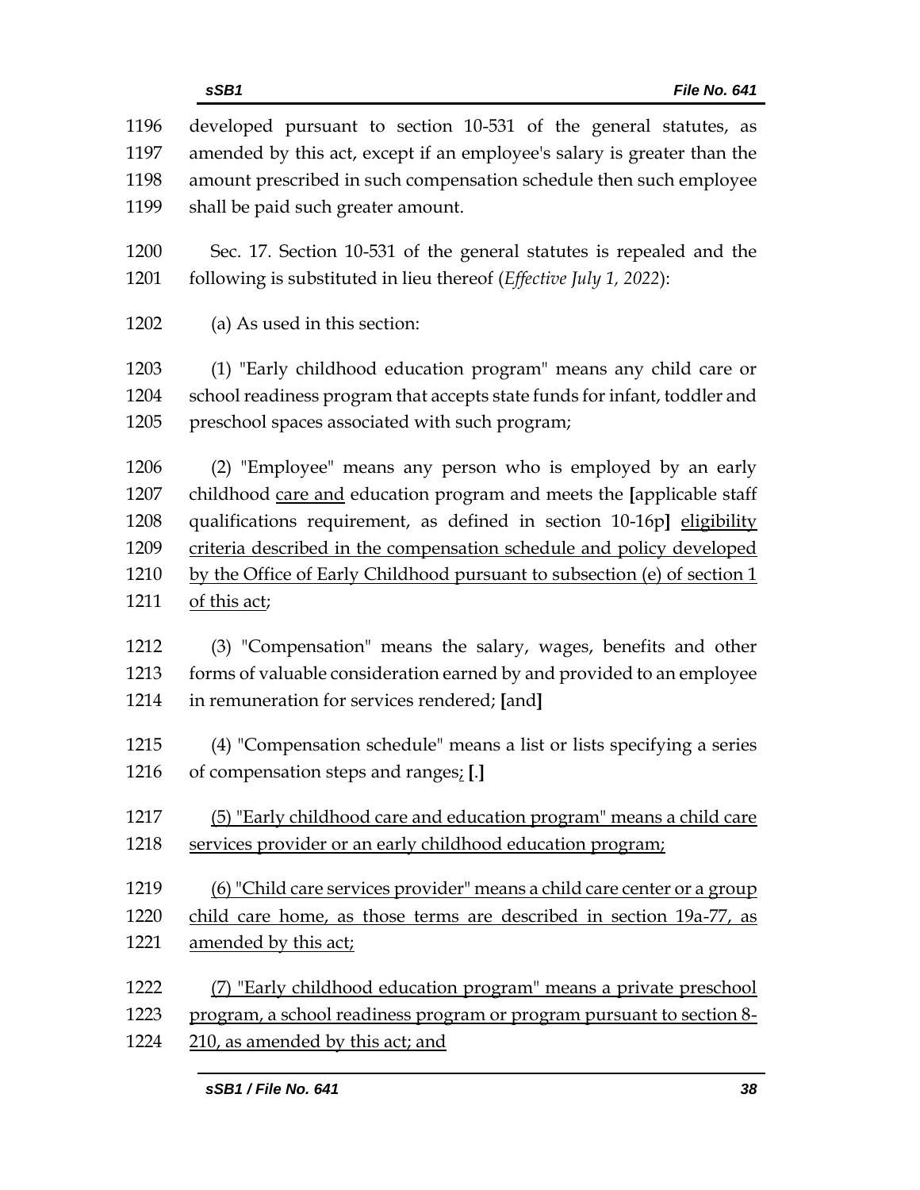1196 developed pursuant to section 10-531 of the general statutes, as
1197 amended by this act, except if an employee's salary is greater than the
1198 amount prescribed in such compensation schedule then such employee
1199 shall be paid such greater amount.

1200 Sec. 17. Section 10-531 of the general statutes is repealed and the
1201 following is substituted in lieu thereof (*Effective July 1, 2022*):

1202 (a) As used in this section:

1203 (1) "Early childhood education program" means any child care or
1204 school readiness program that accepts state funds for infant, toddler and
1205 preschool spaces associated with such program;

1206 (2) "Employee" means any person who is employed by an early
1207 childhood <u>care and</u> education program and meets the **[**applicable staff
1208 qualifications requirement, as defined in section 10-16p**]** <u>eligibility</u>
1209 <u>criteria described in the compensation schedule and policy developed</u>
1210 <u>by the Office of Early Childhood pursuant to subsection (e) of section 1</u>
1211 <u>of this act</u>;

1212 (3) "Compensation" means the salary, wages, benefits and other
1213 forms of valuable consideration earned by and provided to an employee
1214 in remuneration for services rendered; **[**and**]**

1215 (4) "Compensation schedule" means a list or lists specifying a series
1216 of compensation steps and ranges<u>;</u> **[**.**]**

1217 <u>(5) "Early childhood care and education program" means a child care</u>
1218 <u>services provider or an early childhood education program;</u>

1219 <u>(6) "Child care services provider" means a child care center or a group</u>
1220 <u>child care home, as those terms are described in section 19a-77, as</u>
1221 <u>amended by this act;</u>

1222 <u>(7) "Early childhood education program" means a private preschool</u>
1223 <u>program, a school readiness program or program pursuant to section 8-</u>
1224 <u>210, as amended by this act; and</u>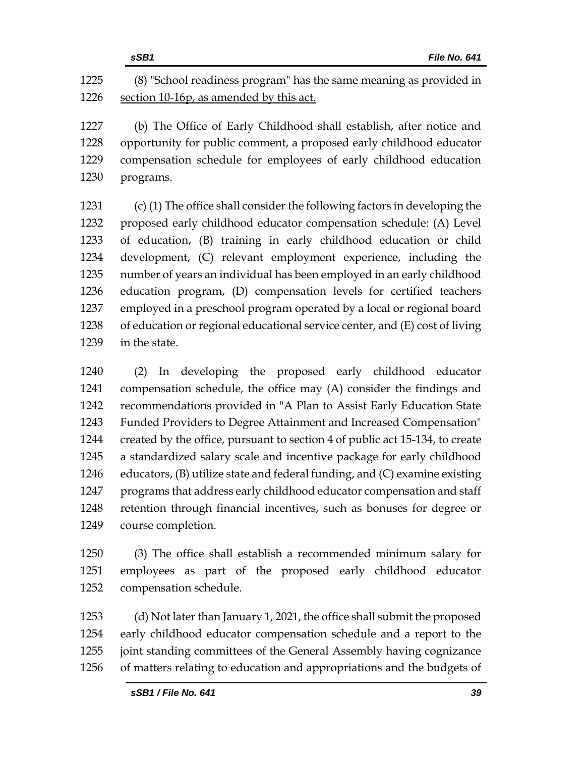1225 (8) "School readiness program" has the same meaning as provided in
1226 section 10-16p, as amended by this act.

1227 (b) The Office of Early Childhood shall establish, after notice and
1228 opportunity for public comment, a proposed early childhood educator
1229 compensation schedule for employees of early childhood education
1230 programs.

1231 (c) (1) The office shall consider the following factors in developing the
1232 proposed early childhood educator compensation schedule: (A) Level
1233 of education, (B) training in early childhood education or child
1234 development, (C) relevant employment experience, including the
1235 number of years an individual has been employed in an early childhood
1236 education program, (D) compensation levels for certified teachers
1237 employed in a preschool program operated by a local or regional board
1238 of education or regional educational service center, and (E) cost of living
1239 in the state.

1240 (2) In developing the proposed early childhood educator
1241 compensation schedule, the office may (A) consider the findings and
1242 recommendations provided in "A Plan to Assist Early Education State
1243 Funded Providers to Degree Attainment and Increased Compensation"
1244 created by the office, pursuant to section 4 of public act 15-134, to create
1245 a standardized salary scale and incentive package for early childhood
1246 educators, (B) utilize state and federal funding, and (C) examine existing
1247 programs that address early childhood educator compensation and staff
1248 retention through financial incentives, such as bonuses for degree or
1249 course completion.

1250 (3) The office shall establish a recommended minimum salary for
1251 employees as part of the proposed early childhood educator
1252 compensation schedule.

1253 (d) Not later than January 1, 2021, the office shall submit the proposed
1254 early childhood educator compensation schedule and a report to the
1255 joint standing committees of the General Assembly having cognizance
1256 of matters relating to education and appropriations and the budgets of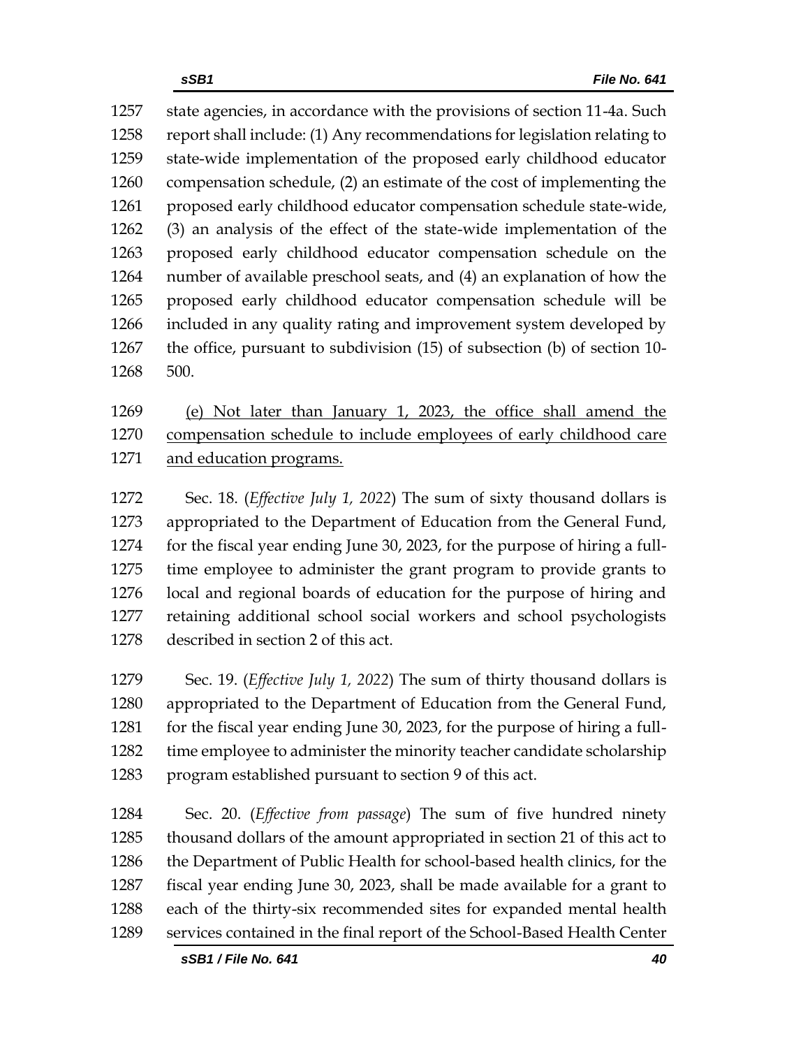1257 state agencies, in accordance with the provisions of section 11-4a. Such
1258 report shall include: (1) Any recommendations for legislation relating to
1259 state-wide implementation of the proposed early childhood educator
1260 compensation schedule, (2) an estimate of the cost of implementing the
1261 proposed early childhood educator compensation schedule state-wide,
1262 (3) an analysis of the effect of the state-wide implementation of the
1263 proposed early childhood educator compensation schedule on the
1264 number of available preschool seats, and (4) an explanation of how the
1265 proposed early childhood educator compensation schedule will be
1266 included in any quality rating and improvement system developed by
1267 the office, pursuant to subdivision (15) of subsection (b) of section 10-
1268 500.

1269 <u>(e) Not later than January 1, 2023, the office shall amend the</u>
1270 <u>compensation schedule to include employees of early childhood care</u>
1271 <u>and education programs.</u>

1272 Sec. 18. (*Effective July 1, 2022*) The sum of sixty thousand dollars is
1273 appropriated to the Department of Education from the General Fund,
1274 for the fiscal year ending June 30, 2023, for the purpose of hiring a full-
1275 time employee to administer the grant program to provide grants to
1276 local and regional boards of education for the purpose of hiring and
1277 retaining additional school social workers and school psychologists
1278 described in section 2 of this act.

1279 Sec. 19. (*Effective July 1, 2022*) The sum of thirty thousand dollars is
1280 appropriated to the Department of Education from the General Fund,
1281 for the fiscal year ending June 30, 2023, for the purpose of hiring a full-
1282 time employee to administer the minority teacher candidate scholarship
1283 program established pursuant to section 9 of this act.

1284 Sec. 20. (*Effective from passage*) The sum of five hundred ninety
1285 thousand dollars of the amount appropriated in section 21 of this act to
1286 the Department of Public Health for school-based health clinics, for the
1287 fiscal year ending June 30, 2023, shall be made available for a grant to
1288 each of the thirty-six recommended sites for expanded mental health
1289 services contained in the final report of the School-Based Health Center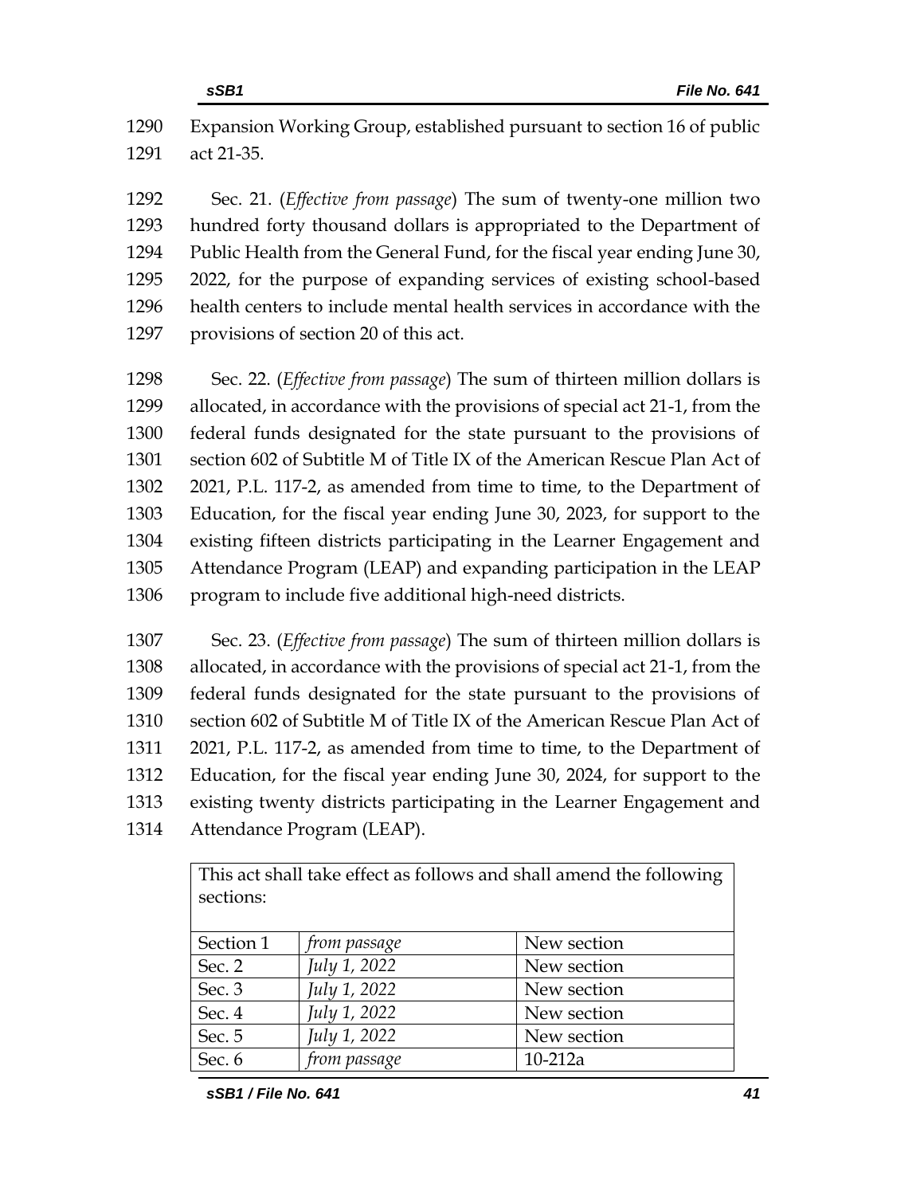Expansion Working Group, established pursuant to section 16 of public act 21-35.

Sec. 21. (*Effective from passage*) The sum of twenty-one million two hundred forty thousand dollars is appropriated to the Department of Public Health from the General Fund, for the fiscal year ending June 30, 2022, for the purpose of expanding services of existing school-based health centers to include mental health services in accordance with the provisions of section 20 of this act.

Sec. 22. (*Effective from passage*) The sum of thirteen million dollars is allocated, in accordance with the provisions of special act 21-1, from the federal funds designated for the state pursuant to the provisions of section 602 of Subtitle M of Title IX of the American Rescue Plan Act of 2021, P.L. 117-2, as amended from time to time, to the Department of Education, for the fiscal year ending June 30, 2023, for support to the existing fifteen districts participating in the Learner Engagement and Attendance Program (LEAP) and expanding participation in the LEAP program to include five additional high-need districts.

Sec. 23. (*Effective from passage*) The sum of thirteen million dollars is allocated, in accordance with the provisions of special act 21-1, from the federal funds designated for the state pursuant to the provisions of section 602 of Subtitle M of Title IX of the American Rescue Plan Act of 2021, P.L. 117-2, as amended from time to time, to the Department of Education, for the fiscal year ending June 30, 2024, for support to the existing twenty districts participating in the Learner Engagement and Attendance Program (LEAP).

| This act shall take effect as follows and shall amend the following sections: | | |
|---|---|---|
| Section 1 | *from passage* | New section |
| Sec. 2 | *July 1, 2022* | New section |
| Sec. 3 | *July 1, 2022* | New section |
| Sec. 4 | *July 1, 2022* | New section |
| Sec. 5 | *July 1, 2022* | New section |
| Sec. 6 | *from passage* | 10-212a |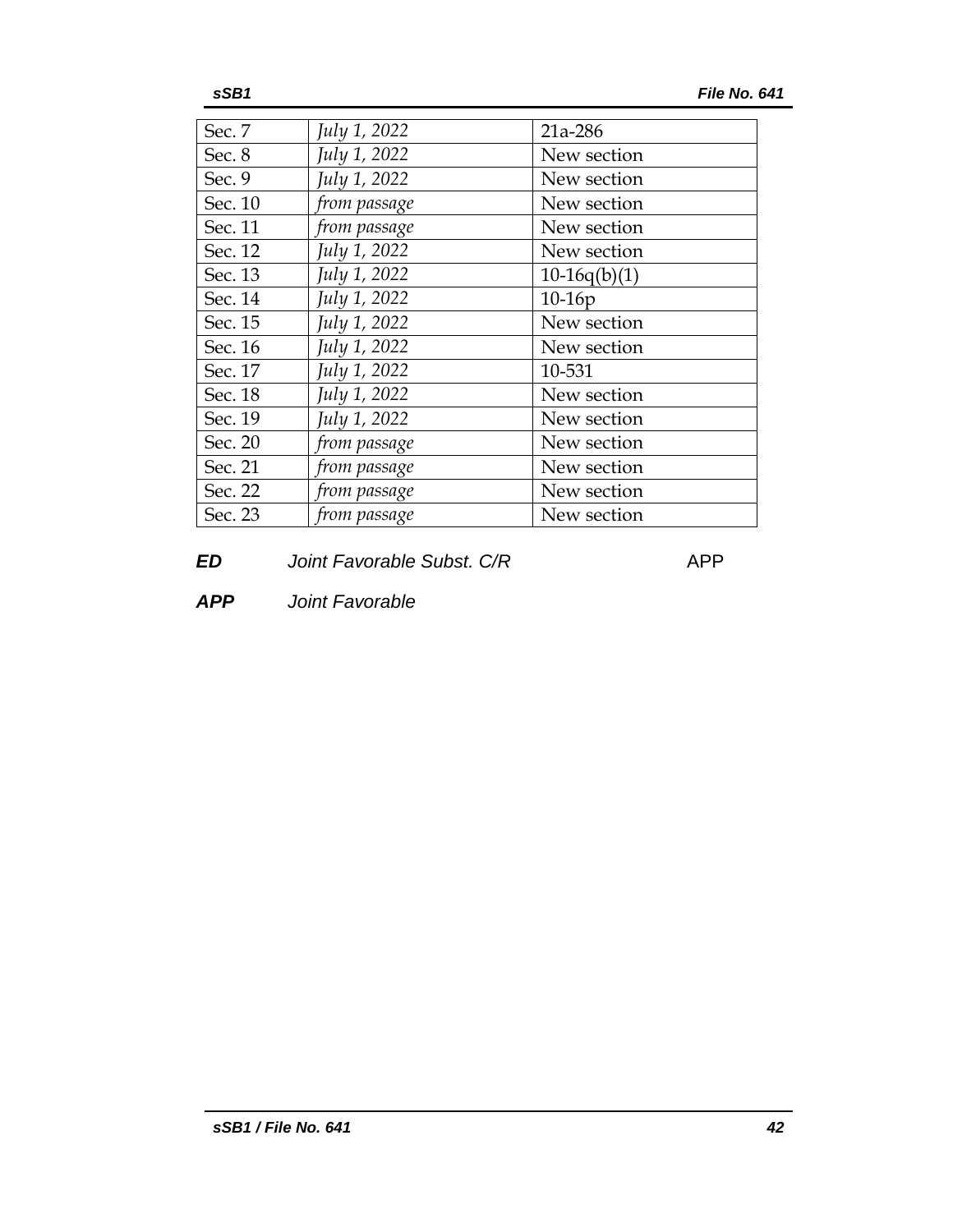| | | |
|---|---|---|
| Sec. 7 | *July 1, 2022* | 21a-286 |
| Sec. 8 | *July 1, 2022* | New section |
| Sec. 9 | *July 1, 2022* | New section |
| Sec. 10 | *from passage* | New section |
| Sec. 11 | *from passage* | New section |
| Sec. 12 | *July 1, 2022* | New section |
| Sec. 13 | *July 1, 2022* | 10-16q(b)(1) |
| Sec. 14 | *July 1, 2022* | 10-16p |
| Sec. 15 | *July 1, 2022* | New section |
| Sec. 16 | *July 1, 2022* | New section |
| Sec. 17 | *July 1, 2022* | 10-531 |
| Sec. 18 | *July 1, 2022* | New section |
| Sec. 19 | *July 1, 2022* | New section |
| Sec. 20 | *from passage* | New section |
| Sec. 21 | *from passage* | New section |
| Sec. 22 | *from passage* | New section |
| Sec. 23 | *from passage* | New section |

***ED*** *Joint Favorable Subst. C/R* APP

***APP*** *Joint Favorable*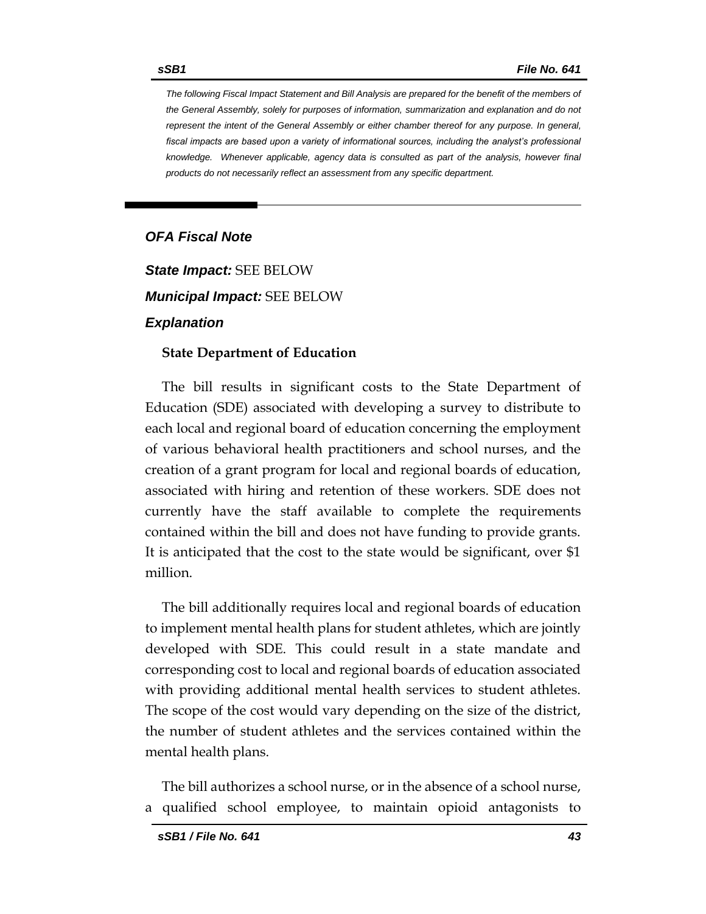*The following Fiscal Impact Statement and Bill Analysis are prepared for the benefit of the members of the General Assembly, solely for purposes of information, summarization and explanation and do not represent the intent of the General Assembly or either chamber thereof for any purpose. In general, fiscal impacts are based upon a variety of informational sources, including the analyst's professional knowledge. Whenever applicable, agency data is consulted as part of the analysis, however final products do not necessarily reflect an assessment from any specific department.*

## *OFA Fiscal Note*

***State Impact:*** SEE BELOW

***Municipal Impact:*** SEE BELOW

### *Explanation*

**State Department of Education**

The bill results in significant costs to the State Department of Education (SDE) associated with developing a survey to distribute to each local and regional board of education concerning the employment of various behavioral health practitioners and school nurses, and the creation of a grant program for local and regional boards of education, associated with hiring and retention of these workers. SDE does not currently have the staff available to complete the requirements contained within the bill and does not have funding to provide grants. It is anticipated that the cost to the state would be significant, over $1 million.

The bill additionally requires local and regional boards of education to implement mental health plans for student athletes, which are jointly developed with SDE. This could result in a state mandate and corresponding cost to local and regional boards of education associated with providing additional mental health services to student athletes. The scope of the cost would vary depending on the size of the district, the number of student athletes and the services contained within the mental health plans.

The bill authorizes a school nurse, or in the absence of a school nurse, a qualified school employee, to maintain opioid antagonists to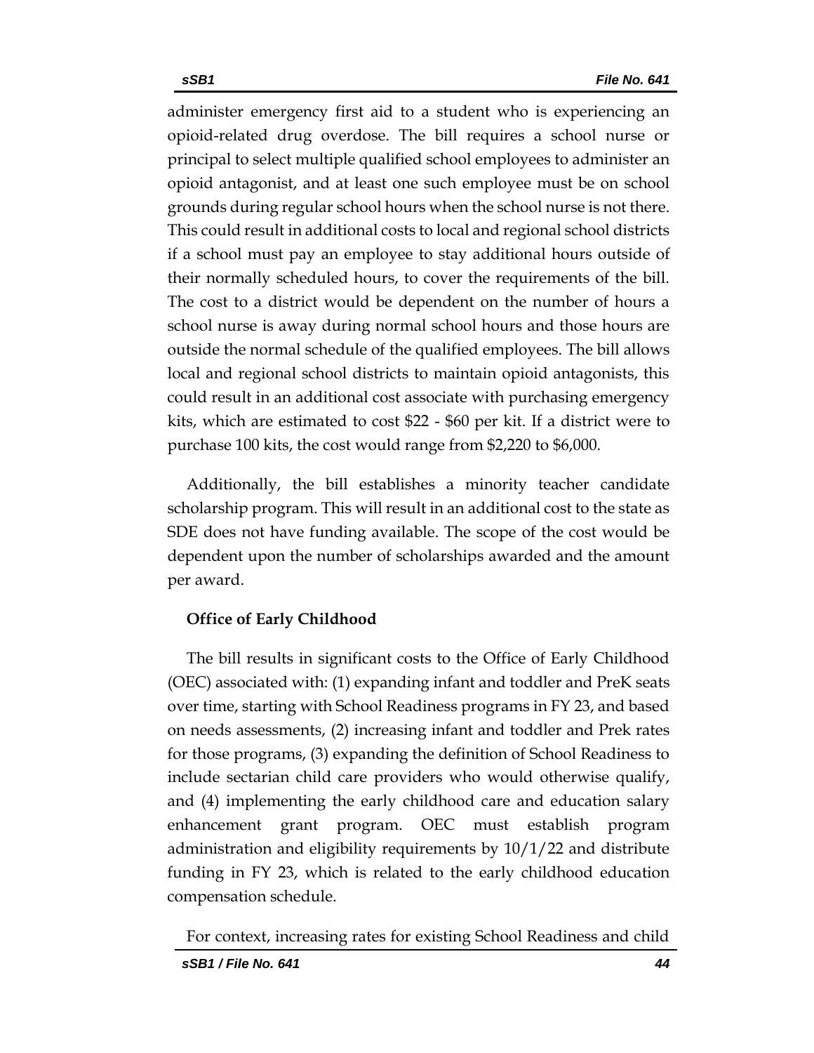administer emergency first aid to a student who is experiencing an opioid-related drug overdose. The bill requires a school nurse or principal to select multiple qualified school employees to administer an opioid antagonist, and at least one such employee must be on school grounds during regular school hours when the school nurse is not there. This could result in additional costs to local and regional school districts if a school must pay an employee to stay additional hours outside of their normally scheduled hours, to cover the requirements of the bill. The cost to a district would be dependent on the number of hours a school nurse is away during normal school hours and those hours are outside the normal schedule of the qualified employees. The bill allows local and regional school districts to maintain opioid antagonists, this could result in an additional cost associate with purchasing emergency kits, which are estimated to cost $22 - $60 per kit. If a district were to purchase 100 kits, the cost would range from $2,220 to $6,000.

Additionally, the bill establishes a minority teacher candidate scholarship program. This will result in an additional cost to the state as SDE does not have funding available. The scope of the cost would be dependent upon the number of scholarships awarded and the amount per award.

**Office of Early Childhood**

The bill results in significant costs to the Office of Early Childhood (OEC) associated with: (1) expanding infant and toddler and PreK seats over time, starting with School Readiness programs in FY 23, and based on needs assessments, (2) increasing infant and toddler and Prek rates for those programs, (3) expanding the definition of School Readiness to include sectarian child care providers who would otherwise qualify, and (4) implementing the early childhood care and education salary enhancement grant program. OEC must establish program administration and eligibility requirements by 10/1/22 and distribute funding in FY 23, which is related to the early childhood education compensation schedule.

For context, increasing rates for existing School Readiness and child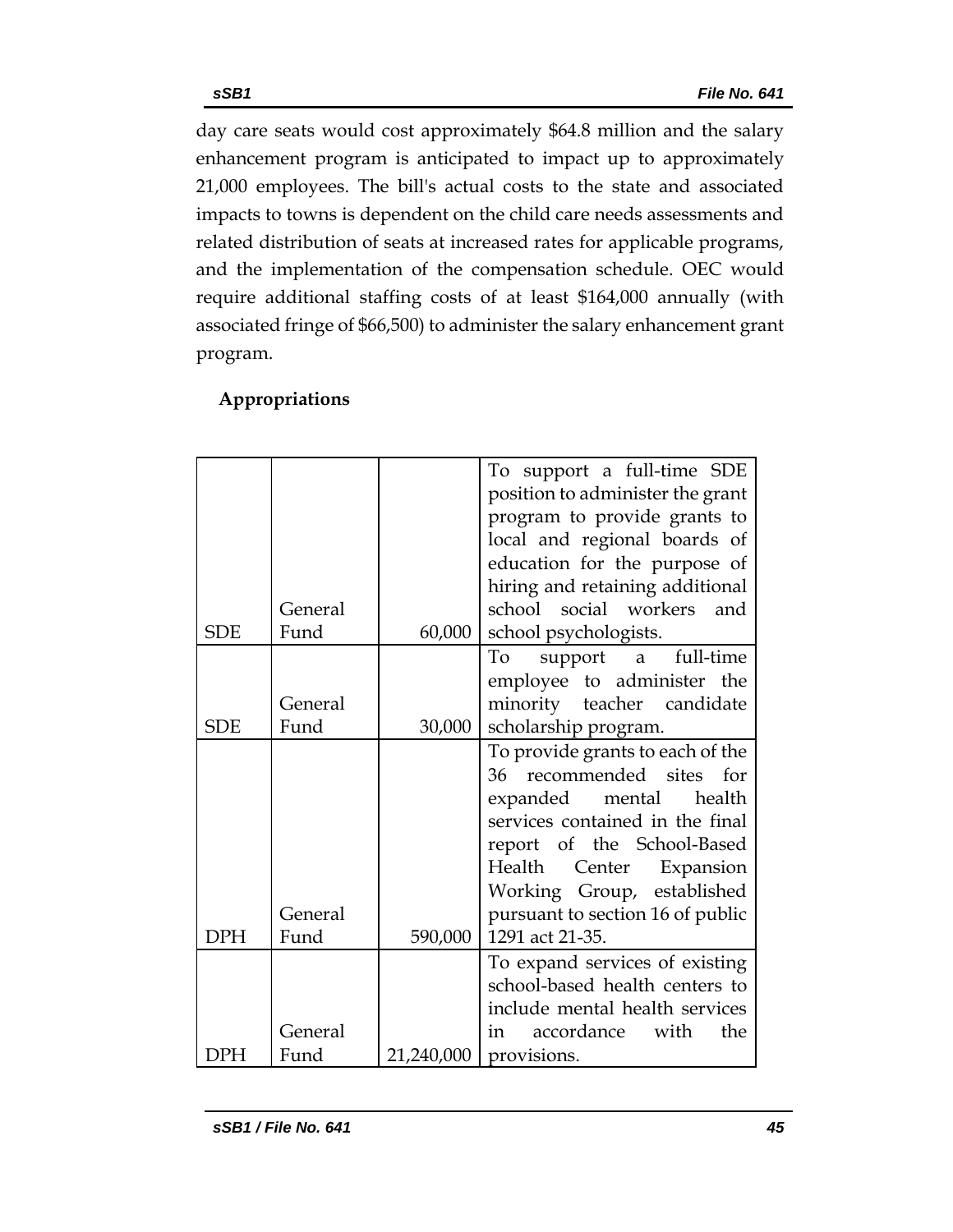day care seats would cost approximately $64.8 million and the salary enhancement program is anticipated to impact up to approximately 21,000 employees. The bill's actual costs to the state and associated impacts to towns is dependent on the child care needs assessments and related distribution of seats at increased rates for applicable programs, and the implementation of the compensation schedule. OEC would require additional staffing costs of at least $164,000 annually (with associated fringe of $66,500) to administer the salary enhancement grant program.

**Appropriations**

| | | | |
|---|---|---|---|
| SDE | General Fund | 60,000 | To support a full-time SDE position to administer the grant program to provide grants to local and regional boards of education for the purpose of hiring and retaining additional school social workers and school psychologists. |
| SDE | General Fund | 30,000 | To support a full-time employee to administer the minority teacher candidate scholarship program. |
| DPH | General Fund | 590,000 | To provide grants to each of the 36 recommended sites for expanded mental health services contained in the final report of the School-Based Health Center Expansion Working Group, established pursuant to section 16 of public 1291 act 21-35. |
| DPH | General Fund | 21,240,000 | To expand services of existing school-based health centers to include mental health services in accordance with the provisions. |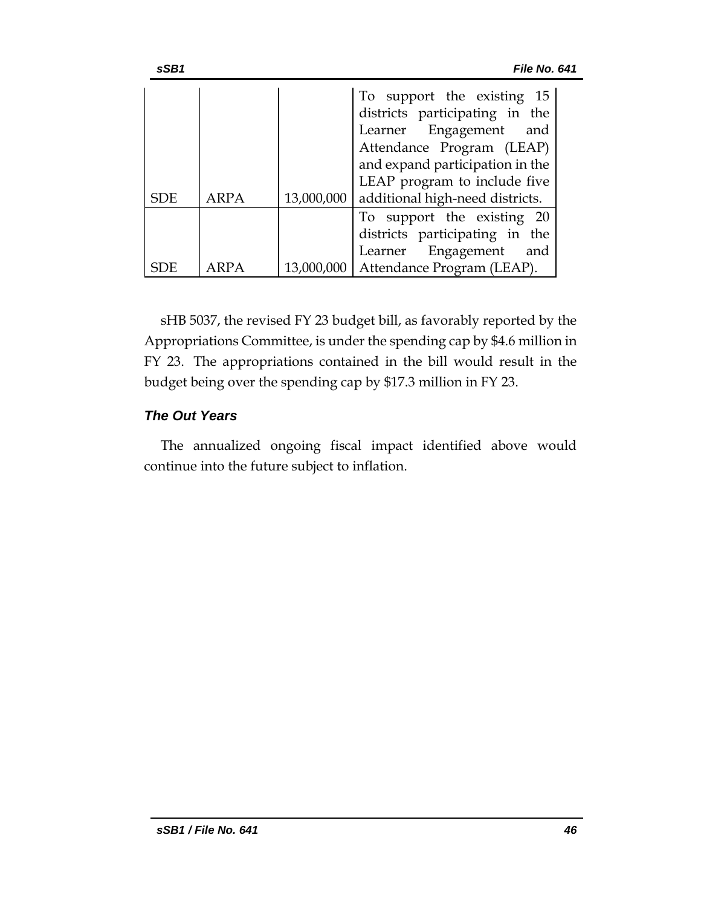| | | | |
|---|---|---|---|
| SDE | ARPA | 13,000,000 | To support the existing 15 districts participating in the Learner Engagement and Attendance Program (LEAP) and expand participation in the LEAP program to include five additional high-need districts. |
| SDE | ARPA | 13,000,000 | To support the existing 20 districts participating in the Learner Engagement and Attendance Program (LEAP). |

sHB 5037, the revised FY 23 budget bill, as favorably reported by the Appropriations Committee, is under the spending cap by $4.6 million in FY 23. The appropriations contained in the bill would result in the budget being over the spending cap by $17.3 million in FY 23.

### *The Out Years*

The annualized ongoing fiscal impact identified above would continue into the future subject to inflation.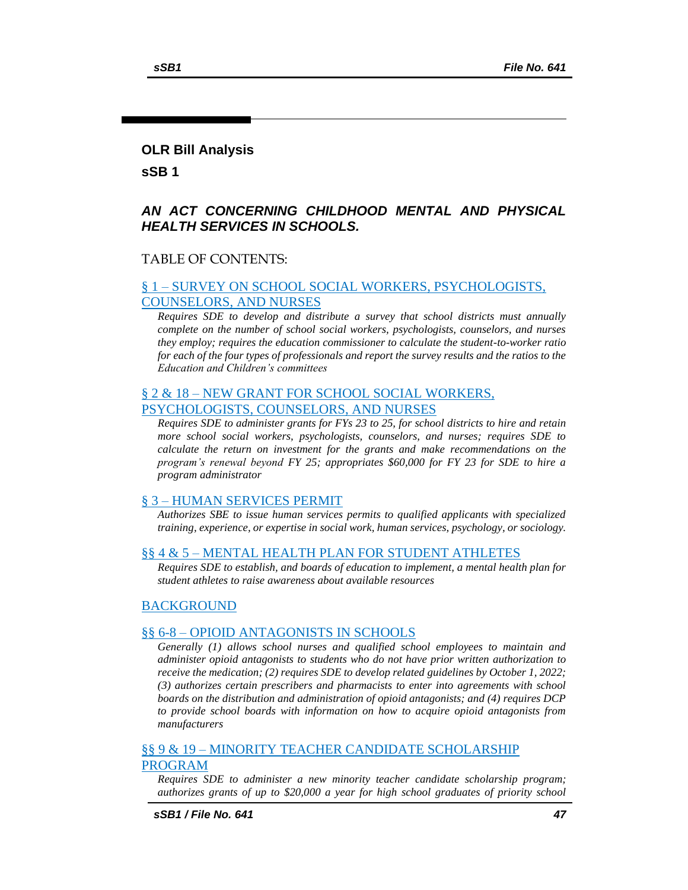## OLR Bill Analysis

## sSB 1

### *AN ACT CONCERNING CHILDHOOD MENTAL AND PHYSICAL HEALTH SERVICES IN SCHOOLS.*

TABLE OF CONTENTS:

§ 1 – SURVEY ON SCHOOL SOCIAL WORKERS, PSYCHOLOGISTS, COUNSELORS, AND NURSES

*Requires SDE to develop and distribute a survey that school districts must annually complete on the number of school social workers, psychologists, counselors, and nurses they employ; requires the education commissioner to calculate the student-to-worker ratio for each of the four types of professionals and report the survey results and the ratios to the Education and Children's committees*

§ 2 & 18 – NEW GRANT FOR SCHOOL SOCIAL WORKERS, PSYCHOLOGISTS, COUNSELORS, AND NURSES

*Requires SDE to administer grants for FYs 23 to 25, for school districts to hire and retain more school social workers, psychologists, counselors, and nurses; requires SDE to calculate the return on investment for the grants and make recommendations on the program's renewal beyond FY 25; appropriates $60,000 for FY 23 for SDE to hire a program administrator*

§ 3 – HUMAN SERVICES PERMIT

*Authorizes SBE to issue human services permits to qualified applicants with specialized training, experience, or expertise in social work, human services, psychology, or sociology.*

§§ 4 & 5 – MENTAL HEALTH PLAN FOR STUDENT ATHLETES

*Requires SDE to establish, and boards of education to implement, a mental health plan for student athletes to raise awareness about available resources*

BACKGROUND

§§ 6-8 – OPIOID ANTAGONISTS IN SCHOOLS

*Generally (1) allows school nurses and qualified school employees to maintain and administer opioid antagonists to students who do not have prior written authorization to receive the medication; (2) requires SDE to develop related guidelines by October 1, 2022; (3) authorizes certain prescribers and pharmacists to enter into agreements with school boards on the distribution and administration of opioid antagonists; and (4) requires DCP to provide school boards with information on how to acquire opioid antagonists from manufacturers*

§§ 9 & 19 – MINORITY TEACHER CANDIDATE SCHOLARSHIP PROGRAM

*Requires SDE to administer a new minority teacher candidate scholarship program; authorizes grants of up to $20,000 a year for high school graduates of priority school*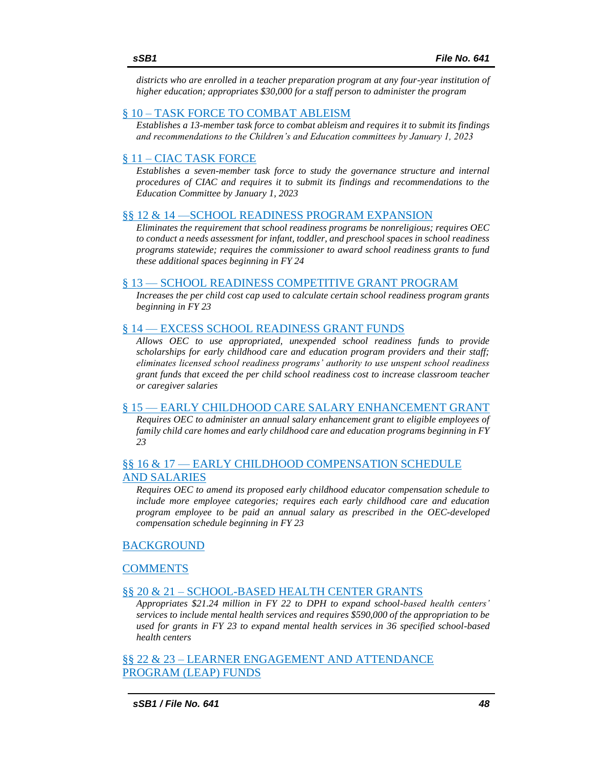*districts who are enrolled in a teacher preparation program at any four-year institution of higher education; appropriates $30,000 for a staff person to administer the program*

[§ 10 – TASK FORCE TO COMBAT ABLEISM]

*Establishes a 13-member task force to combat ableism and requires it to submit its findings and recommendations to the Children's and Education committees by January 1, 2023*

[§ 11 – CIAC TASK FORCE]

*Establishes a seven-member task force to study the governance structure and internal procedures of CIAC and requires it to submit its findings and recommendations to the Education Committee by January 1, 2023*

[§§ 12 & 14 —SCHOOL READINESS PROGRAM EXPANSION]

*Eliminates the requirement that school readiness programs be nonreligious; requires OEC to conduct a needs assessment for infant, toddler, and preschool spaces in school readiness programs statewide; requires the commissioner to award school readiness grants to fund these additional spaces beginning in FY 24*

[§ 13 — SCHOOL READINESS COMPETITIVE GRANT PROGRAM]

*Increases the per child cost cap used to calculate certain school readiness program grants beginning in FY 23*

[§ 14 — EXCESS SCHOOL READINESS GRANT FUNDS]

*Allows OEC to use appropriated, unexpended school readiness funds to provide scholarships for early childhood care and education program providers and their staff; eliminates licensed school readiness programs' authority to use unspent school readiness grant funds that exceed the per child school readiness cost to increase classroom teacher or caregiver salaries*

[§ 15 — EARLY CHILDHOOD CARE SALARY ENHANCEMENT GRANT]

*Requires OEC to administer an annual salary enhancement grant to eligible employees of family child care homes and early childhood care and education programs beginning in FY 23*

[§§ 16 & 17 — EARLY CHILDHOOD COMPENSATION SCHEDULE AND SALARIES]

*Requires OEC to amend its proposed early childhood educator compensation schedule to include more employee categories; requires each early childhood care and education program employee to be paid an annual salary as prescribed in the OEC-developed compensation schedule beginning in FY 23*

[BACKGROUND]

[COMMENTS]

[§§ 20 & 21 – SCHOOL-BASED HEALTH CENTER GRANTS]

*Appropriates $21.24 million in FY 22 to DPH to expand school-based health centers' services to include mental health services and requires $590,000 of the appropriation to be used for grants in FY 23 to expand mental health services in 36 specified school-based health centers*

[§§ 22 & 23 – LEARNER ENGAGEMENT AND ATTENDANCE PROGRAM (LEAP) FUNDS]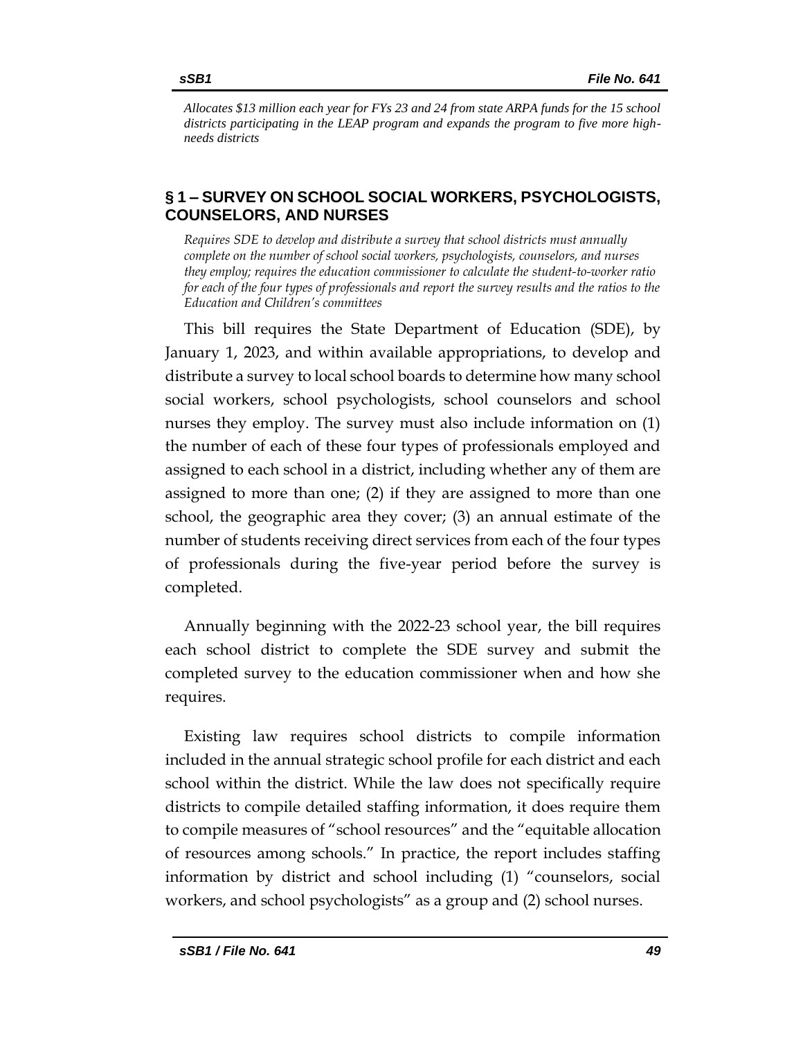*Allocates $13 million each year for FYs 23 and 24 from state ARPA funds for the 15 school districts participating in the LEAP program and expands the program to five more high-needs districts*

## § 1 – SURVEY ON SCHOOL SOCIAL WORKERS, PSYCHOLOGISTS, COUNSELORS, AND NURSES

*Requires SDE to develop and distribute a survey that school districts must annually complete on the number of school social workers, psychologists, counselors, and nurses they employ; requires the education commissioner to calculate the student-to-worker ratio for each of the four types of professionals and report the survey results and the ratios to the Education and Children's committees*

This bill requires the State Department of Education (SDE), by January 1, 2023, and within available appropriations, to develop and distribute a survey to local school boards to determine how many school social workers, school psychologists, school counselors and school nurses they employ. The survey must also include information on (1) the number of each of these four types of professionals employed and assigned to each school in a district, including whether any of them are assigned to more than one; (2) if they are assigned to more than one school, the geographic area they cover; (3) an annual estimate of the number of students receiving direct services from each of the four types of professionals during the five-year period before the survey is completed.

Annually beginning with the 2022-23 school year, the bill requires each school district to complete the SDE survey and submit the completed survey to the education commissioner when and how she requires.

Existing law requires school districts to compile information included in the annual strategic school profile for each district and each school within the district. While the law does not specifically require districts to compile detailed staffing information, it does require them to compile measures of "school resources" and the "equitable allocation of resources among schools." In practice, the report includes staffing information by district and school including (1) "counselors, social workers, and school psychologists" as a group and (2) school nurses.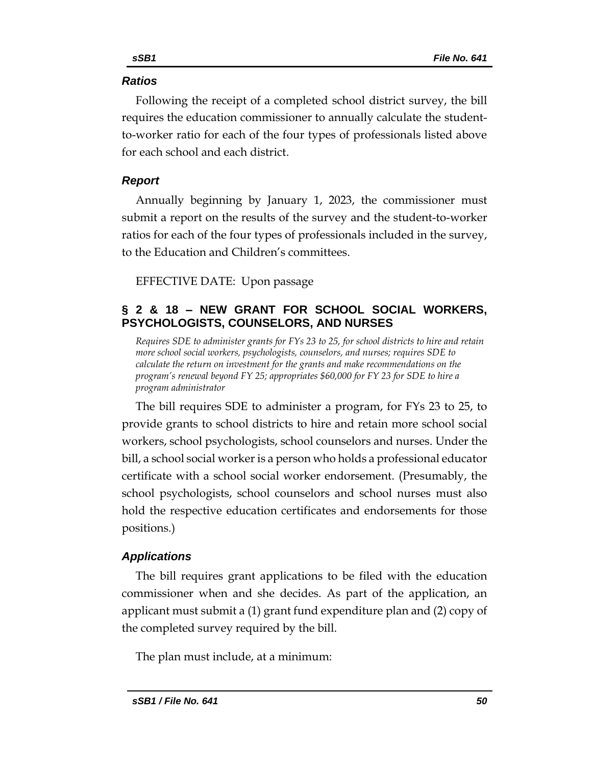### *Ratios*

Following the receipt of a completed school district survey, the bill requires the education commissioner to annually calculate the student-to-worker ratio for each of the four types of professionals listed above for each school and each district.

### *Report*

Annually beginning by January 1, 2023, the commissioner must submit a report on the results of the survey and the student-to-worker ratios for each of the four types of professionals included in the survey, to the Education and Children's committees.

EFFECTIVE DATE: Upon passage

## § 2 & 18 – NEW GRANT FOR SCHOOL SOCIAL WORKERS, PSYCHOLOGISTS, COUNSELORS, AND NURSES

*Requires SDE to administer grants for FYs 23 to 25, for school districts to hire and retain more school social workers, psychologists, counselors, and nurses; requires SDE to calculate the return on investment for the grants and make recommendations on the program's renewal beyond FY 25; appropriates $60,000 for FY 23 for SDE to hire a program administrator*

The bill requires SDE to administer a program, for FYs 23 to 25, to provide grants to school districts to hire and retain more school social workers, school psychologists, school counselors and nurses. Under the bill, a school social worker is a person who holds a professional educator certificate with a school social worker endorsement. (Presumably, the school psychologists, school counselors and school nurses must also hold the respective education certificates and endorsements for those positions.)

### *Applications*

The bill requires grant applications to be filed with the education commissioner when and she decides. As part of the application, an applicant must submit a (1) grant fund expenditure plan and (2) copy of the completed survey required by the bill.

The plan must include, at a minimum: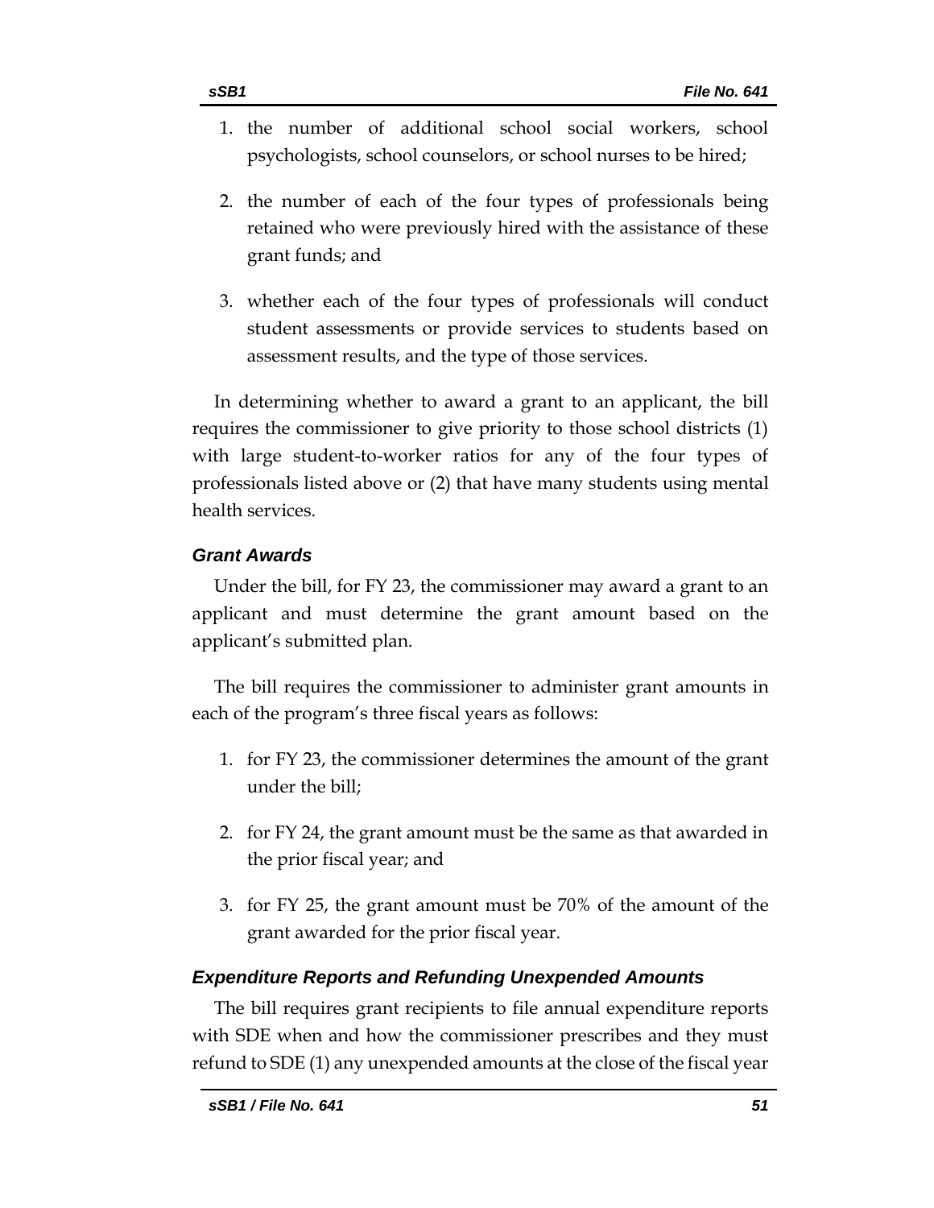1. the number of additional school social workers, school psychologists, school counselors, or school nurses to be hired;
2. the number of each of the four types of professionals being retained who were previously hired with the assistance of these grant funds; and
3. whether each of the four types of professionals will conduct student assessments or provide services to students based on assessment results, and the type of those services.

In determining whether to award a grant to an applicant, the bill requires the commissioner to give priority to those school districts (1) with large student-to-worker ratios for any of the four types of professionals listed above or (2) that have many students using mental health services.

### *Grant Awards*

Under the bill, for FY 23, the commissioner may award a grant to an applicant and must determine the grant amount based on the applicant's submitted plan.

The bill requires the commissioner to administer grant amounts in each of the program's three fiscal years as follows:

1. for FY 23, the commissioner determines the amount of the grant under the bill;
2. for FY 24, the grant amount must be the same as that awarded in the prior fiscal year; and
3. for FY 25, the grant amount must be 70% of the amount of the grant awarded for the prior fiscal year.

### *Expenditure Reports and Refunding Unexpended Amounts*

The bill requires grant recipients to file annual expenditure reports with SDE when and how the commissioner prescribes and they must refund to SDE (1) any unexpended amounts at the close of the fiscal year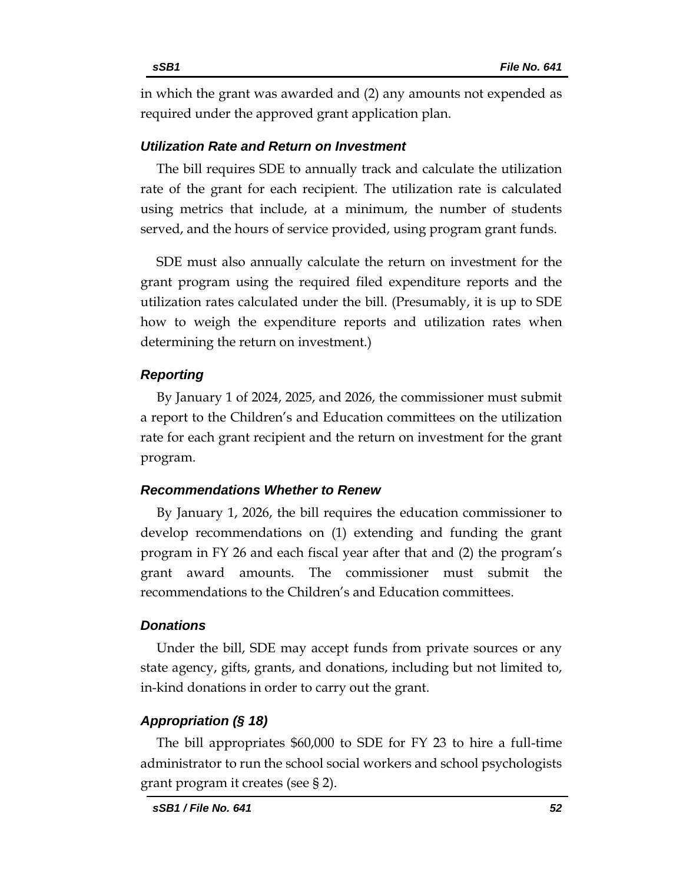in which the grant was awarded and (2) any amounts not expended as required under the approved grant application plan.

### *Utilization Rate and Return on Investment*

The bill requires SDE to annually track and calculate the utilization rate of the grant for each recipient. The utilization rate is calculated using metrics that include, at a minimum, the number of students served, and the hours of service provided, using program grant funds.

SDE must also annually calculate the return on investment for the grant program using the required filed expenditure reports and the utilization rates calculated under the bill. (Presumably, it is up to SDE how to weigh the expenditure reports and utilization rates when determining the return on investment.)

### *Reporting*

By January 1 of 2024, 2025, and 2026, the commissioner must submit a report to the Children's and Education committees on the utilization rate for each grant recipient and the return on investment for the grant program.

### *Recommendations Whether to Renew*

By January 1, 2026, the bill requires the education commissioner to develop recommendations on (1) extending and funding the grant program in FY 26 and each fiscal year after that and (2) the program's grant award amounts. The commissioner must submit the recommendations to the Children's and Education committees.

### *Donations*

Under the bill, SDE may accept funds from private sources or any state agency, gifts, grants, and donations, including but not limited to, in-kind donations in order to carry out the grant.

### *Appropriation (§ 18)*

The bill appropriates $60,000 to SDE for FY 23 to hire a full-time administrator to run the school social workers and school psychologists grant program it creates (see § 2).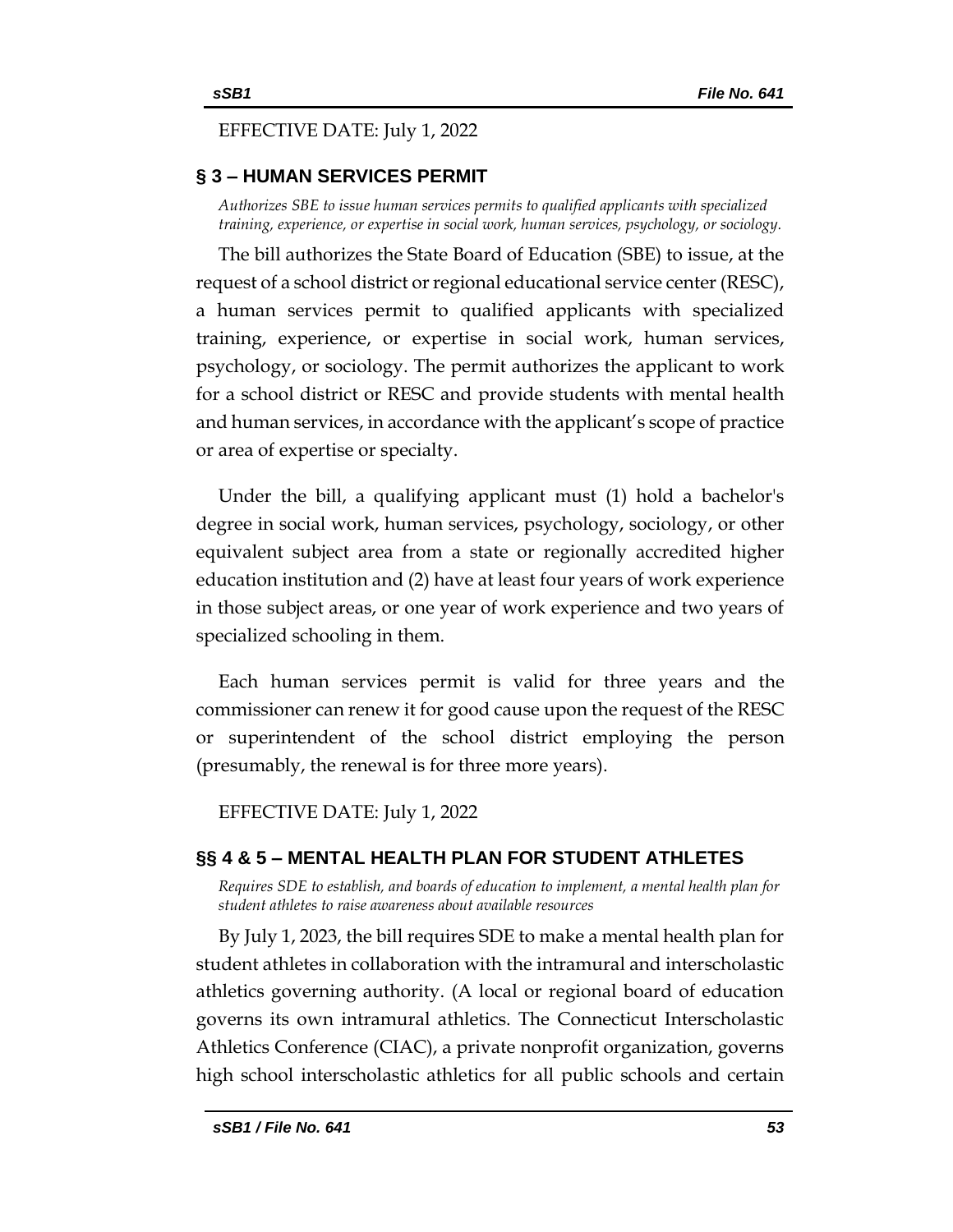EFFECTIVE DATE: July 1, 2022

## § 3 – HUMAN SERVICES PERMIT

*Authorizes SBE to issue human services permits to qualified applicants with specialized training, experience, or expertise in social work, human services, psychology, or sociology.*

The bill authorizes the State Board of Education (SBE) to issue, at the request of a school district or regional educational service center (RESC), a human services permit to qualified applicants with specialized training, experience, or expertise in social work, human services, psychology, or sociology. The permit authorizes the applicant to work for a school district or RESC and provide students with mental health and human services, in accordance with the applicant's scope of practice or area of expertise or specialty.

Under the bill, a qualifying applicant must (1) hold a bachelor's degree in social work, human services, psychology, sociology, or other equivalent subject area from a state or regionally accredited higher education institution and (2) have at least four years of work experience in those subject areas, or one year of work experience and two years of specialized schooling in them.

Each human services permit is valid for three years and the commissioner can renew it for good cause upon the request of the RESC or superintendent of the school district employing the person (presumably, the renewal is for three more years).

EFFECTIVE DATE: July 1, 2022

## §§ 4 & 5 – MENTAL HEALTH PLAN FOR STUDENT ATHLETES

*Requires SDE to establish, and boards of education to implement, a mental health plan for student athletes to raise awareness about available resources*

By July 1, 2023, the bill requires SDE to make a mental health plan for student athletes in collaboration with the intramural and interscholastic athletics governing authority. (A local or regional board of education governs its own intramural athletics. The Connecticut Interscholastic Athletics Conference (CIAC), a private nonprofit organization, governs high school interscholastic athletics for all public schools and certain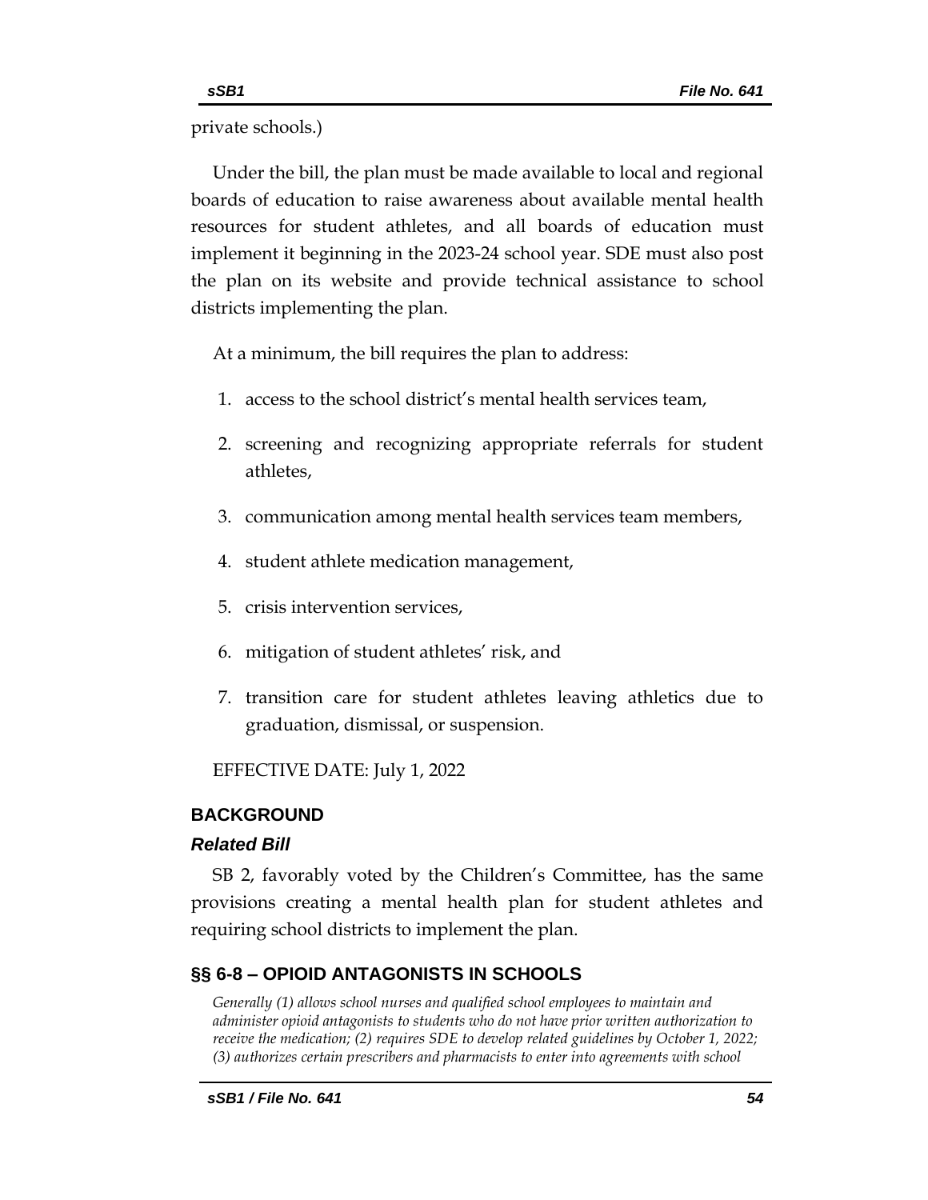private schools.)

Under the bill, the plan must be made available to local and regional boards of education to raise awareness about available mental health resources for student athletes, and all boards of education must implement it beginning in the 2023-24 school year. SDE must also post the plan on its website and provide technical assistance to school districts implementing the plan.

At a minimum, the bill requires the plan to address:

1. access to the school district's mental health services team,
2. screening and recognizing appropriate referrals for student athletes,
3. communication among mental health services team members,
4. student athlete medication management,
5. crisis intervention services,
6. mitigation of student athletes' risk, and
7. transition care for student athletes leaving athletics due to graduation, dismissal, or suspension.

EFFECTIVE DATE: July 1, 2022

## BACKGROUND

### *Related Bill*

SB 2, favorably voted by the Children's Committee, has the same provisions creating a mental health plan for student athletes and requiring school districts to implement the plan.

## §§ 6-8 – OPIOID ANTAGONISTS IN SCHOOLS

*Generally (1) allows school nurses and qualified school employees to maintain and administer opioid antagonists to students who do not have prior written authorization to receive the medication; (2) requires SDE to develop related guidelines by October 1, 2022; (3) authorizes certain prescribers and pharmacists to enter into agreements with school*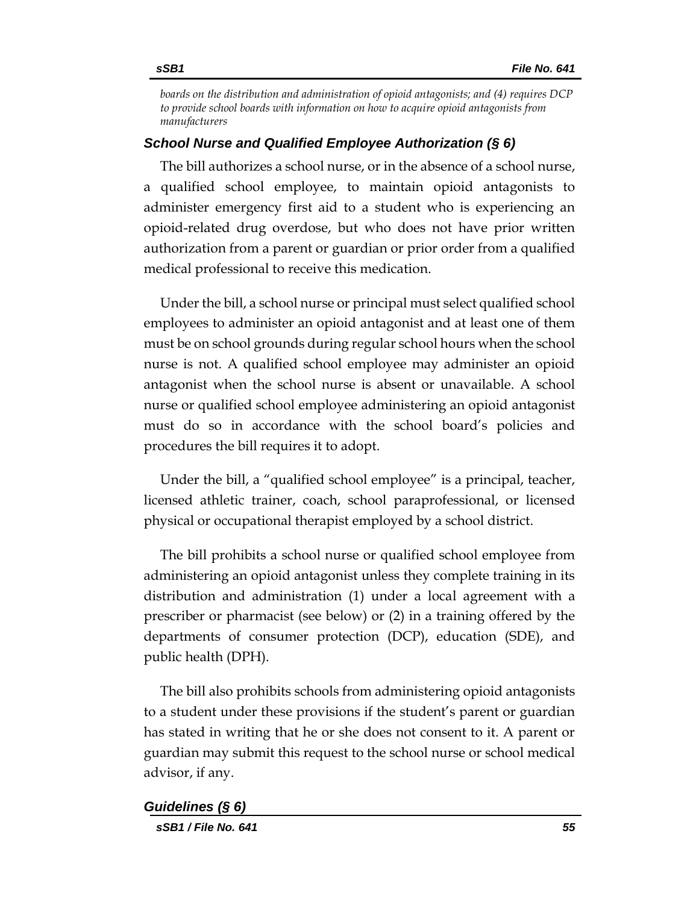*boards on the distribution and administration of opioid antagonists; and (4) requires DCP to provide school boards with information on how to acquire opioid antagonists from manufacturers*

### *School Nurse and Qualified Employee Authorization (§ 6)*

The bill authorizes a school nurse, or in the absence of a school nurse, a qualified school employee, to maintain opioid antagonists to administer emergency first aid to a student who is experiencing an opioid-related drug overdose, but who does not have prior written authorization from a parent or guardian or prior order from a qualified medical professional to receive this medication.

Under the bill, a school nurse or principal must select qualified school employees to administer an opioid antagonist and at least one of them must be on school grounds during regular school hours when the school nurse is not. A qualified school employee may administer an opioid antagonist when the school nurse is absent or unavailable. A school nurse or qualified school employee administering an opioid antagonist must do so in accordance with the school board's policies and procedures the bill requires it to adopt.

Under the bill, a "qualified school employee" is a principal, teacher, licensed athletic trainer, coach, school paraprofessional, or licensed physical or occupational therapist employed by a school district.

The bill prohibits a school nurse or qualified school employee from administering an opioid antagonist unless they complete training in its distribution and administration (1) under a local agreement with a prescriber or pharmacist (see below) or (2) in a training offered by the departments of consumer protection (DCP), education (SDE), and public health (DPH).

The bill also prohibits schools from administering opioid antagonists to a student under these provisions if the student's parent or guardian has stated in writing that he or she does not consent to it. A parent or guardian may submit this request to the school nurse or school medical advisor, if any.

### *Guidelines (§ 6)*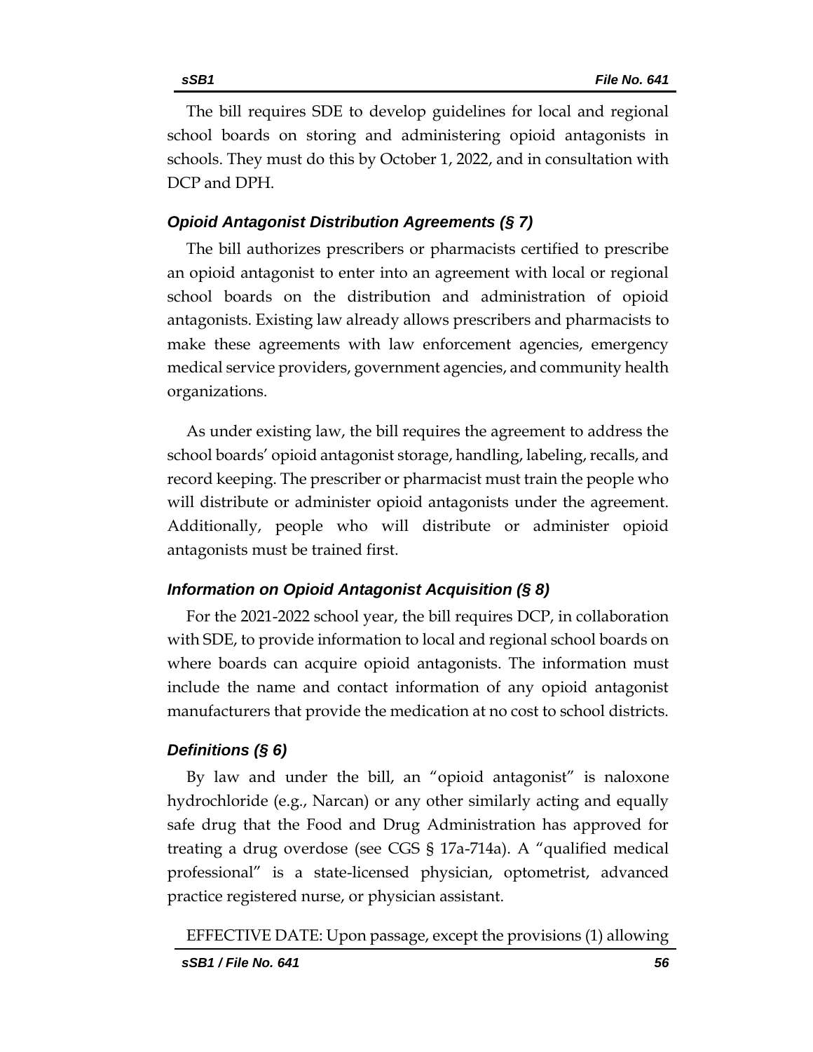The bill requires SDE to develop guidelines for local and regional school boards on storing and administering opioid antagonists in schools. They must do this by October 1, 2022, and in consultation with DCP and DPH.

### *Opioid Antagonist Distribution Agreements (§ 7)*

The bill authorizes prescribers or pharmacists certified to prescribe an opioid antagonist to enter into an agreement with local or regional school boards on the distribution and administration of opioid antagonists. Existing law already allows prescribers and pharmacists to make these agreements with law enforcement agencies, emergency medical service providers, government agencies, and community health organizations.

As under existing law, the bill requires the agreement to address the school boards' opioid antagonist storage, handling, labeling, recalls, and record keeping. The prescriber or pharmacist must train the people who will distribute or administer opioid antagonists under the agreement. Additionally, people who will distribute or administer opioid antagonists must be trained first.

### *Information on Opioid Antagonist Acquisition (§ 8)*

For the 2021-2022 school year, the bill requires DCP, in collaboration with SDE, to provide information to local and regional school boards on where boards can acquire opioid antagonists. The information must include the name and contact information of any opioid antagonist manufacturers that provide the medication at no cost to school districts.

### *Definitions (§ 6)*

By law and under the bill, an "opioid antagonist" is naloxone hydrochloride (e.g., Narcan) or any other similarly acting and equally safe drug that the Food and Drug Administration has approved for treating a drug overdose (see CGS § 17a-714a). A "qualified medical professional" is a state-licensed physician, optometrist, advanced practice registered nurse, or physician assistant.

EFFECTIVE DATE: Upon passage, except the provisions (1) allowing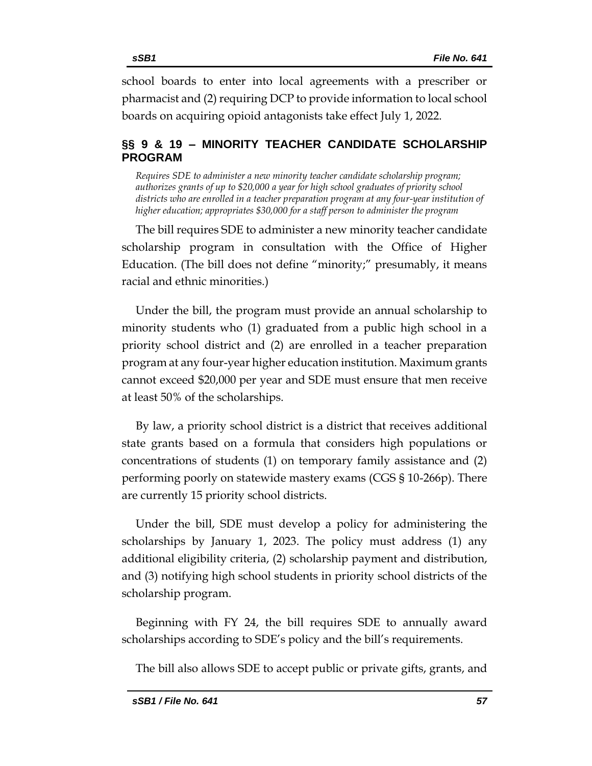school boards to enter into local agreements with a prescriber or pharmacist and (2) requiring DCP to provide information to local school boards on acquiring opioid antagonists take effect July 1, 2022.

## §§ 9 & 19 – MINORITY TEACHER CANDIDATE SCHOLARSHIP PROGRAM

*Requires SDE to administer a new minority teacher candidate scholarship program; authorizes grants of up to $20,000 a year for high school graduates of priority school districts who are enrolled in a teacher preparation program at any four-year institution of higher education; appropriates $30,000 for a staff person to administer the program*

The bill requires SDE to administer a new minority teacher candidate scholarship program in consultation with the Office of Higher Education. (The bill does not define "minority;" presumably, it means racial and ethnic minorities.)

Under the bill, the program must provide an annual scholarship to minority students who (1) graduated from a public high school in a priority school district and (2) are enrolled in a teacher preparation program at any four-year higher education institution. Maximum grants cannot exceed $20,000 per year and SDE must ensure that men receive at least 50% of the scholarships.

By law, a priority school district is a district that receives additional state grants based on a formula that considers high populations or concentrations of students (1) on temporary family assistance and (2) performing poorly on statewide mastery exams (CGS § 10-266p). There are currently 15 priority school districts.

Under the bill, SDE must develop a policy for administering the scholarships by January 1, 2023. The policy must address (1) any additional eligibility criteria, (2) scholarship payment and distribution, and (3) notifying high school students in priority school districts of the scholarship program.

Beginning with FY 24, the bill requires SDE to annually award scholarships according to SDE's policy and the bill's requirements.

The bill also allows SDE to accept public or private gifts, grants, and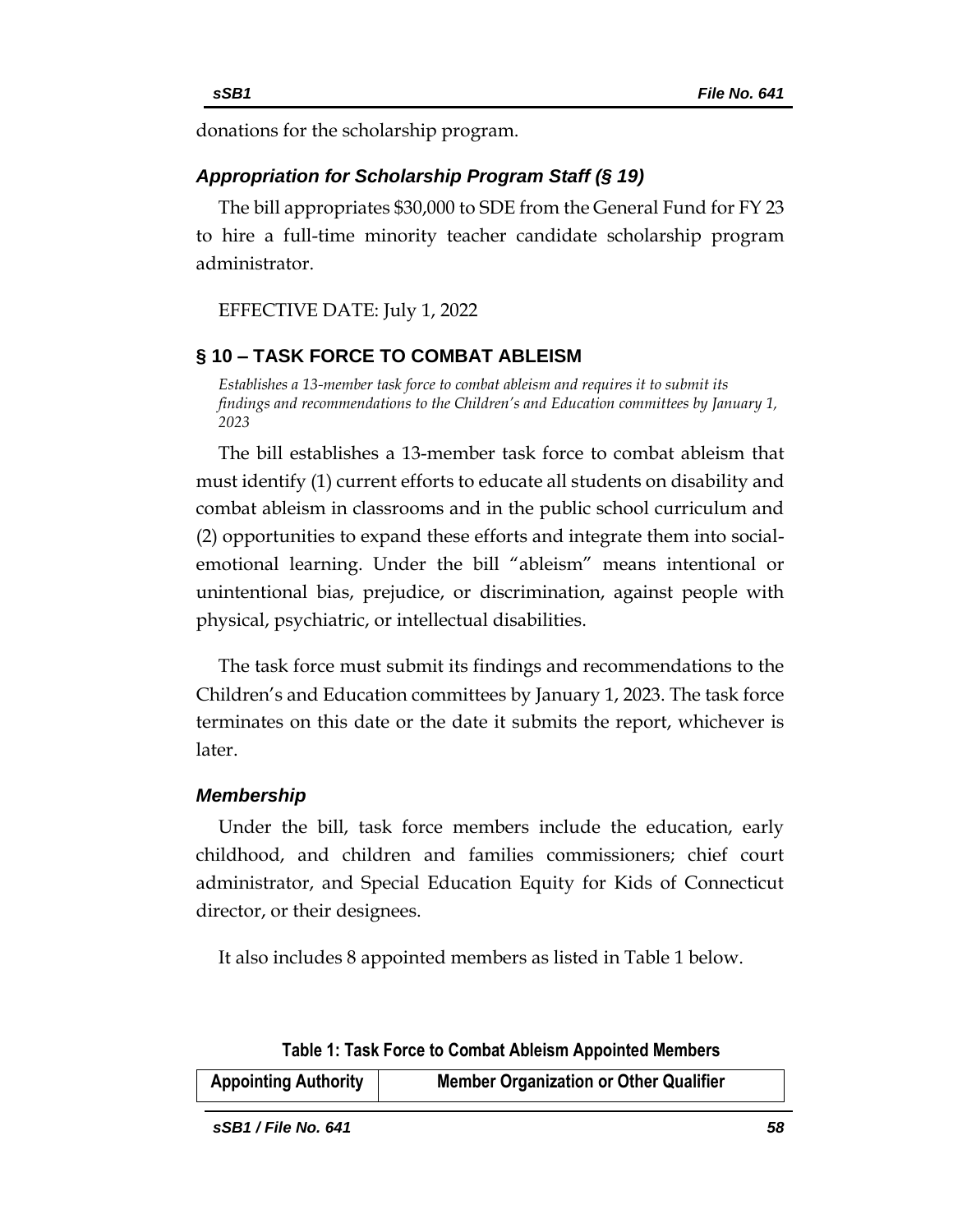donations for the scholarship program.

### *Appropriation for Scholarship Program Staff (§ 19)*

The bill appropriates $30,000 to SDE from the General Fund for FY 23 to hire a full-time minority teacher candidate scholarship program administrator.

EFFECTIVE DATE: July 1, 2022

## § 10 – TASK FORCE TO COMBAT ABLEISM

*Establishes a 13-member task force to combat ableism and requires it to submit its findings and recommendations to the Children's and Education committees by January 1, 2023*

The bill establishes a 13-member task force to combat ableism that must identify (1) current efforts to educate all students on disability and combat ableism in classrooms and in the public school curriculum and (2) opportunities to expand these efforts and integrate them into social-emotional learning. Under the bill "ableism" means intentional or unintentional bias, prejudice, or discrimination, against people with physical, psychiatric, or intellectual disabilities.

The task force must submit its findings and recommendations to the Children's and Education committees by January 1, 2023. The task force terminates on this date or the date it submits the report, whichever is later.

### *Membership*

Under the bill, task force members include the education, early childhood, and children and families commissioners; chief court administrator, and Special Education Equity for Kids of Connecticut director, or their designees.

It also includes 8 appointed members as listed in Table 1 below.

**Table 1: Task Force to Combat Ableism Appointed Members**

| Appointing Authority | Member Organization or Other Qualifier |
|---|---|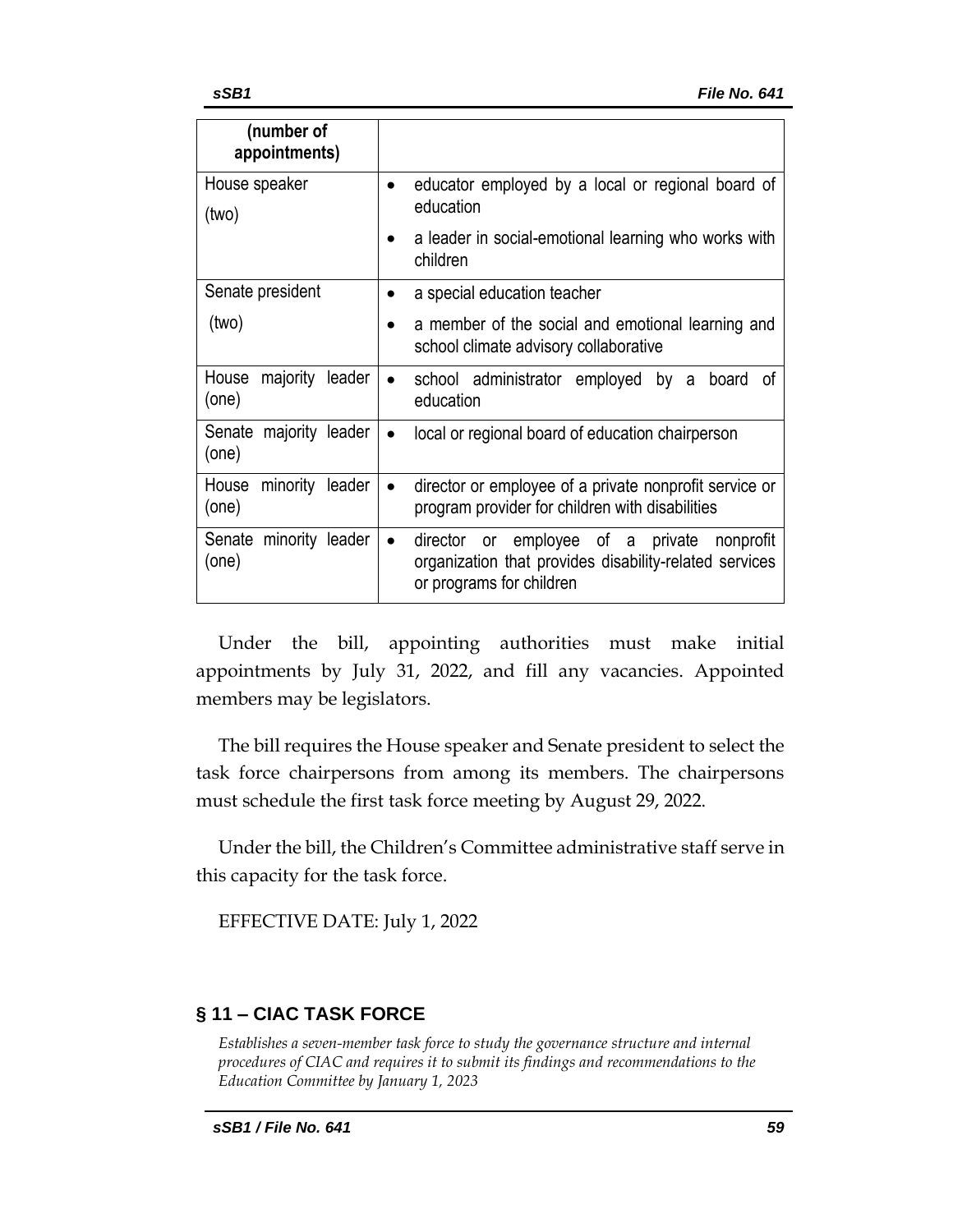| (number of appointments) | |
|---|---|
| House speaker (two) | • educator employed by a local or regional board of education<br>• a leader in social-emotional learning who works with children |
| Senate president (two) | • a special education teacher<br>• a member of the social and emotional learning and school climate advisory collaborative |
| House majority leader (one) | • school administrator employed by a board of education |
| Senate majority leader (one) | • local or regional board of education chairperson |
| House minority leader (one) | • director or employee of a private nonprofit service or program provider for children with disabilities |
| Senate minority leader (one) | • director or employee of a private nonprofit organization that provides disability-related services or programs for children |

Under the bill, appointing authorities must make initial appointments by July 31, 2022, and fill any vacancies. Appointed members may be legislators.

The bill requires the House speaker and Senate president to select the task force chairpersons from among its members. The chairpersons must schedule the first task force meeting by August 29, 2022.

Under the bill, the Children's Committee administrative staff serve in this capacity for the task force.

EFFECTIVE DATE: July 1, 2022

## § 11 – CIAC TASK FORCE

*Establishes a seven-member task force to study the governance structure and internal procedures of CIAC and requires it to submit its findings and recommendations to the Education Committee by January 1, 2023*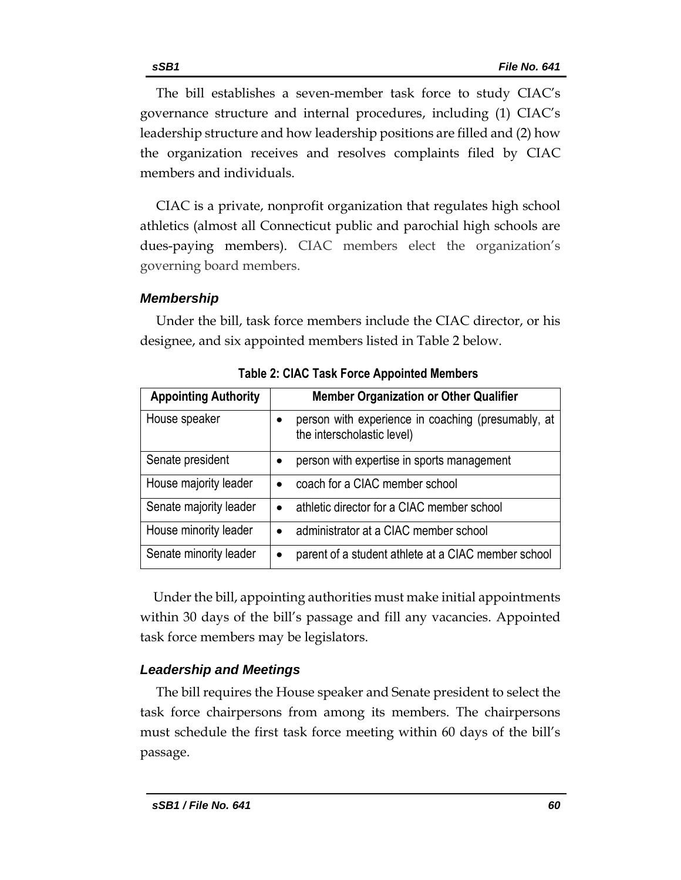The bill establishes a seven-member task force to study CIAC's governance structure and internal procedures, including (1) CIAC's leadership structure and how leadership positions are filled and (2) how the organization receives and resolves complaints filed by CIAC members and individuals.

CIAC is a private, nonprofit organization that regulates high school athletics (almost all Connecticut public and parochial high schools are dues-paying members). CIAC members elect the organization's governing board members.

### *Membership*

Under the bill, task force members include the CIAC director, or his designee, and six appointed members listed in Table 2 below.

**Table 2: CIAC Task Force Appointed Members**

| Appointing Authority | Member Organization or Other Qualifier |
| --- | --- |
| House speaker | • person with experience in coaching (presumably, at the interscholastic level) |
| Senate president | • person with expertise in sports management |
| House majority leader | • coach for a CIAC member school |
| Senate majority leader | • athletic director for a CIAC member school |
| House minority leader | • administrator at a CIAC member school |
| Senate minority leader | • parent of a student athlete at a CIAC member school |

Under the bill, appointing authorities must make initial appointments within 30 days of the bill's passage and fill any vacancies. Appointed task force members may be legislators.

### *Leadership and Meetings*

The bill requires the House speaker and Senate president to select the task force chairpersons from among its members. The chairpersons must schedule the first task force meeting within 60 days of the bill's passage.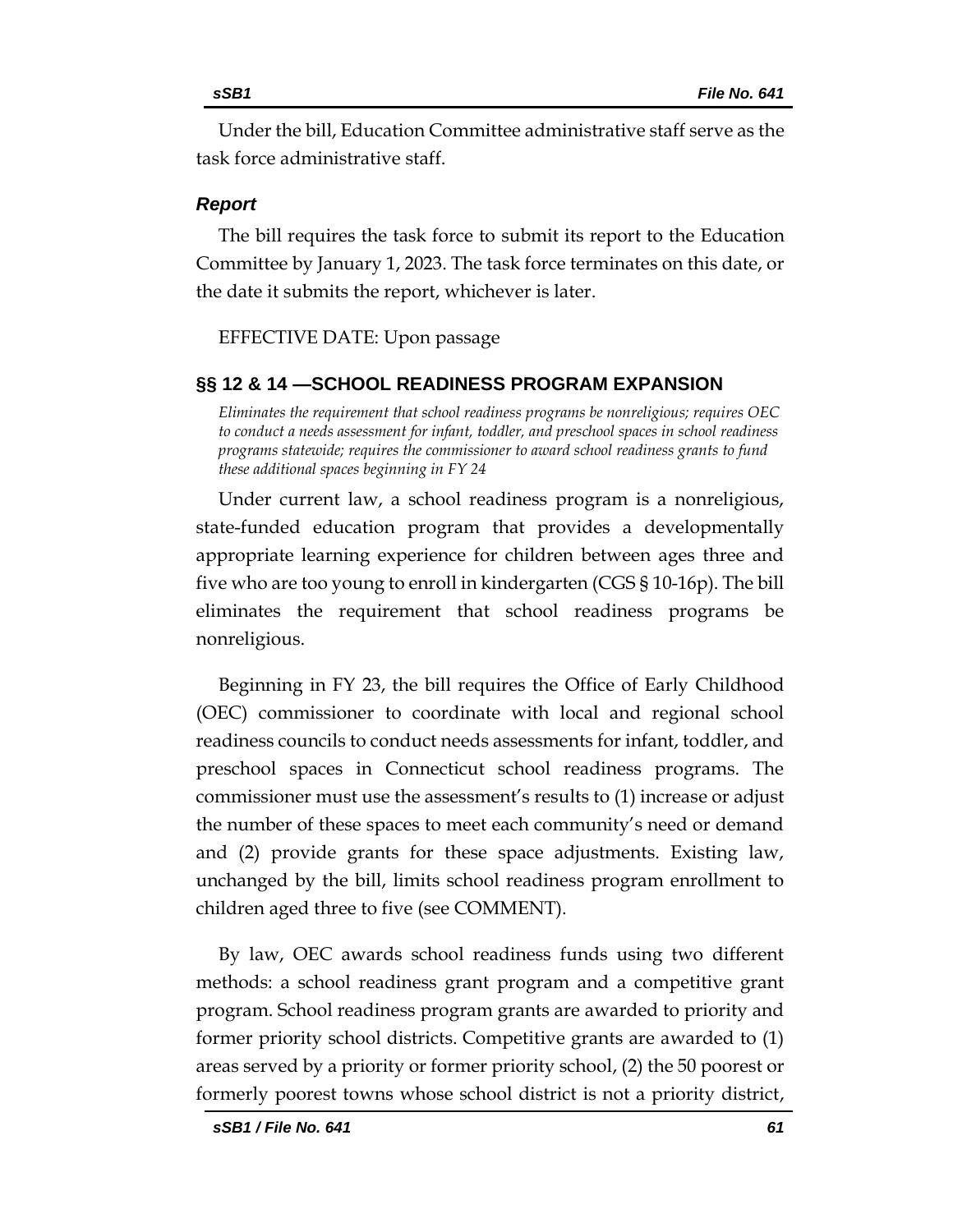Under the bill, Education Committee administrative staff serve as the task force administrative staff.

### *Report*

The bill requires the task force to submit its report to the Education Committee by January 1, 2023. The task force terminates on this date, or the date it submits the report, whichever is later.

EFFECTIVE DATE: Upon passage

## §§ 12 & 14 —SCHOOL READINESS PROGRAM EXPANSION

*Eliminates the requirement that school readiness programs be nonreligious; requires OEC to conduct a needs assessment for infant, toddler, and preschool spaces in school readiness programs statewide; requires the commissioner to award school readiness grants to fund these additional spaces beginning in FY 24*

Under current law, a school readiness program is a nonreligious, state-funded education program that provides a developmentally appropriate learning experience for children between ages three and five who are too young to enroll in kindergarten (CGS § 10-16p). The bill eliminates the requirement that school readiness programs be nonreligious.

Beginning in FY 23, the bill requires the Office of Early Childhood (OEC) commissioner to coordinate with local and regional school readiness councils to conduct needs assessments for infant, toddler, and preschool spaces in Connecticut school readiness programs. The commissioner must use the assessment's results to (1) increase or adjust the number of these spaces to meet each community's need or demand and (2) provide grants for these space adjustments. Existing law, unchanged by the bill, limits school readiness program enrollment to children aged three to five (see COMMENT).

By law, OEC awards school readiness funds using two different methods: a school readiness grant program and a competitive grant program. School readiness program grants are awarded to priority and former priority school districts. Competitive grants are awarded to (1) areas served by a priority or former priority school, (2) the 50 poorest or formerly poorest towns whose school district is not a priority district,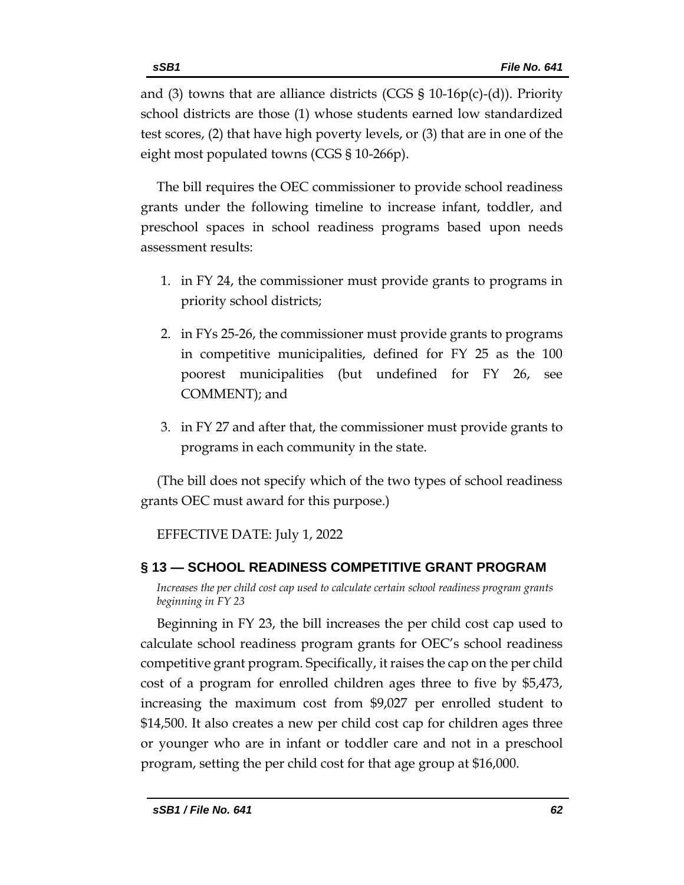and (3) towns that are alliance districts (CGS § 10-16p(c)-(d)). Priority school districts are those (1) whose students earned low standardized test scores, (2) that have high poverty levels, or (3) that are in one of the eight most populated towns (CGS § 10-266p).

The bill requires the OEC commissioner to provide school readiness grants under the following timeline to increase infant, toddler, and preschool spaces in school readiness programs based upon needs assessment results:

1. in FY 24, the commissioner must provide grants to programs in priority school districts;
2. in FYs 25-26, the commissioner must provide grants to programs in competitive municipalities, defined for FY 25 as the 100 poorest municipalities (but undefined for FY 26, see COMMENT); and
3. in FY 27 and after that, the commissioner must provide grants to programs in each community in the state.

(The bill does not specify which of the two types of school readiness grants OEC must award for this purpose.)

EFFECTIVE DATE: July 1, 2022

## § 13 — SCHOOL READINESS COMPETITIVE GRANT PROGRAM

*Increases the per child cost cap used to calculate certain school readiness program grants beginning in FY 23*

Beginning in FY 23, the bill increases the per child cost cap used to calculate school readiness program grants for OEC's school readiness competitive grant program. Specifically, it raises the cap on the per child cost of a program for enrolled children ages three to five by $5,473, increasing the maximum cost from $9,027 per enrolled student to $14,500. It also creates a new per child cost cap for children ages three or younger who are in infant or toddler care and not in a preschool program, setting the per child cost for that age group at $16,000.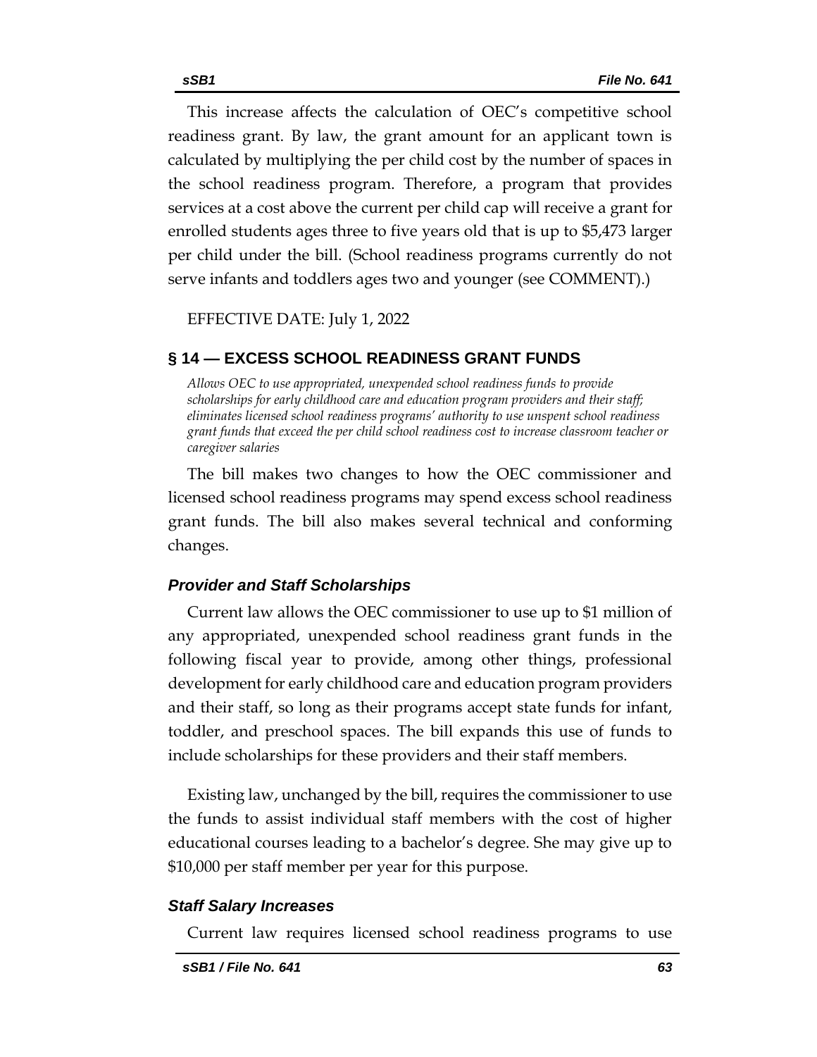This increase affects the calculation of OEC's competitive school readiness grant. By law, the grant amount for an applicant town is calculated by multiplying the per child cost by the number of spaces in the school readiness program. Therefore, a program that provides services at a cost above the current per child cap will receive a grant for enrolled students ages three to five years old that is up to $5,473 larger per child under the bill. (School readiness programs currently do not serve infants and toddlers ages two and younger (see COMMENT).)

EFFECTIVE DATE: July 1, 2022

## § 14 — EXCESS SCHOOL READINESS GRANT FUNDS

*Allows OEC to use appropriated, unexpended school readiness funds to provide scholarships for early childhood care and education program providers and their staff; eliminates licensed school readiness programs' authority to use unspent school readiness grant funds that exceed the per child school readiness cost to increase classroom teacher or caregiver salaries*

The bill makes two changes to how the OEC commissioner and licensed school readiness programs may spend excess school readiness grant funds. The bill also makes several technical and conforming changes.

### *Provider and Staff Scholarships*

Current law allows the OEC commissioner to use up to $1 million of any appropriated, unexpended school readiness grant funds in the following fiscal year to provide, among other things, professional development for early childhood care and education program providers and their staff, so long as their programs accept state funds for infant, toddler, and preschool spaces. The bill expands this use of funds to include scholarships for these providers and their staff members.

Existing law, unchanged by the bill, requires the commissioner to use the funds to assist individual staff members with the cost of higher educational courses leading to a bachelor's degree. She may give up to $10,000 per staff member per year for this purpose.

### *Staff Salary Increases*

Current law requires licensed school readiness programs to use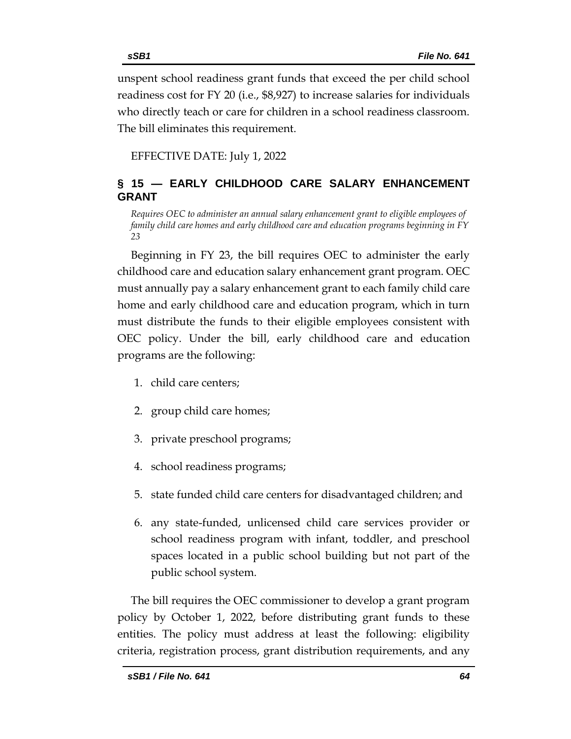unspent school readiness grant funds that exceed the per child school readiness cost for FY 20 (i.e., $8,927) to increase salaries for individuals who directly teach or care for children in a school readiness classroom. The bill eliminates this requirement.

EFFECTIVE DATE: July 1, 2022

## § 15 — EARLY CHILDHOOD CARE SALARY ENHANCEMENT GRANT

*Requires OEC to administer an annual salary enhancement grant to eligible employees of family child care homes and early childhood care and education programs beginning in FY 23*

Beginning in FY 23, the bill requires OEC to administer the early childhood care and education salary enhancement grant program. OEC must annually pay a salary enhancement grant to each family child care home and early childhood care and education program, which in turn must distribute the funds to their eligible employees consistent with OEC policy. Under the bill, early childhood care and education programs are the following:

1. child care centers;
2. group child care homes;
3. private preschool programs;
4. school readiness programs;
5. state funded child care centers for disadvantaged children; and
6. any state-funded, unlicensed child care services provider or school readiness program with infant, toddler, and preschool spaces located in a public school building but not part of the public school system.

The bill requires the OEC commissioner to develop a grant program policy by October 1, 2022, before distributing grant funds to these entities. The policy must address at least the following: eligibility criteria, registration process, grant distribution requirements, and any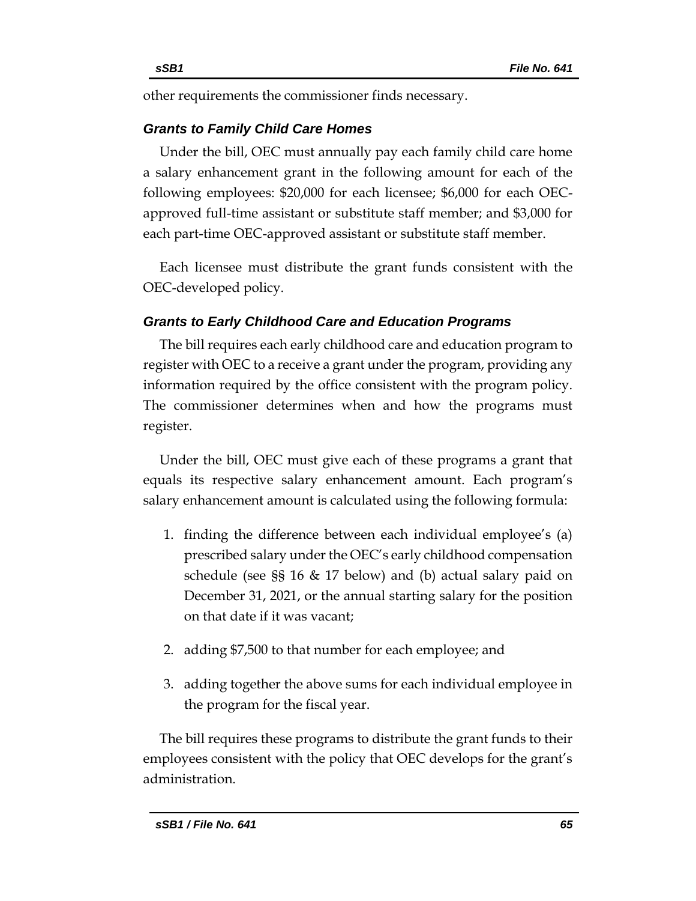other requirements the commissioner finds necessary.

### *Grants to Family Child Care Homes*

Under the bill, OEC must annually pay each family child care home a salary enhancement grant in the following amount for each of the following employees: $20,000 for each licensee; $6,000 for each OEC-approved full-time assistant or substitute staff member; and $3,000 for each part-time OEC-approved assistant or substitute staff member.

Each licensee must distribute the grant funds consistent with the OEC-developed policy.

### *Grants to Early Childhood Care and Education Programs*

The bill requires each early childhood care and education program to register with OEC to a receive a grant under the program, providing any information required by the office consistent with the program policy. The commissioner determines when and how the programs must register.

Under the bill, OEC must give each of these programs a grant that equals its respective salary enhancement amount. Each program's salary enhancement amount is calculated using the following formula:

1. finding the difference between each individual employee's (a) prescribed salary under the OEC's early childhood compensation schedule (see §§ 16 & 17 below) and (b) actual salary paid on December 31, 2021, or the annual starting salary for the position on that date if it was vacant;
2. adding $7,500 to that number for each employee; and
3. adding together the above sums for each individual employee in the program for the fiscal year.

The bill requires these programs to distribute the grant funds to their employees consistent with the policy that OEC develops for the grant's administration.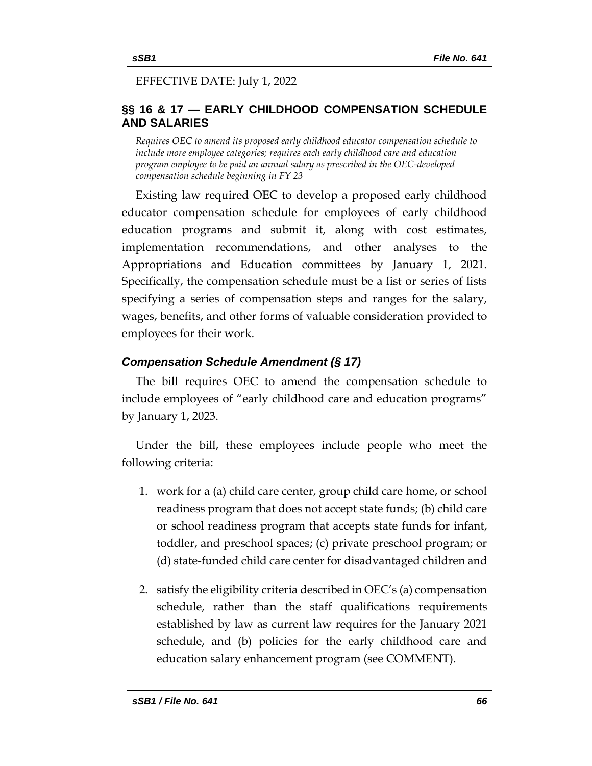EFFECTIVE DATE: July 1, 2022

## §§ 16 & 17 — EARLY CHILDHOOD COMPENSATION SCHEDULE AND SALARIES

*Requires OEC to amend its proposed early childhood educator compensation schedule to include more employee categories; requires each early childhood care and education program employee to be paid an annual salary as prescribed in the OEC-developed compensation schedule beginning in FY 23*

Existing law required OEC to develop a proposed early childhood educator compensation schedule for employees of early childhood education programs and submit it, along with cost estimates, implementation recommendations, and other analyses to the Appropriations and Education committees by January 1, 2021. Specifically, the compensation schedule must be a list or series of lists specifying a series of compensation steps and ranges for the salary, wages, benefits, and other forms of valuable consideration provided to employees for their work.

### *Compensation Schedule Amendment (§ 17)*

The bill requires OEC to amend the compensation schedule to include employees of "early childhood care and education programs" by January 1, 2023.

Under the bill, these employees include people who meet the following criteria:

1. work for a (a) child care center, group child care home, or school readiness program that does not accept state funds; (b) child care or school readiness program that accepts state funds for infant, toddler, and preschool spaces; (c) private preschool program; or (d) state-funded child care center for disadvantaged children and
2. satisfy the eligibility criteria described in OEC's (a) compensation schedule, rather than the staff qualifications requirements established by law as current law requires for the January 2021 schedule, and (b) policies for the early childhood care and education salary enhancement program (see COMMENT).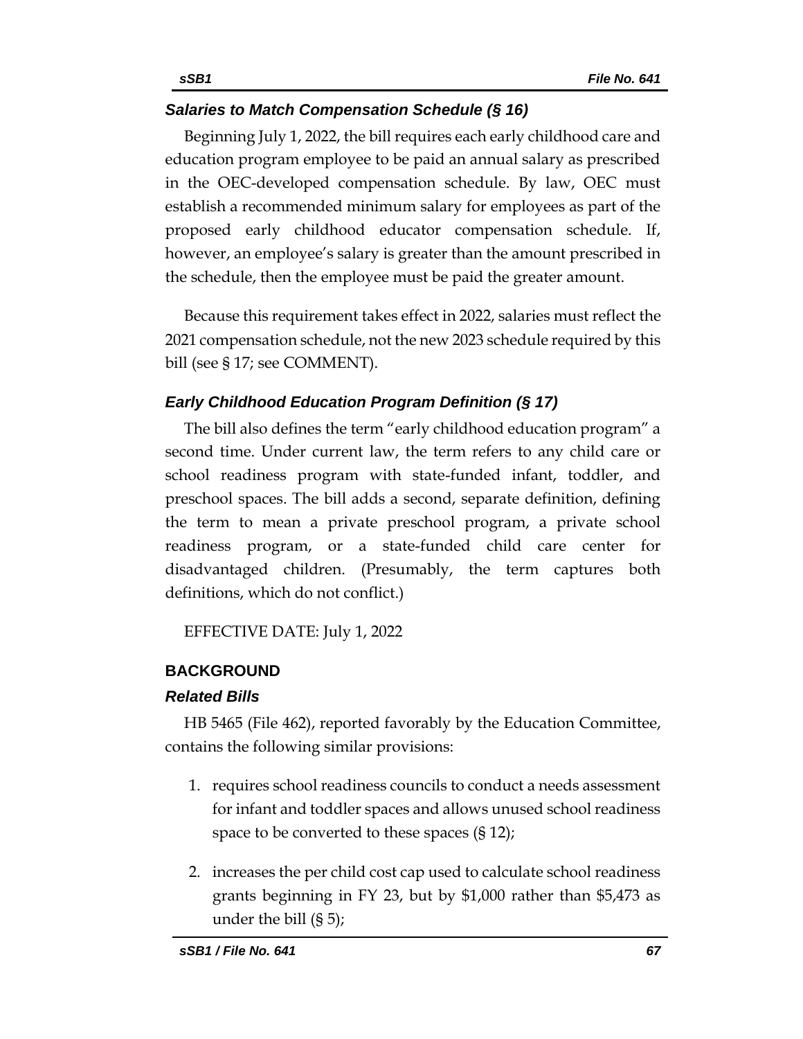### *Salaries to Match Compensation Schedule (§ 16)*

Beginning July 1, 2022, the bill requires each early childhood care and education program employee to be paid an annual salary as prescribed in the OEC-developed compensation schedule. By law, OEC must establish a recommended minimum salary for employees as part of the proposed early childhood educator compensation schedule. If, however, an employee's salary is greater than the amount prescribed in the schedule, then the employee must be paid the greater amount.

Because this requirement takes effect in 2022, salaries must reflect the 2021 compensation schedule, not the new 2023 schedule required by this bill (see § 17; see COMMENT).

### *Early Childhood Education Program Definition (§ 17)*

The bill also defines the term "early childhood education program" a second time. Under current law, the term refers to any child care or school readiness program with state-funded infant, toddler, and preschool spaces. The bill adds a second, separate definition, defining the term to mean a private preschool program, a private school readiness program, or a state-funded child care center for disadvantaged children. (Presumably, the term captures both definitions, which do not conflict.)

EFFECTIVE DATE: July 1, 2022

## BACKGROUND

### *Related Bills*

HB 5465 (File 462), reported favorably by the Education Committee, contains the following similar provisions:

1. requires school readiness councils to conduct a needs assessment for infant and toddler spaces and allows unused school readiness space to be converted to these spaces (§ 12);

2. increases the per child cost cap used to calculate school readiness grants beginning in FY 23, but by $1,000 rather than $5,473 as under the bill (§ 5);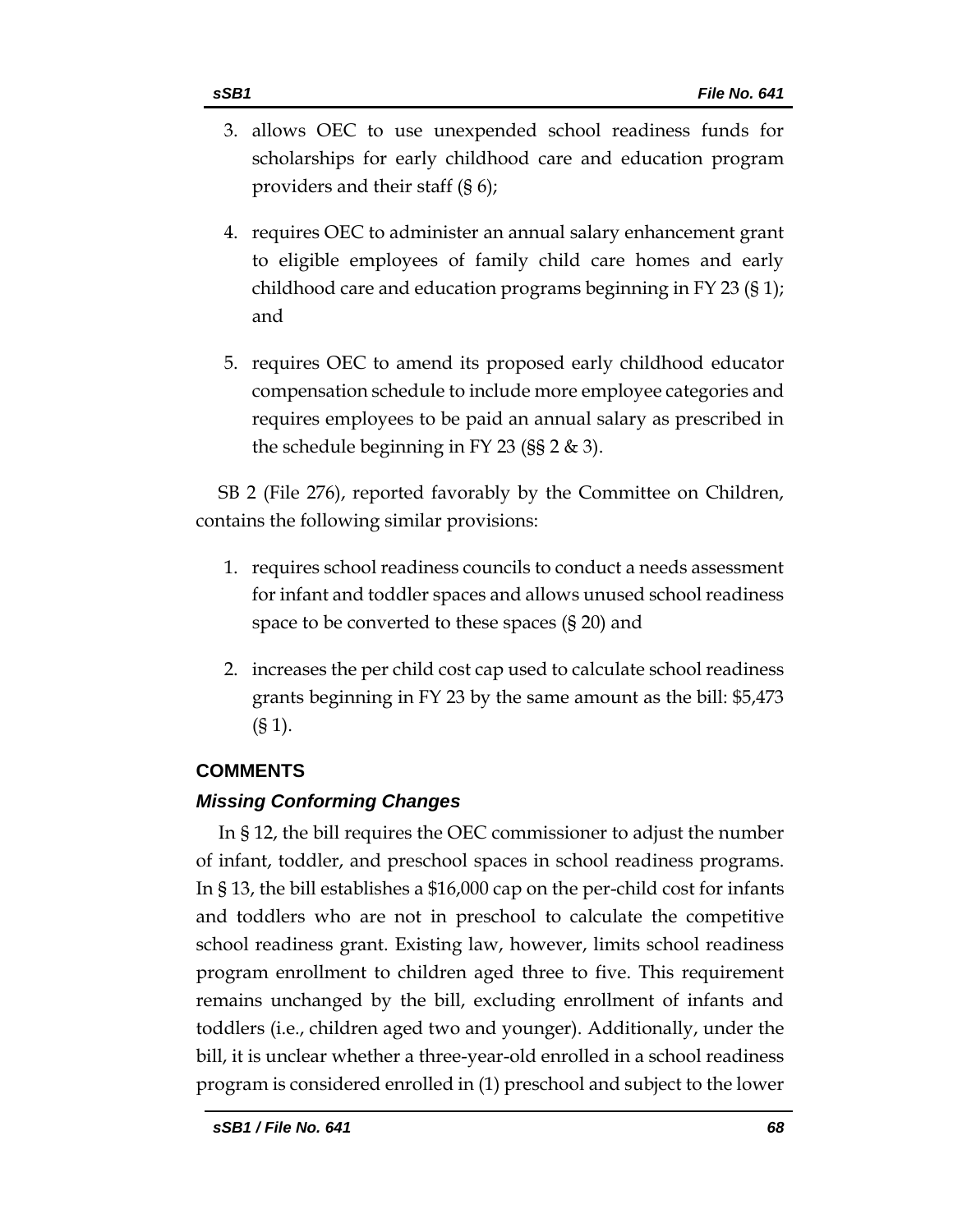3. allows OEC to use unexpended school readiness funds for scholarships for early childhood care and education program providers and their staff (§ 6);

4. requires OEC to administer an annual salary enhancement grant to eligible employees of family child care homes and early childhood care and education programs beginning in FY 23 (§ 1); and

5. requires OEC to amend its proposed early childhood educator compensation schedule to include more employee categories and requires employees to be paid an annual salary as prescribed in the schedule beginning in FY 23 (§§ 2 & 3).

SB 2 (File 276), reported favorably by the Committee on Children, contains the following similar provisions:

1. requires school readiness councils to conduct a needs assessment for infant and toddler spaces and allows unused school readiness space to be converted to these spaces (§ 20) and

2. increases the per child cost cap used to calculate school readiness grants beginning in FY 23 by the same amount as the bill: $5,473 (§ 1).

## COMMENTS

### *Missing Conforming Changes*

In § 12, the bill requires the OEC commissioner to adjust the number of infant, toddler, and preschool spaces in school readiness programs. In § 13, the bill establishes a $16,000 cap on the per-child cost for infants and toddlers who are not in preschool to calculate the competitive school readiness grant. Existing law, however, limits school readiness program enrollment to children aged three to five. This requirement remains unchanged by the bill, excluding enrollment of infants and toddlers (i.e., children aged two and younger). Additionally, under the bill, it is unclear whether a three-year-old enrolled in a school readiness program is considered enrolled in (1) preschool and subject to the lower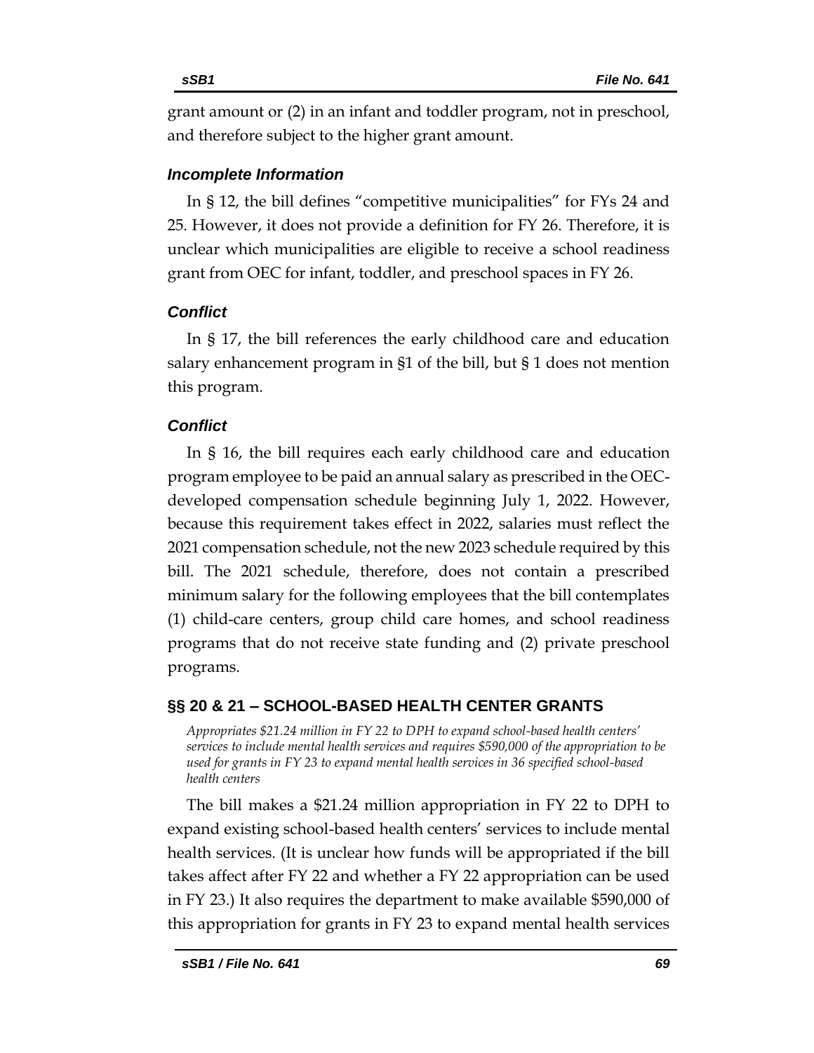grant amount or (2) in an infant and toddler program, not in preschool, and therefore subject to the higher grant amount.

### *Incomplete Information*

In § 12, the bill defines "competitive municipalities" for FYs 24 and 25. However, it does not provide a definition for FY 26. Therefore, it is unclear which municipalities are eligible to receive a school readiness grant from OEC for infant, toddler, and preschool spaces in FY 26.

### *Conflict*

In § 17, the bill references the early childhood care and education salary enhancement program in §1 of the bill, but § 1 does not mention this program.

### *Conflict*

In § 16, the bill requires each early childhood care and education program employee to be paid an annual salary as prescribed in the OEC-developed compensation schedule beginning July 1, 2022. However, because this requirement takes effect in 2022, salaries must reflect the 2021 compensation schedule, not the new 2023 schedule required by this bill. The 2021 schedule, therefore, does not contain a prescribed minimum salary for the following employees that the bill contemplates (1) child-care centers, group child care homes, and school readiness programs that do not receive state funding and (2) private preschool programs.

## §§ 20 & 21 – SCHOOL-BASED HEALTH CENTER GRANTS

*Appropriates $21.24 million in FY 22 to DPH to expand school-based health centers' services to include mental health services and requires $590,000 of the appropriation to be used for grants in FY 23 to expand mental health services in 36 specified school-based health centers*

The bill makes a $21.24 million appropriation in FY 22 to DPH to expand existing school-based health centers' services to include mental health services. (It is unclear how funds will be appropriated if the bill takes affect after FY 22 and whether a FY 22 appropriation can be used in FY 23.) It also requires the department to make available $590,000 of this appropriation for grants in FY 23 to expand mental health services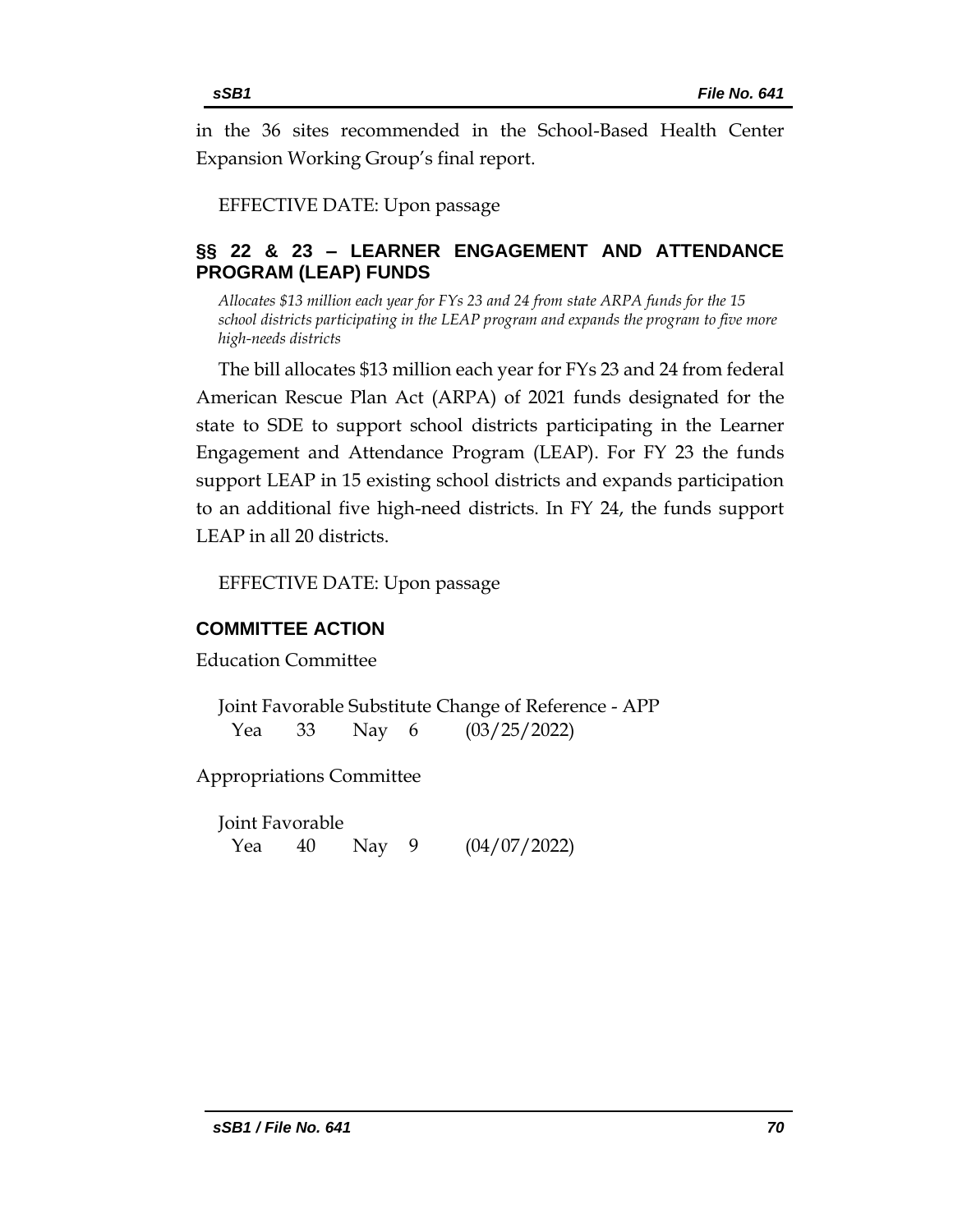in the 36 sites recommended in the School-Based Health Center Expansion Working Group's final report.

EFFECTIVE DATE: Upon passage

## §§ 22 & 23 – LEARNER ENGAGEMENT AND ATTENDANCE PROGRAM (LEAP) FUNDS

*Allocates $13 million each year for FYs 23 and 24 from state ARPA funds for the 15 school districts participating in the LEAP program and expands the program to five more high-needs districts*

The bill allocates $13 million each year for FYs 23 and 24 from federal American Rescue Plan Act (ARPA) of 2021 funds designated for the state to SDE to support school districts participating in the Learner Engagement and Attendance Program (LEAP). For FY 23 the funds support LEAP in 15 existing school districts and expands participation to an additional five high-need districts. In FY 24, the funds support LEAP in all 20 districts.

EFFECTIVE DATE: Upon passage

## COMMITTEE ACTION

Education Committee

Joint Favorable Substitute Change of Reference - APP

| | | | | |
|---|---|---|---|---|
| Yea | 33 | Nay | 6 | (03/25/2022) |

Appropriations Committee

Joint Favorable

| | | | | |
|---|---|---|---|---|
| Yea | 40 | Nay | 9 | (04/07/2022) |